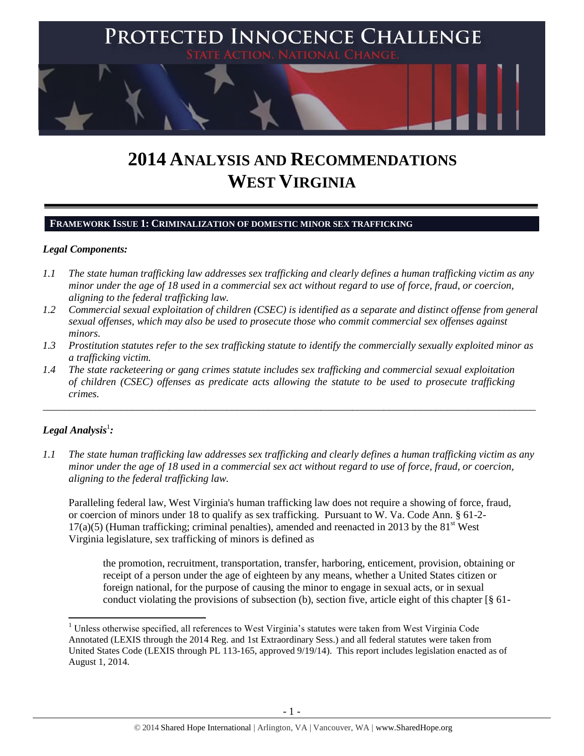# PROTECTED INNOCENCE CHALLENGE

STATE ACTION. NATIONAL CHANGE.

# 2014 ANALYSIS AND RECOMMENDATIONS WEST VIRGINIA

## FRAMEWORK ISSUE 1: CRIMINALIZATION OF DOMESTIC MINOR SEX TRAFFICKING

### *Legal Components:*

*1.1 The state human trafficking law addresses sex trafficking and clearly defines a human trafficking victim as any minor under the age of 18 used in a commercial sex act without regard to use of force, fraud, or coercion, aligning to the federal trafficking law.*

*1.2 Commercial sexual exploitation of children (CSEC) is identified as a separate and distinct offense from general sexual offenses, which may also be used to prosecute those who commit commercial sex offenses against minors.*

*1.3 Prostitution statutes refer to the sex trafficking statute to identify the commercially sexually exploited minor as a trafficking victim.*

*1.4 The state racketeering or gang crimes statute includes sex trafficking and commercial sexual exploitation of children (CSEC) offenses as predicate acts allowing the statute to be used to prosecute trafficking crimes.*

---

### *Legal Analysis*[1]*:*

*1.1 The state human trafficking law addresses sex trafficking and clearly defines a human trafficking victim as any minor under the age of 18 used in a commercial sex act without regard to use of force, fraud, or coercion, aligning to the federal trafficking law.*

Paralleling federal law, West Virginia's human trafficking law does not require a showing of force, fraud, or coercion of minors under 18 to qualify as sex trafficking. Pursuant to W. Va. Code Ann. § 61-2-17(a)(5) (Human trafficking; criminal penalties), amended and reenacted in 2013 by the 81[st] West Virginia legislature, sex trafficking of minors is defined as

> the promotion, recruitment, transportation, transfer, harboring, enticement, provision, obtaining or receipt of a person under the age of eighteen by any means, whether a United States citizen or foreign national, for the purpose of causing the minor to engage in sexual acts, or in sexual conduct violating the provisions of subsection (b), section five, article eight of this chapter [§ 61-

---

[1] Unless otherwise specified, all references to West Virginia's statutes were taken from West Virginia Code Annotated (LEXIS through the 2014 Reg. and 1st Extraordinary Sess.) and all federal statutes were taken from United States Code (LEXIS through PL 113-165, approved 9/19/14). This report includes legislation enacted as of August 1, 2014.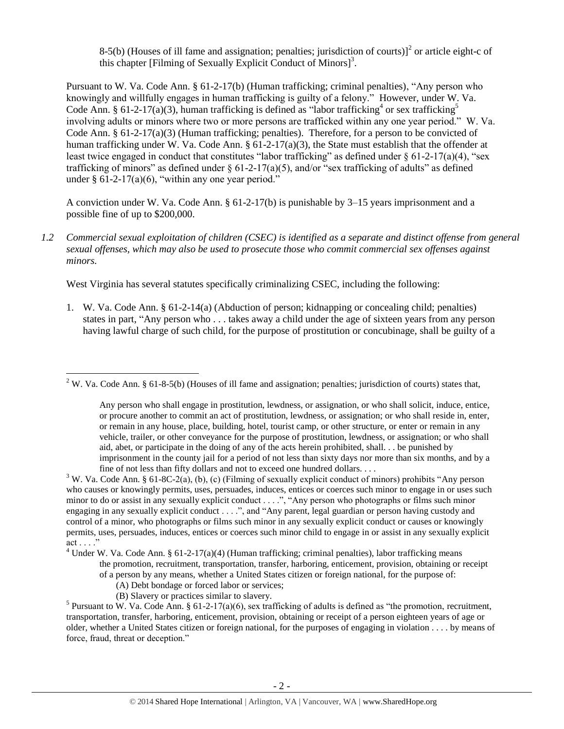8-5(b) (Houses of ill fame and assignation; penalties; jurisdiction of courts)][2] or article eight-c of this chapter [Filming of Sexually Explicit Conduct of Minors][3].

Pursuant to W. Va. Code Ann. § 61-2-17(b) (Human trafficking; criminal penalties), "Any person who knowingly and willfully engages in human trafficking is guilty of a felony." However, under W. Va. Code Ann. § 61-2-17(a)(3), human trafficking is defined as "labor trafficking[4] or sex trafficking[5] involving adults or minors where two or more persons are trafficked within any one year period." W. Va. Code Ann. § 61-2-17(a)(3) (Human trafficking; penalties). Therefore, for a person to be convicted of human trafficking under W. Va. Code Ann. § 61-2-17(a)(3), the State must establish that the offender at least twice engaged in conduct that constitutes "labor trafficking" as defined under § 61-2-17(a)(4), "sex trafficking of minors" as defined under § 61-2-17(a)(5), and/or "sex trafficking of adults" as defined under § 61-2-17(a)(6), "within any one year period."

A conviction under W. Va. Code Ann. § 61-2-17(b) is punishable by 3–15 years imprisonment and a possible fine of up to $200,000.

*1.2 Commercial sexual exploitation of children (CSEC) is identified as a separate and distinct offense from general sexual offenses, which may also be used to prosecute those who commit commercial sex offenses against minors.*

West Virginia has several statutes specifically criminalizing CSEC, including the following:

1. W. Va. Code Ann. § 61-2-14(a) (Abduction of person; kidnapping or concealing child; penalties) states in part, "Any person who . . . takes away a child under the age of sixteen years from any person having lawful charge of such child, for the purpose of prostitution or concubinage, shall be guilty of a

---

[2] W. Va. Code Ann. § 61-8-5(b) (Houses of ill fame and assignation; penalties; jurisdiction of courts) states that,

> Any person who shall engage in prostitution, lewdness, or assignation, or who shall solicit, induce, entice, or procure another to commit an act of prostitution, lewdness, or assignation; or who shall reside in, enter, or remain in any house, place, building, hotel, tourist camp, or other structure, or enter or remain in any vehicle, trailer, or other conveyance for the purpose of prostitution, lewdness, or assignation; or who shall aid, abet, or participate in the doing of any of the acts herein prohibited, shall. . . be punished by imprisonment in the county jail for a period of not less than sixty days nor more than six months, and by a fine of not less than fifty dollars and not to exceed one hundred dollars. . . .

[3] W. Va. Code Ann. § 61-8C-2(a), (b), (c) (Filming of sexually explicit conduct of minors) prohibits "Any person who causes or knowingly permits, uses, persuades, induces, entices or coerces such minor to engage in or uses such minor to do or assist in any sexually explicit conduct . . . .", "Any person who photographs or films such minor engaging in any sexually explicit conduct . . . .", and "Any parent, legal guardian or person having custody and control of a minor, who photographs or films such minor in any sexually explicit conduct or causes or knowingly permits, uses, persuades, induces, entices or coerces such minor child to engage in or assist in any sexually explicit act . . . ."

[4] Under W. Va. Code Ann. § 61-2-17(a)(4) (Human trafficking; criminal penalties), labor trafficking means

> the promotion, recruitment, transportation, transfer, harboring, enticement, provision, obtaining or receipt of a person by any means, whether a United States citizen or foreign national, for the purpose of:
>
> (A) Debt bondage or forced labor or services;
>
> (B) Slavery or practices similar to slavery.

[5] Pursuant to W. Va. Code Ann. § 61-2-17(a)(6), sex trafficking of adults is defined as "the promotion, recruitment, transportation, transfer, harboring, enticement, provision, obtaining or receipt of a person eighteen years of age or older, whether a United States citizen or foreign national, for the purposes of engaging in violation . . . . by means of force, fraud, threat or deception."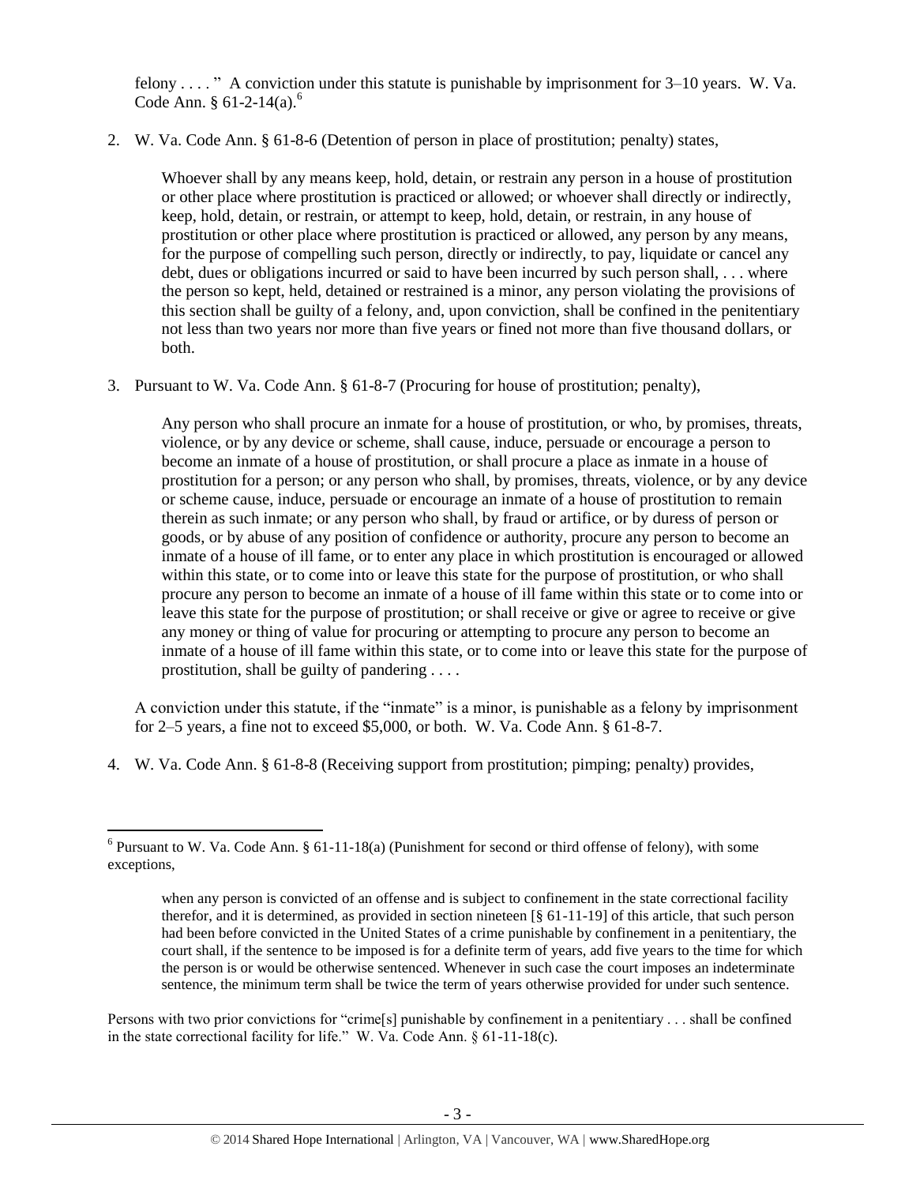felony . . . . " A conviction under this statute is punishable by imprisonment for 3–10 years. W. Va. Code Ann. § 61-2-14(a).[6]

2. W. Va. Code Ann. § 61-8-6 (Detention of person in place of prostitution; penalty) states,

> Whoever shall by any means keep, hold, detain, or restrain any person in a house of prostitution or other place where prostitution is practiced or allowed; or whoever shall directly or indirectly, keep, hold, detain, or restrain, or attempt to keep, hold, detain, or restrain, in any house of prostitution or other place where prostitution is practiced or allowed, any person by any means, for the purpose of compelling such person, directly or indirectly, to pay, liquidate or cancel any debt, dues or obligations incurred or said to have been incurred by such person shall, . . . where the person so kept, held, detained or restrained is a minor, any person violating the provisions of this section shall be guilty of a felony, and, upon conviction, shall be confined in the penitentiary not less than two years nor more than five years or fined not more than five thousand dollars, or both.

3. Pursuant to W. Va. Code Ann. § 61-8-7 (Procuring for house of prostitution; penalty),

> Any person who shall procure an inmate for a house of prostitution, or who, by promises, threats, violence, or by any device or scheme, shall cause, induce, persuade or encourage a person to become an inmate of a house of prostitution, or shall procure a place as inmate in a house of prostitution for a person; or any person who shall, by promises, threats, violence, or by any device or scheme cause, induce, persuade or encourage an inmate of a house of prostitution to remain therein as such inmate; or any person who shall, by fraud or artifice, or by duress of person or goods, or by abuse of any position of confidence or authority, procure any person to become an inmate of a house of ill fame, or to enter any place in which prostitution is encouraged or allowed within this state, or to come into or leave this state for the purpose of prostitution, or who shall procure any person to become an inmate of a house of ill fame within this state or to come into or leave this state for the purpose of prostitution; or shall receive or give or agree to receive or give any money or thing of value for procuring or attempting to procure any person to become an inmate of a house of ill fame within this state, or to come into or leave this state for the purpose of prostitution, shall be guilty of pandering . . . .

A conviction under this statute, if the "inmate" is a minor, is punishable as a felony by imprisonment for 2–5 years, a fine not to exceed $5,000, or both. W. Va. Code Ann. § 61-8-7.

4. W. Va. Code Ann. § 61-8-8 (Receiving support from prostitution; pimping; penalty) provides,

---

[6] Pursuant to W. Va. Code Ann. § 61-11-18(a) (Punishment for second or third offense of felony), with some exceptions,

> when any person is convicted of an offense and is subject to confinement in the state correctional facility therefor, and it is determined, as provided in section nineteen [§ 61-11-19] of this article, that such person had been before convicted in the United States of a crime punishable by confinement in a penitentiary, the court shall, if the sentence to be imposed is for a definite term of years, add five years to the time for which the person is or would be otherwise sentenced. Whenever in such case the court imposes an indeterminate sentence, the minimum term shall be twice the term of years otherwise provided for under such sentence.

Persons with two prior convictions for "crime[s] punishable by confinement in a penitentiary . . . shall be confined in the state correctional facility for life." W. Va. Code Ann. § 61-11-18(c).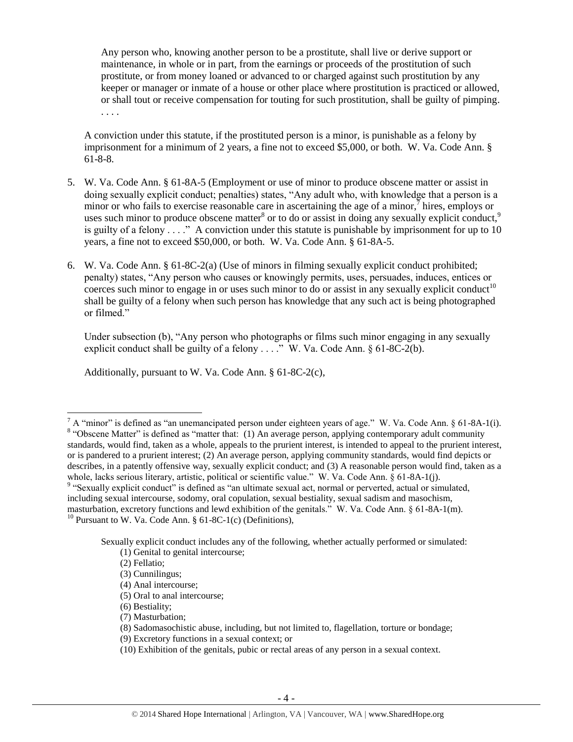> Any person who, knowing another person to be a prostitute, shall live or derive support or maintenance, in whole or in part, from the earnings or proceeds of the prostitution of such prostitute, or from money loaned or advanced to or charged against such prostitution by any keeper or manager or inmate of a house or other place where prostitution is practiced or allowed, or shall tout or receive compensation for touting for such prostitution, shall be guilty of pimping. . . . .

A conviction under this statute, if the prostituted person is a minor, is punishable as a felony by imprisonment for a minimum of 2 years, a fine not to exceed $5,000, or both. W. Va. Code Ann. § 61-8-8.

5. W. Va. Code Ann. § 61-8A-5 (Employment or use of minor to produce obscene matter or assist in doing sexually explicit conduct; penalties) states, "Any adult who, with knowledge that a person is a minor or who fails to exercise reasonable care in ascertaining the age of a minor,[7] hires, employs or uses such minor to produce obscene matter[8] or to do or assist in doing any sexually explicit conduct,[9] is guilty of a felony . . . ." A conviction under this statute is punishable by imprisonment for up to 10 years, a fine not to exceed $50,000, or both. W. Va. Code Ann. § 61-8A-5.

6. W. Va. Code Ann. § 61-8C-2(a) (Use of minors in filming sexually explicit conduct prohibited; penalty) states, "Any person who causes or knowingly permits, uses, persuades, induces, entices or coerces such minor to engage in or uses such minor to do or assist in any sexually explicit conduct[10] shall be guilty of a felony when such person has knowledge that any such act is being photographed or filmed."

   Under subsection (b), "Any person who photographs or films such minor engaging in any sexually explicit conduct shall be guilty of a felony . . . ." W. Va. Code Ann. § 61-8C-2(b).

   Additionally, pursuant to W. Va. Code Ann. § 61-8C-2(c),

---

[7] A "minor" is defined as "an unemancipated person under eighteen years of age." W. Va. Code Ann. § 61-8A-1(i).

[8] "Obscene Matter" is defined as "matter that: (1) An average person, applying contemporary adult community standards, would find, taken as a whole, appeals to the prurient interest, is intended to appeal to the prurient interest, or is pandered to a prurient interest; (2) An average person, applying community standards, would find depicts or describes, in a patently offensive way, sexually explicit conduct; and (3) A reasonable person would find, taken as a whole, lacks serious literary, artistic, political or scientific value." W. Va. Code Ann. § 61-8A-1(j).

[9] "Sexually explicit conduct" is defined as "an ultimate sexual act, normal or perverted, actual or simulated, including sexual intercourse, sodomy, oral copulation, sexual bestiality, sexual sadism and masochism, masturbation, excretory functions and lewd exhibition of the genitals." W. Va. Code Ann. § 61-8A-1(m).

[10] Pursuant to W. Va. Code Ann. § 61-8C-1(c) (Definitions),

> Sexually explicit conduct includes any of the following, whether actually performed or simulated:
> (1) Genital to genital intercourse;
> (2) Fellatio;
> (3) Cunnilingus;
> (4) Anal intercourse;
> (5) Oral to anal intercourse;
> (6) Bestiality;
> (7) Masturbation;
> (8) Sadomasochistic abuse, including, but not limited to, flagellation, torture or bondage;
> (9) Excretory functions in a sexual context; or
> (10) Exhibition of the genitals, pubic or rectal areas of any person in a sexual context.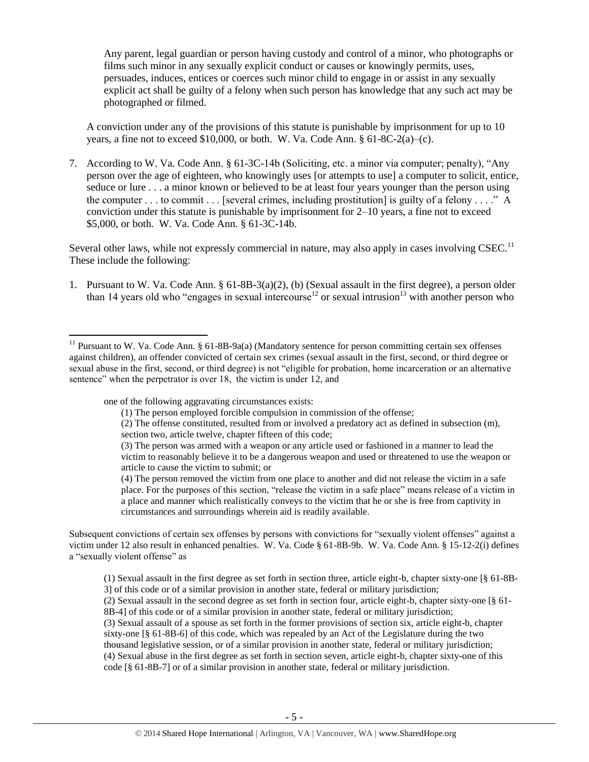> Any parent, legal guardian or person having custody and control of a minor, who photographs or films such minor in any sexually explicit conduct or causes or knowingly permits, uses, persuades, induces, entices or coerces such minor child to engage in or assist in any sexually explicit act shall be guilty of a felony when such person has knowledge that any such act may be photographed or filmed.

A conviction under any of the provisions of this statute is punishable by imprisonment for up to 10 years, a fine not to exceed $10,000, or both. W. Va. Code Ann. § 61-8C-2(a)–(c).

7. According to W. Va. Code Ann. § 61-3C-14b (Soliciting, etc. a minor via computer; penalty), "Any person over the age of eighteen, who knowingly uses [or attempts to use] a computer to solicit, entice, seduce or lure . . . a minor known or believed to be at least four years younger than the person using the computer . . . to commit . . . [several crimes, including prostitution] is guilty of a felony . . . ." A conviction under this statute is punishable by imprisonment for 2–10 years, a fine not to exceed $5,000, or both. W. Va. Code Ann. § 61-3C-14b.

Several other laws, while not expressly commercial in nature, may also apply in cases involving CSEC.[11] These include the following:

1. Pursuant to W. Va. Code Ann. § 61-8B-3(a)(2), (b) (Sexual assault in the first degree), a person older than 14 years old who "engages in sexual intercourse[12] or sexual intrusion[13] with another person who

---

[11] Pursuant to W. Va. Code Ann. § 61-8B-9a(a) (Mandatory sentence for person committing certain sex offenses against children), an offender convicted of certain sex crimes (sexual assault in the first, second, or third degree or sexual abuse in the first, second, or third degree) is not "eligible for probation, home incarceration or an alternative sentence" when the perpetrator is over 18, the victim is under 12, and

> one of the following aggravating circumstances exists:
>
> (1) The person employed forcible compulsion in commission of the offense;
>
> (2) The offense constituted, resulted from or involved a predatory act as defined in subsection (m), section two, article twelve, chapter fifteen of this code;
>
> (3) The person was armed with a weapon or any article used or fashioned in a manner to lead the victim to reasonably believe it to be a dangerous weapon and used or threatened to use the weapon or article to cause the victim to submit; or
>
> (4) The person removed the victim from one place to another and did not release the victim in a safe place. For the purposes of this section, "release the victim in a safe place" means release of a victim in a place and manner which realistically conveys to the victim that he or she is free from captivity in circumstances and surroundings wherein aid is readily available.

Subsequent convictions of certain sex offenses by persons with convictions for "sexually violent offenses" against a victim under 12 also result in enhanced penalties. W. Va. Code § 61-8B-9b. W. Va. Code Ann. § 15-12-2(i) defines a "sexually violent offense" as

> (1) Sexual assault in the first degree as set forth in section three, article eight-b, chapter sixty-one [§ 61-8B-3] of this code or of a similar provision in another state, federal or military jurisdiction;
>
> (2) Sexual assault in the second degree as set forth in section four, article eight-b, chapter sixty-one [§ 61-8B-4] of this code or of a similar provision in another state, federal or military jurisdiction;
>
> (3) Sexual assault of a spouse as set forth in the former provisions of section six, article eight-b, chapter sixty-one [§ 61-8B-6] of this code, which was repealed by an Act of the Legislature during the two thousand legislative session, or of a similar provision in another state, federal or military jurisdiction;
>
> (4) Sexual abuse in the first degree as set forth in section seven, article eight-b, chapter sixty-one of this code [§ 61-8B-7] or of a similar provision in another state, federal or military jurisdiction.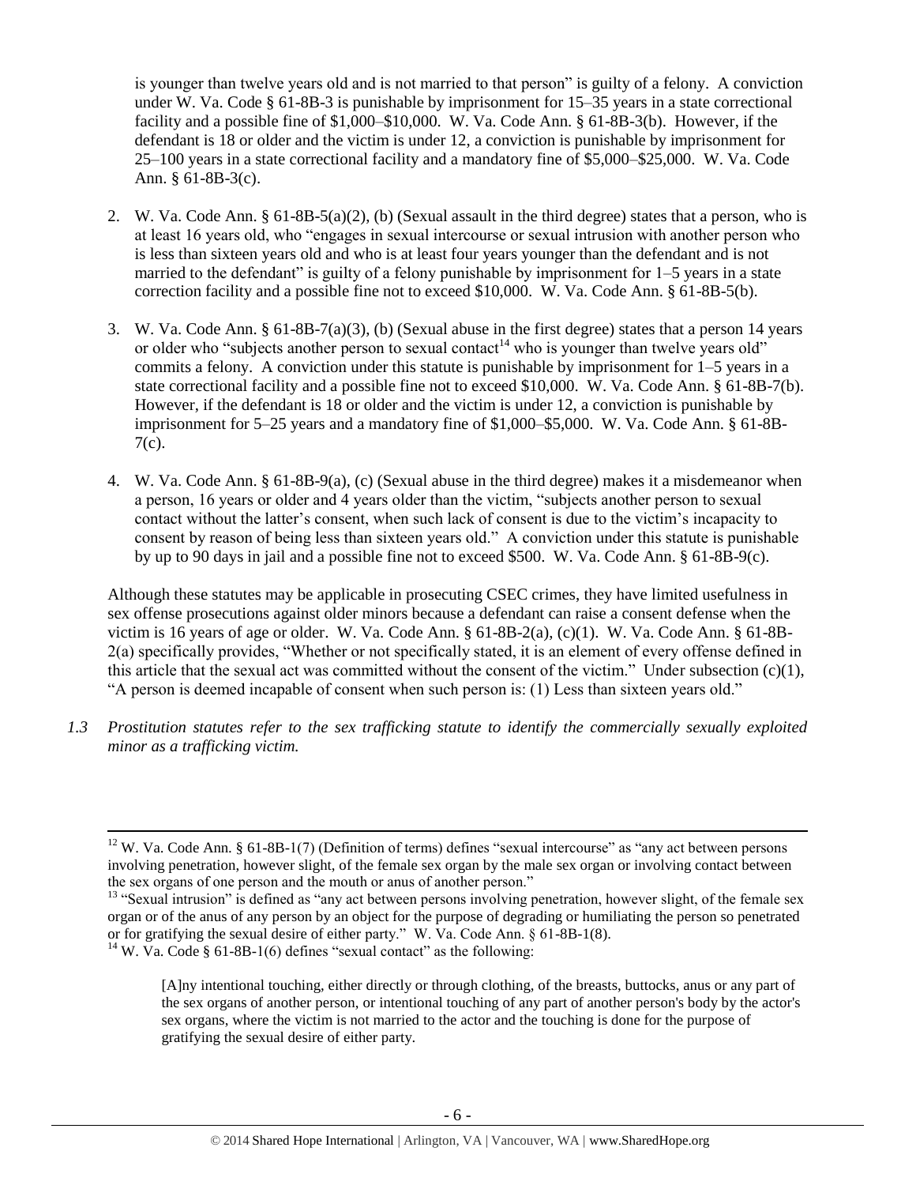is younger than twelve years old and is not married to that person" is guilty of a felony. A conviction under W. Va. Code § 61-8B-3 is punishable by imprisonment for 15–35 years in a state correctional facility and a possible fine of $1,000–$10,000. W. Va. Code Ann. § 61-8B-3(b). However, if the defendant is 18 or older and the victim is under 12, a conviction is punishable by imprisonment for 25–100 years in a state correctional facility and a mandatory fine of $5,000–$25,000. W. Va. Code Ann. § 61-8B-3(c).

2. W. Va. Code Ann. § 61-8B-5(a)(2), (b) (Sexual assault in the third degree) states that a person, who is at least 16 years old, who "engages in sexual intercourse or sexual intrusion with another person who is less than sixteen years old and who is at least four years younger than the defendant and is not married to the defendant" is guilty of a felony punishable by imprisonment for 1–5 years in a state correction facility and a possible fine not to exceed $10,000. W. Va. Code Ann. § 61-8B-5(b).

3. W. Va. Code Ann. § 61-8B-7(a)(3), (b) (Sexual abuse in the first degree) states that a person 14 years or older who "subjects another person to sexual contact[14] who is younger than twelve years old" commits a felony. A conviction under this statute is punishable by imprisonment for 1–5 years in a state correctional facility and a possible fine not to exceed $10,000. W. Va. Code Ann. § 61-8B-7(b). However, if the defendant is 18 or older and the victim is under 12, a conviction is punishable by imprisonment for 5–25 years and a mandatory fine of $1,000–$5,000. W. Va. Code Ann. § 61-8B-7(c).

4. W. Va. Code Ann. § 61-8B-9(a), (c) (Sexual abuse in the third degree) makes it a misdemeanor when a person, 16 years or older and 4 years older than the victim, "subjects another person to sexual contact without the latter's consent, when such lack of consent is due to the victim's incapacity to consent by reason of being less than sixteen years old." A conviction under this statute is punishable by up to 90 days in jail and a possible fine not to exceed $500. W. Va. Code Ann. § 61-8B-9(c).

Although these statutes may be applicable in prosecuting CSEC crimes, they have limited usefulness in sex offense prosecutions against older minors because a defendant can raise a consent defense when the victim is 16 years of age or older. W. Va. Code Ann. § 61-8B-2(a), (c)(1). W. Va. Code Ann. § 61-8B-2(a) specifically provides, "Whether or not specifically stated, it is an element of every offense defined in this article that the sexual act was committed without the consent of the victim." Under subsection (c)(1), "A person is deemed incapable of consent when such person is: (1) Less than sixteen years old."

*1.3 Prostitution statutes refer to the sex trafficking statute to identify the commercially sexually exploited minor as a trafficking victim.*

---

[12] W. Va. Code Ann. § 61-8B-1(7) (Definition of terms) defines "sexual intercourse" as "any act between persons involving penetration, however slight, of the female sex organ by the male sex organ or involving contact between the sex organs of one person and the mouth or anus of another person."

[13] "Sexual intrusion" is defined as "any act between persons involving penetration, however slight, of the female sex organ or of the anus of any person by an object for the purpose of degrading or humiliating the person so penetrated or for gratifying the sexual desire of either party." W. Va. Code Ann. § 61-8B-1(8).

[14] W. Va. Code § 61-8B-1(6) defines "sexual contact" as the following:

> [A]ny intentional touching, either directly or through clothing, of the breasts, buttocks, anus or any part of the sex organs of another person, or intentional touching of any part of another person's body by the actor's sex organs, where the victim is not married to the actor and the touching is done for the purpose of gratifying the sexual desire of either party.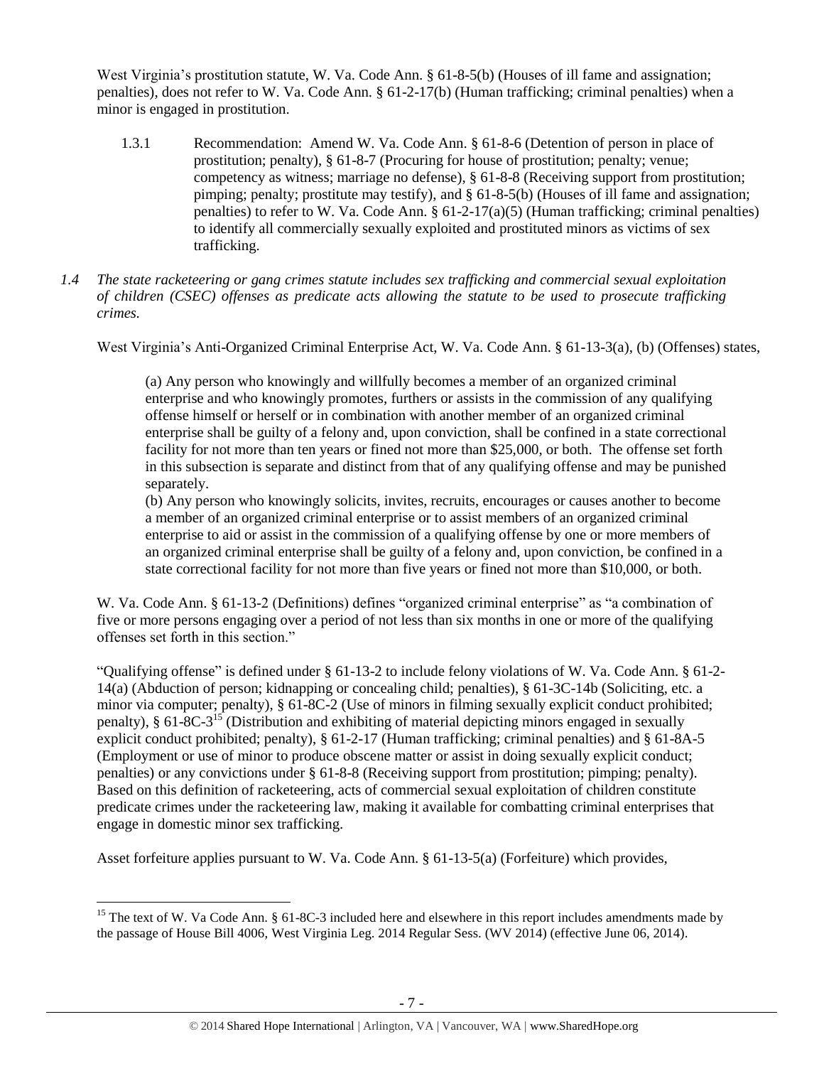West Virginia's prostitution statute, W. Va. Code Ann. § 61-8-5(b) (Houses of ill fame and assignation; penalties), does not refer to W. Va. Code Ann. § 61-2-17(b) (Human trafficking; criminal penalties) when a minor is engaged in prostitution.

1.3.1 Recommendation: Amend W. Va. Code Ann. § 61-8-6 (Detention of person in place of prostitution; penalty), § 61-8-7 (Procuring for house of prostitution; penalty; venue; competency as witness; marriage no defense), § 61-8-8 (Receiving support from prostitution; pimping; penalty; prostitute may testify), and § 61-8-5(b) (Houses of ill fame and assignation; penalties) to refer to W. Va. Code Ann. § 61-2-17(a)(5) (Human trafficking; criminal penalties) to identify all commercially sexually exploited and prostituted minors as victims of sex trafficking.

*1.4 The state racketeering or gang crimes statute includes sex trafficking and commercial sexual exploitation of children (CSEC) offenses as predicate acts allowing the statute to be used to prosecute trafficking crimes.*

West Virginia's Anti-Organized Criminal Enterprise Act, W. Va. Code Ann. § 61-13-3(a), (b) (Offenses) states,

> (a) Any person who knowingly and willfully becomes a member of an organized criminal enterprise and who knowingly promotes, furthers or assists in the commission of any qualifying offense himself or herself or in combination with another member of an organized criminal enterprise shall be guilty of a felony and, upon conviction, shall be confined in a state correctional facility for not more than ten years or fined not more than $25,000, or both. The offense set forth in this subsection is separate and distinct from that of any qualifying offense and may be punished separately.
> (b) Any person who knowingly solicits, invites, recruits, encourages or causes another to become a member of an organized criminal enterprise or to assist members of an organized criminal enterprise to aid or assist in the commission of a qualifying offense by one or more members of an organized criminal enterprise shall be guilty of a felony and, upon conviction, be confined in a state correctional facility for not more than five years or fined not more than $10,000, or both.

W. Va. Code Ann. § 61-13-2 (Definitions) defines "organized criminal enterprise" as "a combination of five or more persons engaging over a period of not less than six months in one or more of the qualifying offenses set forth in this section."

"Qualifying offense" is defined under § 61-13-2 to include felony violations of W. Va. Code Ann. § 61-2-14(a) (Abduction of person; kidnapping or concealing child; penalties), § 61-3C-14b (Soliciting, etc. a minor via computer; penalty), § 61-8C-2 (Use of minors in filming sexually explicit conduct prohibited; penalty), § 61-8C-3[15] (Distribution and exhibiting of material depicting minors engaged in sexually explicit conduct prohibited; penalty), § 61-2-17 (Human trafficking; criminal penalties) and § 61-8A-5 (Employment or use of minor to produce obscene matter or assist in doing sexually explicit conduct; penalties) or any convictions under § 61-8-8 (Receiving support from prostitution; pimping; penalty). Based on this definition of racketeering, acts of commercial sexual exploitation of children constitute predicate crimes under the racketeering law, making it available for combatting criminal enterprises that engage in domestic minor sex trafficking.

Asset forfeiture applies pursuant to W. Va. Code Ann. § 61-13-5(a) (Forfeiture) which provides,

---

[15] The text of W. Va Code Ann. § 61-8C-3 included here and elsewhere in this report includes amendments made by the passage of House Bill 4006, West Virginia Leg. 2014 Regular Sess. (WV 2014) (effective June 06, 2014).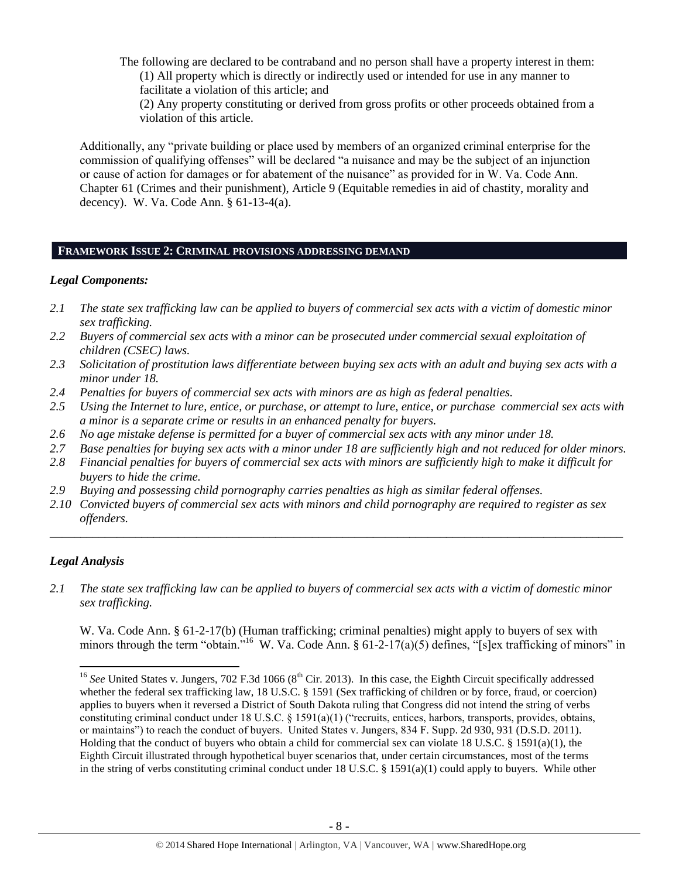The following are declared to be contraband and no person shall have a property interest in them:

(1) All property which is directly or indirectly used or intended for use in any manner to facilitate a violation of this article; and

(2) Any property constituting or derived from gross profits or other proceeds obtained from a violation of this article.

Additionally, any "private building or place used by members of an organized criminal enterprise for the commission of qualifying offenses" will be declared "a nuisance and may be the subject of an injunction or cause of action for damages or for abatement of the nuisance" as provided for in W. Va. Code Ann. Chapter 61 (Crimes and their punishment), Article 9 (Equitable remedies in aid of chastity, morality and decency). W. Va. Code Ann. § 61-13-4(a).

## FRAMEWORK ISSUE 2: CRIMINAL PROVISIONS ADDRESSING DEMAND

### *Legal Components:*

*2.1 The state sex trafficking law can be applied to buyers of commercial sex acts with a victim of domestic minor sex trafficking.*

*2.2 Buyers of commercial sex acts with a minor can be prosecuted under commercial sexual exploitation of children (CSEC) laws.*

*2.3 Solicitation of prostitution laws differentiate between buying sex acts with an adult and buying sex acts with a minor under 18.*

*2.4 Penalties for buyers of commercial sex acts with minors are as high as federal penalties.*

*2.5 Using the Internet to lure, entice, or purchase, or attempt to lure, entice, or purchase commercial sex acts with a minor is a separate crime or results in an enhanced penalty for buyers.*

*2.6 No age mistake defense is permitted for a buyer of commercial sex acts with any minor under 18.*

*2.7 Base penalties for buying sex acts with a minor under 18 are sufficiently high and not reduced for older minors.*

*2.8 Financial penalties for buyers of commercial sex acts with minors are sufficiently high to make it difficult for buyers to hide the crime.*

*2.9 Buying and possessing child pornography carries penalties as high as similar federal offenses.*

*2.10 Convicted buyers of commercial sex acts with minors and child pornography are required to register as sex offenders.*

---

### *Legal Analysis*

*2.1 The state sex trafficking law can be applied to buyers of commercial sex acts with a victim of domestic minor sex trafficking.*

W. Va. Code Ann. § 61-2-17(b) (Human trafficking; criminal penalties) might apply to buyers of sex with minors through the term "obtain."[16] W. Va. Code Ann. § 61-2-17(a)(5) defines, "[s]ex trafficking of minors" in

---

[16] *See* United States v. Jungers, 702 F.3d 1066 (8th Cir. 2013). In this case, the Eighth Circuit specifically addressed whether the federal sex trafficking law, 18 U.S.C. § 1591 (Sex trafficking of children or by force, fraud, or coercion) applies to buyers when it reversed a District of South Dakota ruling that Congress did not intend the string of verbs constituting criminal conduct under 18 U.S.C. § 1591(a)(1) ("recruits, entices, harbors, transports, provides, obtains, or maintains") to reach the conduct of buyers. United States v. Jungers, 834 F. Supp. 2d 930, 931 (D.S.D. 2011). Holding that the conduct of buyers who obtain a child for commercial sex can violate 18 U.S.C. § 1591(a)(1), the Eighth Circuit illustrated through hypothetical buyer scenarios that, under certain circumstances, most of the terms in the string of verbs constituting criminal conduct under 18 U.S.C. § 1591(a)(1) could apply to buyers. While other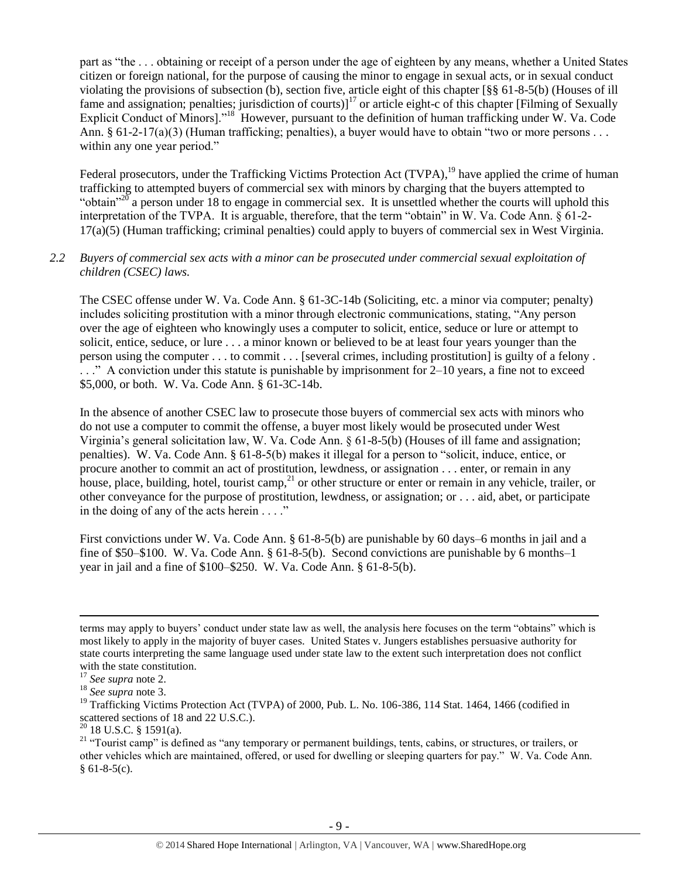part as "the . . . obtaining or receipt of a person under the age of eighteen by any means, whether a United States citizen or foreign national, for the purpose of causing the minor to engage in sexual acts, or in sexual conduct violating the provisions of subsection (b), section five, article eight of this chapter [§§ 61-8-5(b) (Houses of ill fame and assignation; penalties; jurisdiction of courts)][17] or article eight-c of this chapter [Filming of Sexually Explicit Conduct of Minors]."[18] However, pursuant to the definition of human trafficking under W. Va. Code Ann. § 61-2-17(a)(3) (Human trafficking; penalties), a buyer would have to obtain "two or more persons . . . within any one year period."

Federal prosecutors, under the Trafficking Victims Protection Act (TVPA),[19] have applied the crime of human trafficking to attempted buyers of commercial sex with minors by charging that the buyers attempted to "obtain"[20] a person under 18 to engage in commercial sex. It is unsettled whether the courts will uphold this interpretation of the TVPA. It is arguable, therefore, that the term "obtain" in W. Va. Code Ann. § 61-2-17(a)(5) (Human trafficking; criminal penalties) could apply to buyers of commercial sex in West Virginia.

*2.2 Buyers of commercial sex acts with a minor can be prosecuted under commercial sexual exploitation of children (CSEC) laws.*

The CSEC offense under W. Va. Code Ann. § 61-3C-14b (Soliciting, etc. a minor via computer; penalty) includes soliciting prostitution with a minor through electronic communications, stating, "Any person over the age of eighteen who knowingly uses a computer to solicit, entice, seduce or lure or attempt to solicit, entice, seduce, or lure . . . a minor known or believed to be at least four years younger than the person using the computer . . . to commit . . . [several crimes, including prostitution] is guilty of a felony . . . ." A conviction under this statute is punishable by imprisonment for 2–10 years, a fine not to exceed $5,000, or both. W. Va. Code Ann. § 61-3C-14b.

In the absence of another CSEC law to prosecute those buyers of commercial sex acts with minors who do not use a computer to commit the offense, a buyer most likely would be prosecuted under West Virginia's general solicitation law, W. Va. Code Ann. § 61-8-5(b) (Houses of ill fame and assignation; penalties). W. Va. Code Ann. § 61-8-5(b) makes it illegal for a person to "solicit, induce, entice, or procure another to commit an act of prostitution, lewdness, or assignation . . . enter, or remain in any house, place, building, hotel, tourist camp,[21] or other structure or enter or remain in any vehicle, trailer, or other conveyance for the purpose of prostitution, lewdness, or assignation; or . . . aid, abet, or participate in the doing of any of the acts herein . . . ."

First convictions under W. Va. Code Ann. § 61-8-5(b) are punishable by 60 days–6 months in jail and a fine of $50–$100. W. Va. Code Ann. § 61-8-5(b). Second convictions are punishable by 6 months–1 year in jail and a fine of $100–$250. W. Va. Code Ann. § 61-8-5(b).

---

terms may apply to buyers' conduct under state law as well, the analysis here focuses on the term "obtains" which is most likely to apply in the majority of buyer cases. United States v. Jungers establishes persuasive authority for state courts interpreting the same language used under state law to the extent such interpretation does not conflict with the state constitution.

[17] *See supra* note 2.

[18] *See supra* note 3.

[19] Trafficking Victims Protection Act (TVPA) of 2000, Pub. L. No. 106-386, 114 Stat. 1464, 1466 (codified in scattered sections of 18 and 22 U.S.C.).

[20] 18 U.S.C. § 1591(a).

[21] "Tourist camp" is defined as "any temporary or permanent buildings, tents, cabins, or structures, or trailers, or other vehicles which are maintained, offered, or used for dwelling or sleeping quarters for pay." W. Va. Code Ann. § 61-8-5(c).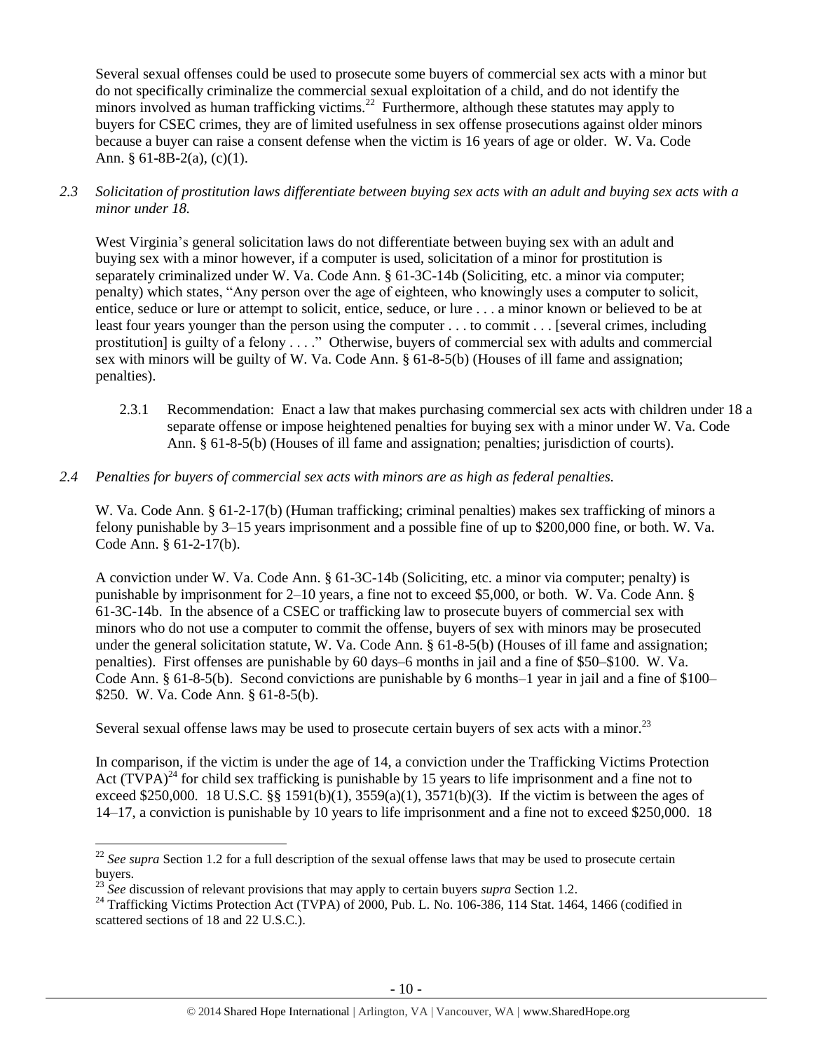Several sexual offenses could be used to prosecute some buyers of commercial sex acts with a minor but do not specifically criminalize the commercial sexual exploitation of a child, and do not identify the minors involved as human trafficking victims.[22] Furthermore, although these statutes may apply to buyers for CSEC crimes, they are of limited usefulness in sex offense prosecutions against older minors because a buyer can raise a consent defense when the victim is 16 years of age or older. W. Va. Code Ann. § 61-8B-2(a), (c)(1).

*2.3 Solicitation of prostitution laws differentiate between buying sex acts with an adult and buying sex acts with a minor under 18.*

West Virginia's general solicitation laws do not differentiate between buying sex with an adult and buying sex with a minor however, if a computer is used, solicitation of a minor for prostitution is separately criminalized under W. Va. Code Ann. § 61-3C-14b (Soliciting, etc. a minor via computer; penalty) which states, "Any person over the age of eighteen, who knowingly uses a computer to solicit, entice, seduce or lure or attempt to solicit, entice, seduce, or lure . . . a minor known or believed to be at least four years younger than the person using the computer . . . to commit . . . [several crimes, including prostitution] is guilty of a felony . . . ." Otherwise, buyers of commercial sex with adults and commercial sex with minors will be guilty of W. Va. Code Ann. § 61-8-5(b) (Houses of ill fame and assignation; penalties).

2.3.1 Recommendation: Enact a law that makes purchasing commercial sex acts with children under 18 a separate offense or impose heightened penalties for buying sex with a minor under W. Va. Code Ann. § 61-8-5(b) (Houses of ill fame and assignation; penalties; jurisdiction of courts).

*2.4 Penalties for buyers of commercial sex acts with minors are as high as federal penalties.*

W. Va. Code Ann. § 61-2-17(b) (Human trafficking; criminal penalties) makes sex trafficking of minors a felony punishable by 3–15 years imprisonment and a possible fine of up to $200,000 fine, or both. W. Va. Code Ann. § 61-2-17(b).

A conviction under W. Va. Code Ann. § 61-3C-14b (Soliciting, etc. a minor via computer; penalty) is punishable by imprisonment for 2–10 years, a fine not to exceed $5,000, or both. W. Va. Code Ann. § 61-3C-14b. In the absence of a CSEC or trafficking law to prosecute buyers of commercial sex with minors who do not use a computer to commit the offense, buyers of sex with minors may be prosecuted under the general solicitation statute, W. Va. Code Ann. § 61-8-5(b) (Houses of ill fame and assignation; penalties). First offenses are punishable by 60 days–6 months in jail and a fine of $50–$100. W. Va. Code Ann. § 61-8-5(b). Second convictions are punishable by 6 months–1 year in jail and a fine of $100–$250. W. Va. Code Ann. § 61-8-5(b).

Several sexual offense laws may be used to prosecute certain buyers of sex acts with a minor.[23]

In comparison, if the victim is under the age of 14, a conviction under the Trafficking Victims Protection Act (TVPA)[24] for child sex trafficking is punishable by 15 years to life imprisonment and a fine not to exceed $250,000. 18 U.S.C. §§ 1591(b)(1), 3559(a)(1), 3571(b)(3). If the victim is between the ages of 14–17, a conviction is punishable by 10 years to life imprisonment and a fine not to exceed $250,000. 18

---

[22] *See supra* Section 1.2 for a full description of the sexual offense laws that may be used to prosecute certain buyers.

[23] *See* discussion of relevant provisions that may apply to certain buyers *supra* Section 1.2.

[24] Trafficking Victims Protection Act (TVPA) of 2000, Pub. L. No. 106-386, 114 Stat. 1464, 1466 (codified in scattered sections of 18 and 22 U.S.C.).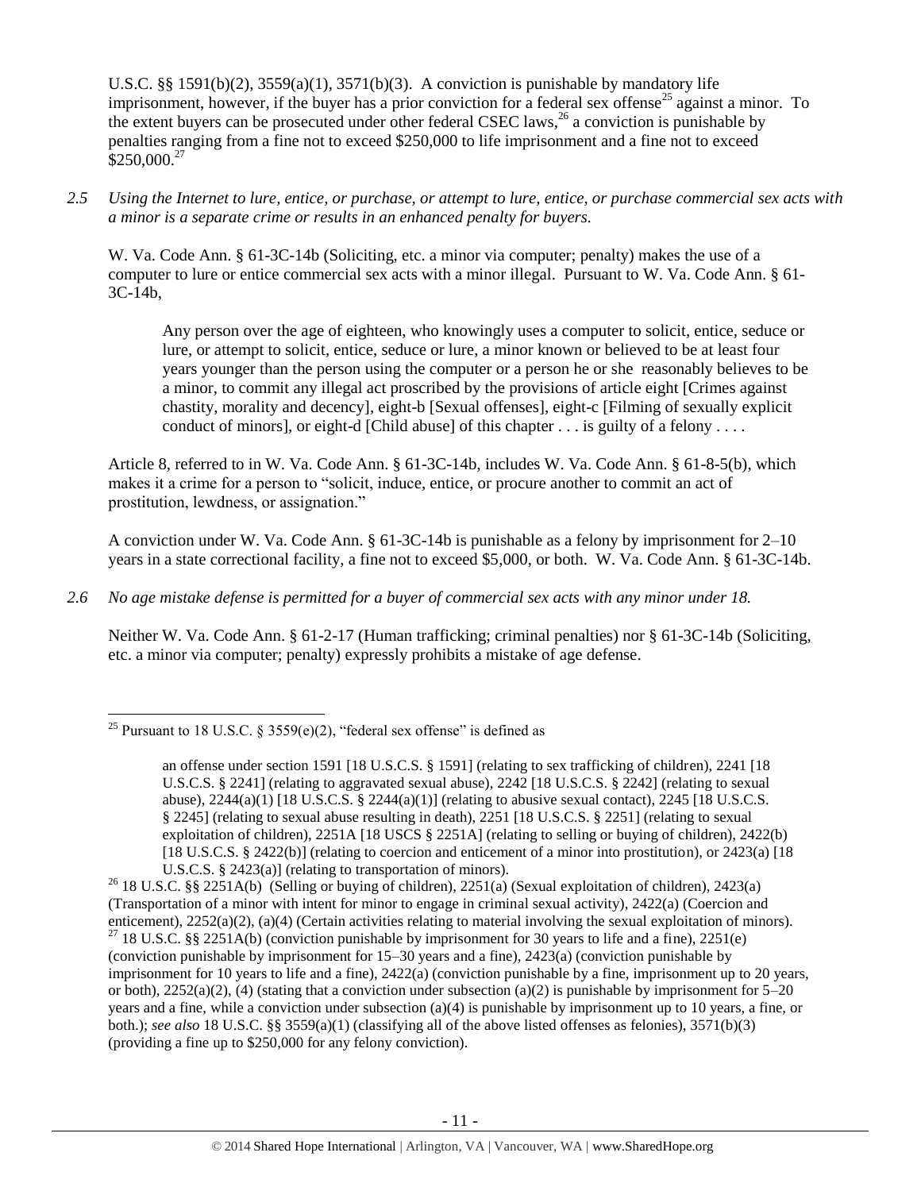U.S.C. §§ 1591(b)(2), 3559(a)(1), 3571(b)(3). A conviction is punishable by mandatory life imprisonment, however, if the buyer has a prior conviction for a federal sex offense[25] against a minor. To the extent buyers can be prosecuted under other federal CSEC laws,[26] a conviction is punishable by penalties ranging from a fine not to exceed $250,000 to life imprisonment and a fine not to exceed $250,000.[27]

*2.5 Using the Internet to lure, entice, or purchase, or attempt to lure, entice, or purchase commercial sex acts with a minor is a separate crime or results in an enhanced penalty for buyers.*

W. Va. Code Ann. § 61-3C-14b (Soliciting, etc. a minor via computer; penalty) makes the use of a computer to lure or entice commercial sex acts with a minor illegal. Pursuant to W. Va. Code Ann. § 61-3C-14b,

> Any person over the age of eighteen, who knowingly uses a computer to solicit, entice, seduce or lure, or attempt to solicit, entice, seduce or lure, a minor known or believed to be at least four years younger than the person using the computer or a person he or she reasonably believes to be a minor, to commit any illegal act proscribed by the provisions of article eight [Crimes against chastity, morality and decency], eight-b [Sexual offenses], eight-c [Filming of sexually explicit conduct of minors], or eight-d [Child abuse] of this chapter . . . is guilty of a felony . . . .

Article 8, referred to in W. Va. Code Ann. § 61-3C-14b, includes W. Va. Code Ann. § 61-8-5(b), which makes it a crime for a person to "solicit, induce, entice, or procure another to commit an act of prostitution, lewdness, or assignation."

A conviction under W. Va. Code Ann. § 61-3C-14b is punishable as a felony by imprisonment for 2–10 years in a state correctional facility, a fine not to exceed $5,000, or both. W. Va. Code Ann. § 61-3C-14b.

*2.6 No age mistake defense is permitted for a buyer of commercial sex acts with any minor under 18.*

Neither W. Va. Code Ann. § 61-2-17 (Human trafficking; criminal penalties) nor § 61-3C-14b (Soliciting, etc. a minor via computer; penalty) expressly prohibits a mistake of age defense.

---

[25] Pursuant to 18 U.S.C. § 3559(e)(2), "federal sex offense" is defined as

> an offense under section 1591 [18 U.S.C.S. § 1591] (relating to sex trafficking of children), 2241 [18 U.S.C.S. § 2241] (relating to aggravated sexual abuse), 2242 [18 U.S.C.S. § 2242] (relating to sexual abuse), 2244(a)(1) [18 U.S.C.S. § 2244(a)(1)] (relating to abusive sexual contact), 2245 [18 U.S.C.S. § 2245] (relating to sexual abuse resulting in death), 2251 [18 U.S.C.S. § 2251] (relating to sexual exploitation of children), 2251A [18 USCS § 2251A] (relating to selling or buying of children), 2422(b) [18 U.S.C.S. § 2422(b)] (relating to coercion and enticement of a minor into prostitution), or 2423(a) [18 U.S.C.S. § 2423(a)] (relating to transportation of minors).

[26] 18 U.S.C. §§ 2251A(b) (Selling or buying of children), 2251(a) (Sexual exploitation of children), 2423(a) (Transportation of a minor with intent for minor to engage in criminal sexual activity), 2422(a) (Coercion and enticement), 2252(a)(2), (a)(4) (Certain activities relating to material involving the sexual exploitation of minors).

[27] 18 U.S.C. §§ 2251A(b) (conviction punishable by imprisonment for 30 years to life and a fine), 2251(e) (conviction punishable by imprisonment for 15–30 years and a fine), 2423(a) (conviction punishable by imprisonment for 10 years to life and a fine), 2422(a) (conviction punishable by a fine, imprisonment up to 20 years, or both), 2252(a)(2), (4) (stating that a conviction under subsection (a)(2) is punishable by imprisonment for 5–20 years and a fine, while a conviction under subsection (a)(4) is punishable by imprisonment up to 10 years, a fine, or both.); *see also* 18 U.S.C. §§ 3559(a)(1) (classifying all of the above listed offenses as felonies), 3571(b)(3) (providing a fine up to $250,000 for any felony conviction).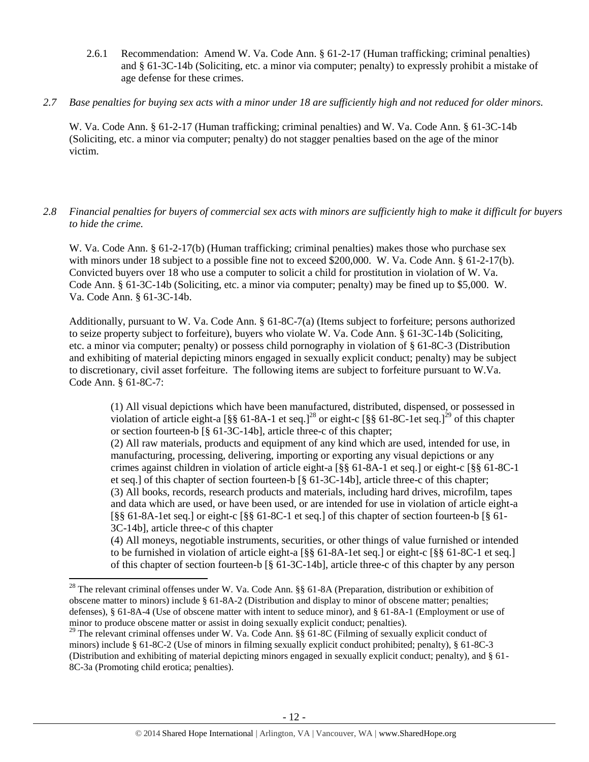2.6.1 Recommendation: Amend W. Va. Code Ann. § 61-2-17 (Human trafficking; criminal penalties) and § 61-3C-14b (Soliciting, etc. a minor via computer; penalty) to expressly prohibit a mistake of age defense for these crimes.

*2.7 Base penalties for buying sex acts with a minor under 18 are sufficiently high and not reduced for older minors.*

W. Va. Code Ann. § 61-2-17 (Human trafficking; criminal penalties) and W. Va. Code Ann. § 61-3C-14b (Soliciting, etc. a minor via computer; penalty) do not stagger penalties based on the age of the minor victim.

*2.8 Financial penalties for buyers of commercial sex acts with minors are sufficiently high to make it difficult for buyers to hide the crime.*

W. Va. Code Ann. § 61-2-17(b) (Human trafficking; criminal penalties) makes those who purchase sex with minors under 18 subject to a possible fine not to exceed $200,000. W. Va. Code Ann. § 61-2-17(b). Convicted buyers over 18 who use a computer to solicit a child for prostitution in violation of W. Va. Code Ann. § 61-3C-14b (Soliciting, etc. a minor via computer; penalty) may be fined up to $5,000. W. Va. Code Ann. § 61-3C-14b.

Additionally, pursuant to W. Va. Code Ann. § 61-8C-7(a) (Items subject to forfeiture; persons authorized to seize property subject to forfeiture), buyers who violate W. Va. Code Ann. § 61-3C-14b (Soliciting, etc. a minor via computer; penalty) or possess child pornography in violation of § 61-8C-3 (Distribution and exhibiting of material depicting minors engaged in sexually explicit conduct; penalty) may be subject to discretionary, civil asset forfeiture. The following items are subject to forfeiture pursuant to W.Va. Code Ann. § 61-8C-7:

> (1) All visual depictions which have been manufactured, distributed, dispensed, or possessed in violation of article eight-a [§§ 61-8A-1 et seq.][28] or eight-c [§§ 61-8C-1et seq.][29] of this chapter or section fourteen-b [§ 61-3C-14b], article three-c of this chapter;
> (2) All raw materials, products and equipment of any kind which are used, intended for use, in manufacturing, processing, delivering, importing or exporting any visual depictions or any crimes against children in violation of article eight-a [§§ 61-8A-1 et seq.] or eight-c [§§ 61-8C-1 et seq.] of this chapter of section fourteen-b [§ 61-3C-14b], article three-c of this chapter;
> (3) All books, records, research products and materials, including hard drives, microfilm, tapes and data which are used, or have been used, or are intended for use in violation of article eight-a [§§ 61-8A-1et seq.] or eight-c [§§ 61-8C-1 et seq.] of this chapter of section fourteen-b [§ 61-3C-14b], article three-c of this chapter
> (4) All moneys, negotiable instruments, securities, or other things of value furnished or intended to be furnished in violation of article eight-a [§§ 61-8A-1et seq.] or eight-c [§§ 61-8C-1 et seq.] of this chapter of section fourteen-b [§ 61-3C-14b], article three-c of this chapter by any person

[28] The relevant criminal offenses under W. Va. Code Ann. §§ 61-8A (Preparation, distribution or exhibition of obscene matter to minors) include § 61-8A-2 (Distribution and display to minor of obscene matter; penalties; defenses), § 61-8A-4 (Use of obscene matter with intent to seduce minor), and § 61-8A-1 (Employment or use of minor to produce obscene matter or assist in doing sexually explicit conduct; penalties).

[29] The relevant criminal offenses under W. Va. Code Ann. §§ 61-8C (Filming of sexually explicit conduct of minors) include § 61-8C-2 (Use of minors in filming sexually explicit conduct prohibited; penalty), § 61-8C-3 (Distribution and exhibiting of material depicting minors engaged in sexually explicit conduct; penalty), and § 61-8C-3a (Promoting child erotica; penalties).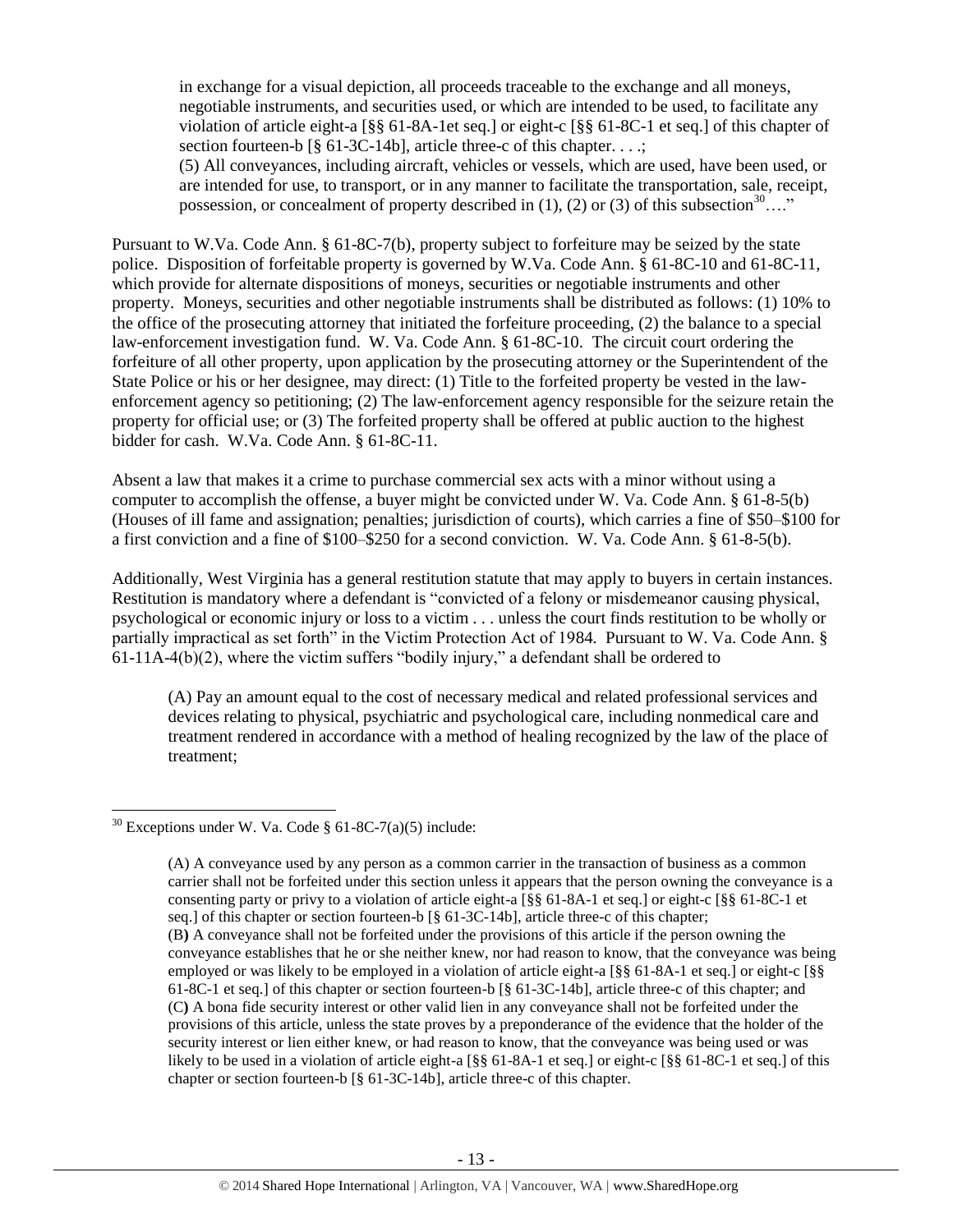> in exchange for a visual depiction, all proceeds traceable to the exchange and all moneys, negotiable instruments, and securities used, or which are intended to be used, to facilitate any violation of article eight-a [§§ 61-8A-1et seq.] or eight-c [§§ 61-8C-1 et seq.] of this chapter of section fourteen-b [§ 61-3C-14b], article three-c of this chapter. . . .;
> (5) All conveyances, including aircraft, vehicles or vessels, which are used, have been used, or are intended for use, to transport, or in any manner to facilitate the transportation, sale, receipt, possession, or concealment of property described in (1), (2) or (3) of this subsection[30]…."

Pursuant to W.Va. Code Ann. § 61-8C-7(b), property subject to forfeiture may be seized by the state police. Disposition of forfeitable property is governed by W.Va. Code Ann. § 61-8C-10 and 61-8C-11, which provide for alternate dispositions of moneys, securities or negotiable instruments and other property. Moneys, securities and other negotiable instruments shall be distributed as follows: (1) 10% to the office of the prosecuting attorney that initiated the forfeiture proceeding, (2) the balance to a special law-enforcement investigation fund. W. Va. Code Ann. § 61-8C-10. The circuit court ordering the forfeiture of all other property, upon application by the prosecuting attorney or the Superintendent of the State Police or his or her designee, may direct: (1) Title to the forfeited property be vested in the law-enforcement agency so petitioning; (2) The law-enforcement agency responsible for the seizure retain the property for official use; or (3) The forfeited property shall be offered at public auction to the highest bidder for cash. W.Va. Code Ann. § 61-8C-11.

Absent a law that makes it a crime to purchase commercial sex acts with a minor without using a computer to accomplish the offense, a buyer might be convicted under W. Va. Code Ann. § 61-8-5(b) (Houses of ill fame and assignation; penalties; jurisdiction of courts), which carries a fine of \$50–\$100 for a first conviction and a fine of \$100–\$250 for a second conviction. W. Va. Code Ann. § 61-8-5(b).

Additionally, West Virginia has a general restitution statute that may apply to buyers in certain instances. Restitution is mandatory where a defendant is "convicted of a felony or misdemeanor causing physical, psychological or economic injury or loss to a victim . . . unless the court finds restitution to be wholly or partially impractical as set forth" in the Victim Protection Act of 1984. Pursuant to W. Va. Code Ann. § 61-11A-4(b)(2), where the victim suffers "bodily injury," a defendant shall be ordered to

> (A) Pay an amount equal to the cost of necessary medical and related professional services and devices relating to physical, psychiatric and psychological care, including nonmedical care and treatment rendered in accordance with a method of healing recognized by the law of the place of treatment;

---

[30] Exceptions under W. Va. Code § 61-8C-7(a)(5) include:

> (A) A conveyance used by any person as a common carrier in the transaction of business as a common carrier shall not be forfeited under this section unless it appears that the person owning the conveyance is a consenting party or privy to a violation of article eight-a [§§ 61-8A-1 et seq.] or eight-c [§§ 61-8C-1 et seq.] of this chapter or section fourteen-b [§ 61-3C-14b], article three-c of this chapter;
> (B) A conveyance shall not be forfeited under the provisions of this article if the person owning the conveyance establishes that he or she neither knew, nor had reason to know, that the conveyance was being employed or was likely to be employed in a violation of article eight-a [§§ 61-8A-1 et seq.] or eight-c [§§ 61-8C-1 et seq.] of this chapter or section fourteen-b [§ 61-3C-14b], article three-c of this chapter; and
> (C) A bona fide security interest or other valid lien in any conveyance shall not be forfeited under the provisions of this article, unless the state proves by a preponderance of the evidence that the holder of the security interest or lien either knew, or had reason to know, that the conveyance was being used or was likely to be used in a violation of article eight-a [§§ 61-8A-1 et seq.] or eight-c [§§ 61-8C-1 et seq.] of this chapter or section fourteen-b [§ 61-3C-14b], article three-c of this chapter.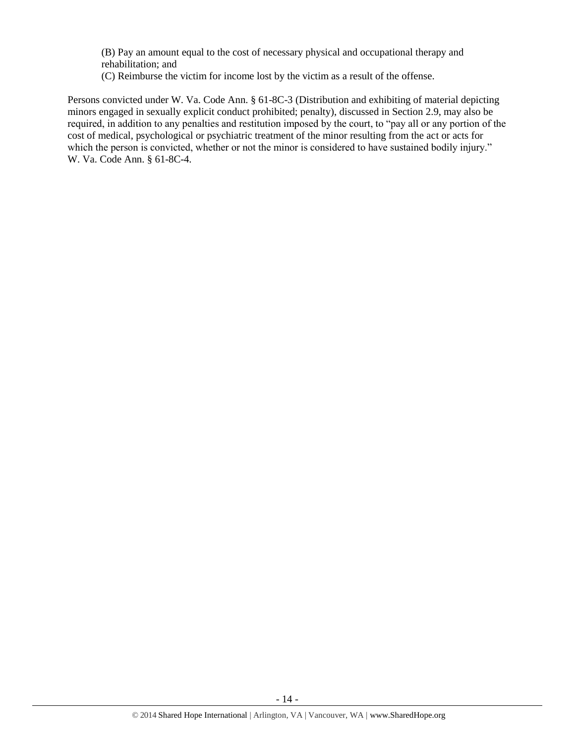(B) Pay an amount equal to the cost of necessary physical and occupational therapy and rehabilitation; and

(C) Reimburse the victim for income lost by the victim as a result of the offense.

Persons convicted under W. Va. Code Ann. § 61-8C-3 (Distribution and exhibiting of material depicting minors engaged in sexually explicit conduct prohibited; penalty), discussed in Section 2.9, may also be required, in addition to any penalties and restitution imposed by the court, to "pay all or any portion of the cost of medical, psychological or psychiatric treatment of the minor resulting from the act or acts for which the person is convicted, whether or not the minor is considered to have sustained bodily injury." W. Va. Code Ann. § 61-8C-4.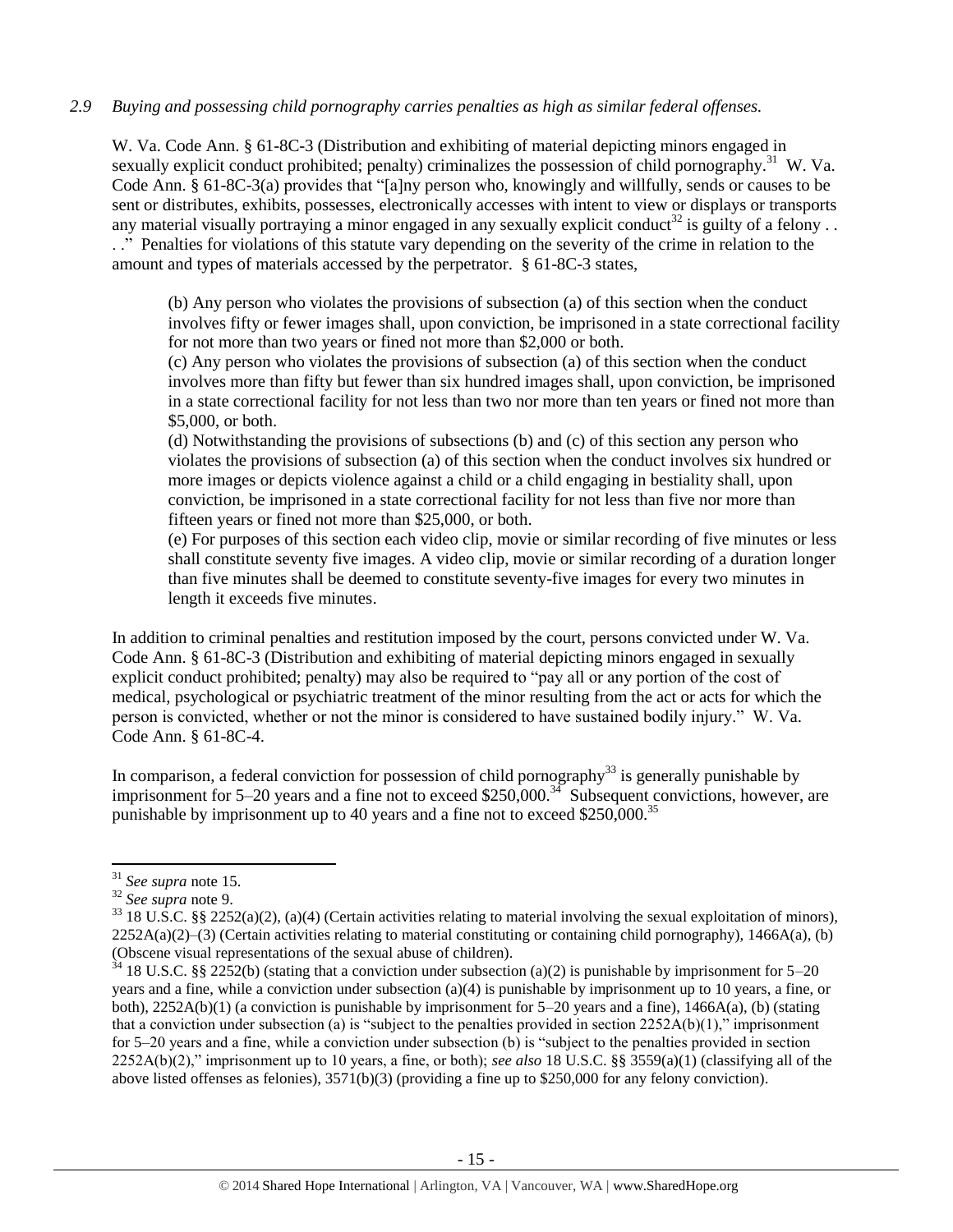*2.9 Buying and possessing child pornography carries penalties as high as similar federal offenses.*

W. Va. Code Ann. § 61-8C-3 (Distribution and exhibiting of material depicting minors engaged in sexually explicit conduct prohibited; penalty) criminalizes the possession of child pornography.[31] W. Va. Code Ann. § 61-8C-3(a) provides that "[a]ny person who, knowingly and willfully, sends or causes to be sent or distributes, exhibits, possesses, electronically accesses with intent to view or displays or transports any material visually portraying a minor engaged in any sexually explicit conduct[32] is guilty of a felony . . . ." Penalties for violations of this statute vary depending on the severity of the crime in relation to the amount and types of materials accessed by the perpetrator. § 61-8C-3 states,

> (b) Any person who violates the provisions of subsection (a) of this section when the conduct involves fifty or fewer images shall, upon conviction, be imprisoned in a state correctional facility for not more than two years or fined not more than $2,000 or both.
>
> (c) Any person who violates the provisions of subsection (a) of this section when the conduct involves more than fifty but fewer than six hundred images shall, upon conviction, be imprisoned in a state correctional facility for not less than two nor more than ten years or fined not more than $5,000, or both.
>
> (d) Notwithstanding the provisions of subsections (b) and (c) of this section any person who violates the provisions of subsection (a) of this section when the conduct involves six hundred or more images or depicts violence against a child or a child engaging in bestiality shall, upon conviction, be imprisoned in a state correctional facility for not less than five nor more than fifteen years or fined not more than $25,000, or both.
>
> (e) For purposes of this section each video clip, movie or similar recording of five minutes or less shall constitute seventy five images. A video clip, movie or similar recording of a duration longer than five minutes shall be deemed to constitute seventy-five images for every two minutes in length it exceeds five minutes.

In addition to criminal penalties and restitution imposed by the court, persons convicted under W. Va. Code Ann. § 61-8C-3 (Distribution and exhibiting of material depicting minors engaged in sexually explicit conduct prohibited; penalty) may also be required to "pay all or any portion of the cost of medical, psychological or psychiatric treatment of the minor resulting from the act or acts for which the person is convicted, whether or not the minor is considered to have sustained bodily injury." W. Va. Code Ann. § 61-8C-4.

In comparison, a federal conviction for possession of child pornography[33] is generally punishable by imprisonment for 5–20 years and a fine not to exceed $250,000.[34] Subsequent convictions, however, are punishable by imprisonment up to 40 years and a fine not to exceed $250,000.[35]

---

[31] *See supra* note 15.

[32] *See supra* note 9.

[33] 18 U.S.C. §§ 2252(a)(2), (a)(4) (Certain activities relating to material involving the sexual exploitation of minors), 2252A(a)(2)–(3) (Certain activities relating to material constituting or containing child pornography), 1466A(a), (b) (Obscene visual representations of the sexual abuse of children).

[34] 18 U.S.C. §§ 2252(b) (stating that a conviction under subsection (a)(2) is punishable by imprisonment for 5–20 years and a fine, while a conviction under subsection (a)(4) is punishable by imprisonment up to 10 years, a fine, or both), 2252A(b)(1) (a conviction is punishable by imprisonment for 5–20 years and a fine), 1466A(a), (b) (stating that a conviction under subsection (a) is "subject to the penalties provided in section 2252A(b)(1)," imprisonment for 5–20 years and a fine, while a conviction under subsection (b) is "subject to the penalties provided in section 2252A(b)(2)," imprisonment up to 10 years, a fine, or both); *see also* 18 U.S.C. §§ 3559(a)(1) (classifying all of the above listed offenses as felonies), 3571(b)(3) (providing a fine up to $250,000 for any felony conviction).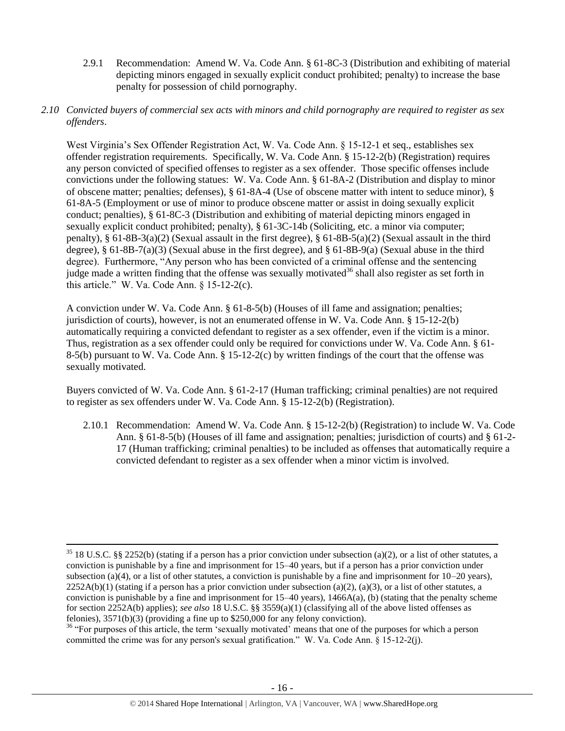2.9.1 Recommendation: Amend W. Va. Code Ann. § 61-8C-3 (Distribution and exhibiting of material depicting minors engaged in sexually explicit conduct prohibited; penalty) to increase the base penalty for possession of child pornography.

*2.10 Convicted buyers of commercial sex acts with minors and child pornography are required to register as sex offenders*.

West Virginia's Sex Offender Registration Act, W. Va. Code Ann. § 15-12-1 et seq., establishes sex offender registration requirements. Specifically, W. Va. Code Ann. § 15-12-2(b) (Registration) requires any person convicted of specified offenses to register as a sex offender. Those specific offenses include convictions under the following statues: W. Va. Code Ann. § 61-8A-2 (Distribution and display to minor of obscene matter; penalties; defenses), § 61-8A-4 (Use of obscene matter with intent to seduce minor), § 61-8A-5 (Employment or use of minor to produce obscene matter or assist in doing sexually explicit conduct; penalties), § 61-8C-3 (Distribution and exhibiting of material depicting minors engaged in sexually explicit conduct prohibited; penalty), § 61-3C-14b (Soliciting, etc. a minor via computer; penalty), § 61-8B-3(a)(2) (Sexual assault in the first degree), § 61-8B-5(a)(2) (Sexual assault in the third degree), § 61-8B-7(a)(3) (Sexual abuse in the first degree), and § 61-8B-9(a) (Sexual abuse in the third degree). Furthermore, "Any person who has been convicted of a criminal offense and the sentencing judge made a written finding that the offense was sexually motivated[36] shall also register as set forth in this article." W. Va. Code Ann. § 15-12-2(c).

A conviction under W. Va. Code Ann. § 61-8-5(b) (Houses of ill fame and assignation; penalties; jurisdiction of courts), however, is not an enumerated offense in W. Va. Code Ann. § 15-12-2(b) automatically requiring a convicted defendant to register as a sex offender, even if the victim is a minor. Thus, registration as a sex offender could only be required for convictions under W. Va. Code Ann. § 61-8-5(b) pursuant to W. Va. Code Ann. § 15-12-2(c) by written findings of the court that the offense was sexually motivated.

Buyers convicted of W. Va. Code Ann. § 61-2-17 (Human trafficking; criminal penalties) are not required to register as sex offenders under W. Va. Code Ann. § 15-12-2(b) (Registration).

2.10.1 Recommendation: Amend W. Va. Code Ann. § 15-12-2(b) (Registration) to include W. Va. Code Ann. § 61-8-5(b) (Houses of ill fame and assignation; penalties; jurisdiction of courts) and § 61-2-17 (Human trafficking; criminal penalties) to be included as offenses that automatically require a convicted defendant to register as a sex offender when a minor victim is involved.

---

[35] 18 U.S.C. §§ 2252(b) (stating if a person has a prior conviction under subsection (a)(2), or a list of other statutes, a conviction is punishable by a fine and imprisonment for 15–40 years, but if a person has a prior conviction under subsection (a)(4), or a list of other statutes, a conviction is punishable by a fine and imprisonment for 10–20 years), 2252A(b)(1) (stating if a person has a prior conviction under subsection (a)(2), (a)(3), or a list of other statutes, a conviction is punishable by a fine and imprisonment for 15–40 years), 1466A(a), (b) (stating that the penalty scheme for section 2252A(b) applies); *see also* 18 U.S.C. §§ 3559(a)(1) (classifying all of the above listed offenses as felonies), 3571(b)(3) (providing a fine up to $250,000 for any felony conviction).

[36] "For purposes of this article, the term 'sexually motivated' means that one of the purposes for which a person committed the crime was for any person's sexual gratification." W. Va. Code Ann. § 15-12-2(j).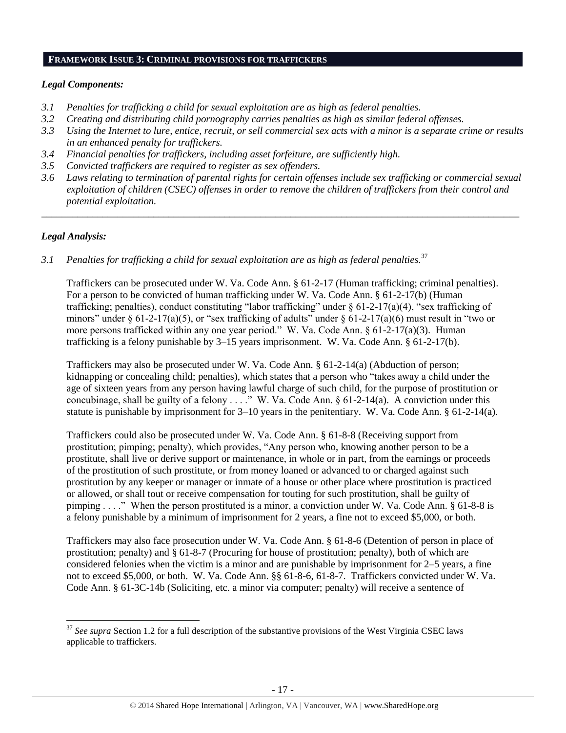## FRAMEWORK ISSUE 3: CRIMINAL PROVISIONS FOR TRAFFICKERS

### *Legal Components:*

- *3.1 Penalties for trafficking a child for sexual exploitation are as high as federal penalties.*
- *3.2 Creating and distributing child pornography carries penalties as high as similar federal offenses.*
- *3.3 Using the Internet to lure, entice, recruit, or sell commercial sex acts with a minor is a separate crime or results in an enhanced penalty for traffickers.*
- *3.4 Financial penalties for traffickers, including asset forfeiture, are sufficiently high.*
- *3.5 Convicted traffickers are required to register as sex offenders.*
- *3.6 Laws relating to termination of parental rights for certain offenses include sex trafficking or commercial sexual exploitation of children (CSEC) offenses in order to remove the children of traffickers from their control and potential exploitation.*

---

### *Legal Analysis:*

*3.1 Penalties for trafficking a child for sexual exploitation are as high as federal penalties.*[37]

Traffickers can be prosecuted under W. Va. Code Ann. § 61-2-17 (Human trafficking; criminal penalties). For a person to be convicted of human trafficking under W. Va. Code Ann. § 61-2-17(b) (Human trafficking; penalties), conduct constituting "labor trafficking" under § 61-2-17(a)(4), "sex trafficking of minors" under § 61-2-17(a)(5), or "sex trafficking of adults" under § 61-2-17(a)(6) must result in "two or more persons trafficked within any one year period." W. Va. Code Ann. § 61-2-17(a)(3). Human trafficking is a felony punishable by 3–15 years imprisonment. W. Va. Code Ann. § 61-2-17(b).

Traffickers may also be prosecuted under W. Va. Code Ann. § 61-2-14(a) (Abduction of person; kidnapping or concealing child; penalties), which states that a person who "takes away a child under the age of sixteen years from any person having lawful charge of such child, for the purpose of prostitution or concubinage, shall be guilty of a felony . . . ." W. Va. Code Ann. § 61-2-14(a). A conviction under this statute is punishable by imprisonment for 3–10 years in the penitentiary. W. Va. Code Ann. § 61-2-14(a).

Traffickers could also be prosecuted under W. Va. Code Ann. § 61-8-8 (Receiving support from prostitution; pimping; penalty), which provides, "Any person who, knowing another person to be a prostitute, shall live or derive support or maintenance, in whole or in part, from the earnings or proceeds of the prostitution of such prostitute, or from money loaned or advanced to or charged against such prostitution by any keeper or manager or inmate of a house or other place where prostitution is practiced or allowed, or shall tout or receive compensation for touting for such prostitution, shall be guilty of pimping . . . ." When the person prostituted is a minor, a conviction under W. Va. Code Ann. § 61-8-8 is a felony punishable by a minimum of imprisonment for 2 years, a fine not to exceed $5,000, or both.

Traffickers may also face prosecution under W. Va. Code Ann. § 61-8-6 (Detention of person in place of prostitution; penalty) and § 61-8-7 (Procuring for house of prostitution; penalty), both of which are considered felonies when the victim is a minor and are punishable by imprisonment for 2–5 years, a fine not to exceed $5,000, or both. W. Va. Code Ann. §§ 61-8-6, 61-8-7. Traffickers convicted under W. Va. Code Ann. § 61-3C-14b (Soliciting, etc. a minor via computer; penalty) will receive a sentence of

---

[37] *See supra* Section 1.2 for a full description of the substantive provisions of the West Virginia CSEC laws applicable to traffickers.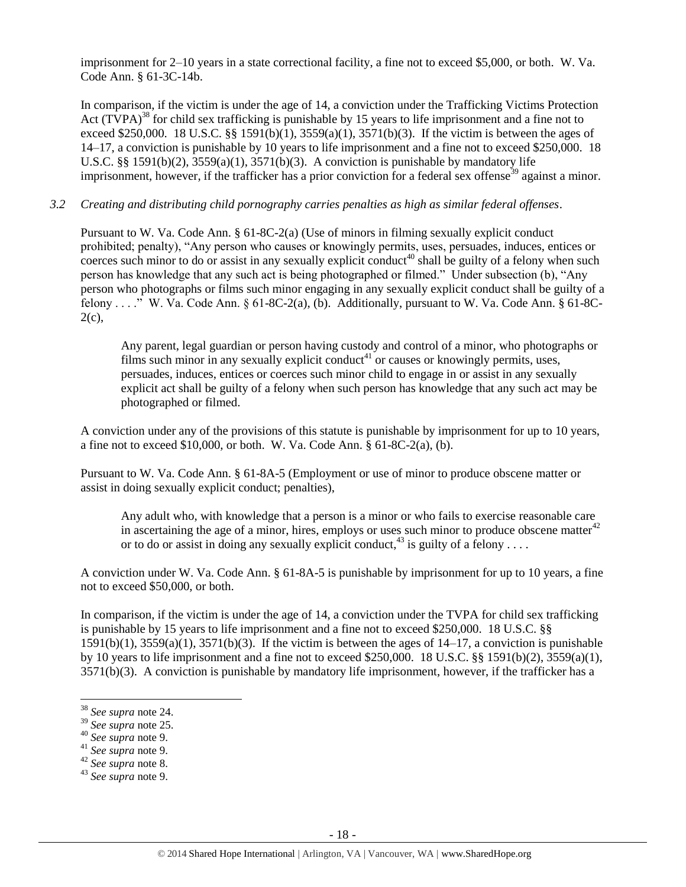imprisonment for 2–10 years in a state correctional facility, a fine not to exceed $5,000, or both. W. Va. Code Ann. § 61-3C-14b.

In comparison, if the victim is under the age of 14, a conviction under the Trafficking Victims Protection Act (TVPA)[38] for child sex trafficking is punishable by 15 years to life imprisonment and a fine not to exceed $250,000. 18 U.S.C. §§ 1591(b)(1), 3559(a)(1), 3571(b)(3). If the victim is between the ages of 14–17, a conviction is punishable by 10 years to life imprisonment and a fine not to exceed $250,000. 18 U.S.C. §§ 1591(b)(2), 3559(a)(1), 3571(b)(3). A conviction is punishable by mandatory life imprisonment, however, if the trafficker has a prior conviction for a federal sex offense[39] against a minor.

*3.2 Creating and distributing child pornography carries penalties as high as similar federal offenses.*

Pursuant to W. Va. Code Ann. § 61-8C-2(a) (Use of minors in filming sexually explicit conduct prohibited; penalty), "Any person who causes or knowingly permits, uses, persuades, induces, entices or coerces such minor to do or assist in any sexually explicit conduct[40] shall be guilty of a felony when such person has knowledge that any such act is being photographed or filmed." Under subsection (b), "Any person who photographs or films such minor engaging in any sexually explicit conduct shall be guilty of a felony . . . ." W. Va. Code Ann. § 61-8C-2(a), (b). Additionally, pursuant to W. Va. Code Ann. § 61-8C-2(c),

> Any parent, legal guardian or person having custody and control of a minor, who photographs or films such minor in any sexually explicit conduct[41] or causes or knowingly permits, uses, persuades, induces, entices or coerces such minor child to engage in or assist in any sexually explicit act shall be guilty of a felony when such person has knowledge that any such act may be photographed or filmed.

A conviction under any of the provisions of this statute is punishable by imprisonment for up to 10 years, a fine not to exceed $10,000, or both. W. Va. Code Ann. § 61-8C-2(a), (b).

Pursuant to W. Va. Code Ann. § 61-8A-5 (Employment or use of minor to produce obscene matter or assist in doing sexually explicit conduct; penalties),

> Any adult who, with knowledge that a person is a minor or who fails to exercise reasonable care in ascertaining the age of a minor, hires, employs or uses such minor to produce obscene matter[42] or to do or assist in doing any sexually explicit conduct,[43] is guilty of a felony . . . .

A conviction under W. Va. Code Ann. § 61-8A-5 is punishable by imprisonment for up to 10 years, a fine not to exceed $50,000, or both.

In comparison, if the victim is under the age of 14, a conviction under the TVPA for child sex trafficking is punishable by 15 years to life imprisonment and a fine not to exceed $250,000. 18 U.S.C. §§ 1591(b)(1), 3559(a)(1), 3571(b)(3). If the victim is between the ages of 14–17, a conviction is punishable by 10 years to life imprisonment and a fine not to exceed $250,000. 18 U.S.C. §§ 1591(b)(2), 3559(a)(1), 3571(b)(3). A conviction is punishable by mandatory life imprisonment, however, if the trafficker has a

---

[38] *See supra* note 24.

[39] *See supra* note 25.

[40] *See supra* note 9.

[41] *See supra* note 9.

[42] *See supra* note 8.

[43] *See supra* note 9.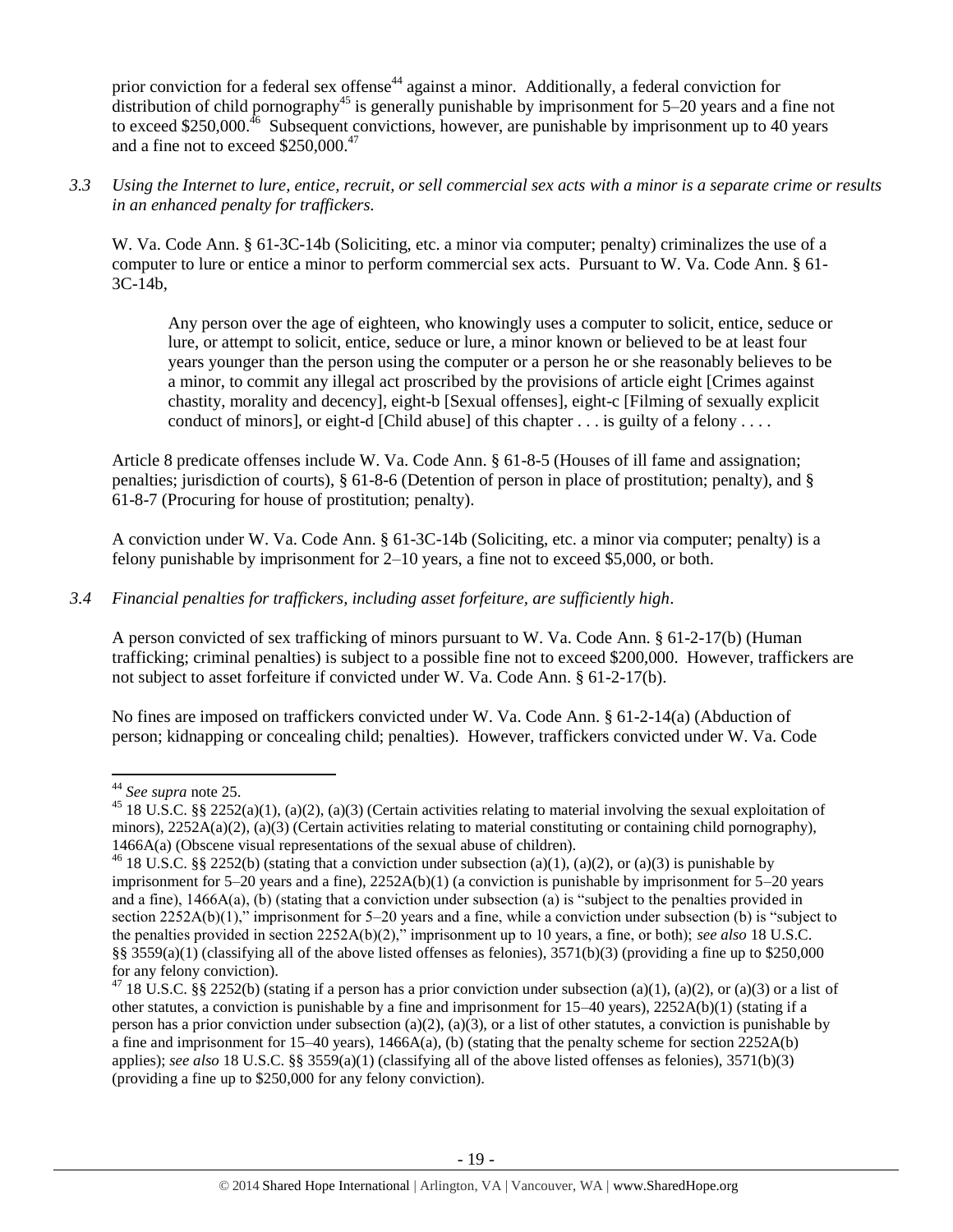prior conviction for a federal sex offense[44] against a minor. Additionally, a federal conviction for distribution of child pornography[45] is generally punishable by imprisonment for 5–20 years and a fine not to exceed $250,000.[46] Subsequent convictions, however, are punishable by imprisonment up to 40 years and a fine not to exceed $250,000.[47]

*3.3 Using the Internet to lure, entice, recruit, or sell commercial sex acts with a minor is a separate crime or results in an enhanced penalty for traffickers.*

W. Va. Code Ann. § 61-3C-14b (Soliciting, etc. a minor via computer; penalty) criminalizes the use of a computer to lure or entice a minor to perform commercial sex acts. Pursuant to W. Va. Code Ann. § 61-3C-14b,

> Any person over the age of eighteen, who knowingly uses a computer to solicit, entice, seduce or lure, or attempt to solicit, entice, seduce or lure, a minor known or believed to be at least four years younger than the person using the computer or a person he or she reasonably believes to be a minor, to commit any illegal act proscribed by the provisions of article eight [Crimes against chastity, morality and decency], eight-b [Sexual offenses], eight-c [Filming of sexually explicit conduct of minors], or eight-d [Child abuse] of this chapter . . . is guilty of a felony . . . .

Article 8 predicate offenses include W. Va. Code Ann. § 61-8-5 (Houses of ill fame and assignation; penalties; jurisdiction of courts), § 61-8-6 (Detention of person in place of prostitution; penalty), and § 61-8-7 (Procuring for house of prostitution; penalty).

A conviction under W. Va. Code Ann. § 61-3C-14b (Soliciting, etc. a minor via computer; penalty) is a felony punishable by imprisonment for 2–10 years, a fine not to exceed $5,000, or both.

*3.4 Financial penalties for traffickers, including asset forfeiture, are sufficiently high*.

A person convicted of sex trafficking of minors pursuant to W. Va. Code Ann. § 61-2-17(b) (Human trafficking; criminal penalties) is subject to a possible fine not to exceed $200,000. However, traffickers are not subject to asset forfeiture if convicted under W. Va. Code Ann. § 61-2-17(b).

No fines are imposed on traffickers convicted under W. Va. Code Ann. § 61-2-14(a) (Abduction of person; kidnapping or concealing child; penalties). However, traffickers convicted under W. Va. Code

---

[44] *See supra* note 25.

[45] 18 U.S.C. §§ 2252(a)(1), (a)(2), (a)(3) (Certain activities relating to material involving the sexual exploitation of minors), 2252A(a)(2), (a)(3) (Certain activities relating to material constituting or containing child pornography), 1466A(a) (Obscene visual representations of the sexual abuse of children).

[46] 18 U.S.C. §§ 2252(b) (stating that a conviction under subsection (a)(1), (a)(2), or (a)(3) is punishable by imprisonment for 5–20 years and a fine), 2252A(b)(1) (a conviction is punishable by imprisonment for 5–20 years and a fine), 1466A(a), (b) (stating that a conviction under subsection (a) is "subject to the penalties provided in section 2252A(b)(1)," imprisonment for 5–20 years and a fine, while a conviction under subsection (b) is "subject to the penalties provided in section 2252A(b)(2)," imprisonment up to 10 years, a fine, or both); *see also* 18 U.S.C. §§ 3559(a)(1) (classifying all of the above listed offenses as felonies), 3571(b)(3) (providing a fine up to $250,000 for any felony conviction).

[47] 18 U.S.C. §§ 2252(b) (stating if a person has a prior conviction under subsection (a)(1), (a)(2), or (a)(3) or a list of other statutes, a conviction is punishable by a fine and imprisonment for 15–40 years), 2252A(b)(1) (stating if a person has a prior conviction under subsection (a)(2), (a)(3), or a list of other statutes, a conviction is punishable by a fine and imprisonment for 15–40 years), 1466A(a), (b) (stating that the penalty scheme for section 2252A(b) applies); *see also* 18 U.S.C. §§ 3559(a)(1) (classifying all of the above listed offenses as felonies), 3571(b)(3) (providing a fine up to $250,000 for any felony conviction).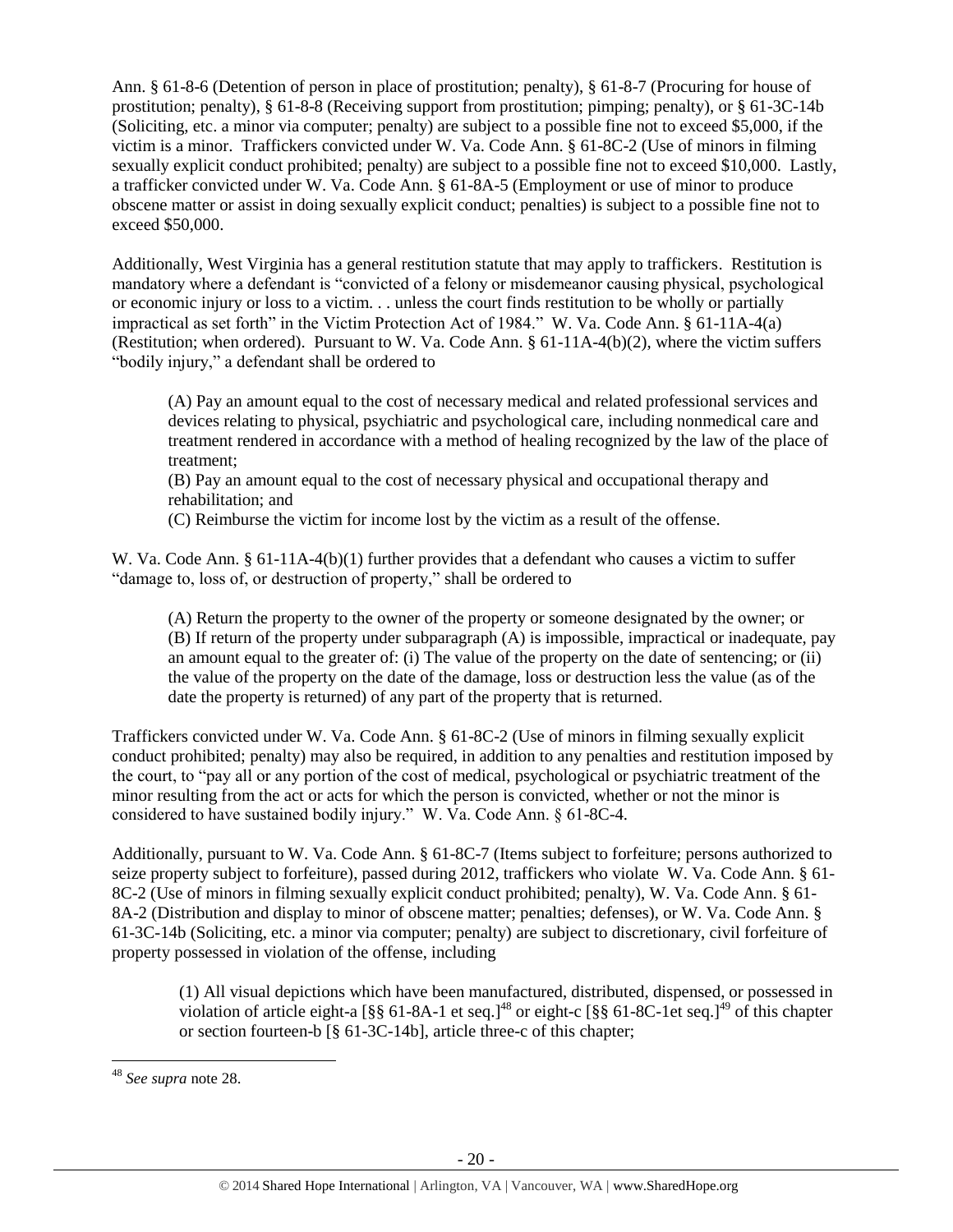Ann. § 61-8-6 (Detention of person in place of prostitution; penalty), § 61-8-7 (Procuring for house of prostitution; penalty), § 61-8-8 (Receiving support from prostitution; pimping; penalty), or § 61-3C-14b (Soliciting, etc. a minor via computer; penalty) are subject to a possible fine not to exceed $5,000, if the victim is a minor. Traffickers convicted under W. Va. Code Ann. § 61-8C-2 (Use of minors in filming sexually explicit conduct prohibited; penalty) are subject to a possible fine not to exceed $10,000. Lastly, a trafficker convicted under W. Va. Code Ann. § 61-8A-5 (Employment or use of minor to produce obscene matter or assist in doing sexually explicit conduct; penalties) is subject to a possible fine not to exceed $50,000.

Additionally, West Virginia has a general restitution statute that may apply to traffickers. Restitution is mandatory where a defendant is "convicted of a felony or misdemeanor causing physical, psychological or economic injury or loss to a victim. . . unless the court finds restitution to be wholly or partially impractical as set forth" in the Victim Protection Act of 1984." W. Va. Code Ann. § 61-11A-4(a) (Restitution; when ordered). Pursuant to W. Va. Code Ann. § 61-11A-4(b)(2), where the victim suffers "bodily injury," a defendant shall be ordered to

> (A) Pay an amount equal to the cost of necessary medical and related professional services and devices relating to physical, psychiatric and psychological care, including nonmedical care and treatment rendered in accordance with a method of healing recognized by the law of the place of treatment;
> (B) Pay an amount equal to the cost of necessary physical and occupational therapy and rehabilitation; and
> (C) Reimburse the victim for income lost by the victim as a result of the offense.

W. Va. Code Ann. § 61-11A-4(b)(1) further provides that a defendant who causes a victim to suffer "damage to, loss of, or destruction of property," shall be ordered to

> (A) Return the property to the owner of the property or someone designated by the owner; or
> (B) If return of the property under subparagraph (A) is impossible, impractical or inadequate, pay an amount equal to the greater of: (i) The value of the property on the date of sentencing; or (ii) the value of the property on the date of the damage, loss or destruction less the value (as of the date the property is returned) of any part of the property that is returned.

Traffickers convicted under W. Va. Code Ann. § 61-8C-2 (Use of minors in filming sexually explicit conduct prohibited; penalty) may also be required, in addition to any penalties and restitution imposed by the court, to "pay all or any portion of the cost of medical, psychological or psychiatric treatment of the minor resulting from the act or acts for which the person is convicted, whether or not the minor is considered to have sustained bodily injury." W. Va. Code Ann. § 61-8C-4.

Additionally, pursuant to W. Va. Code Ann. § 61-8C-7 (Items subject to forfeiture; persons authorized to seize property subject to forfeiture), passed during 2012, traffickers who violate W. Va. Code Ann. § 61-8C-2 (Use of minors in filming sexually explicit conduct prohibited; penalty), W. Va. Code Ann. § 61-8A-2 (Distribution and display to minor of obscene matter; penalties; defenses), or W. Va. Code Ann. § 61-3C-14b (Soliciting, etc. a minor via computer; penalty) are subject to discretionary, civil forfeiture of property possessed in violation of the offense, including

> (1) All visual depictions which have been manufactured, distributed, dispensed, or possessed in violation of article eight-a [§§ 61-8A-1 et seq.][48] or eight-c [§§ 61-8C-1et seq.][49] of this chapter or section fourteen-b [§ 61-3C-14b], article three-c of this chapter;

---

[48] *See supra* note 28.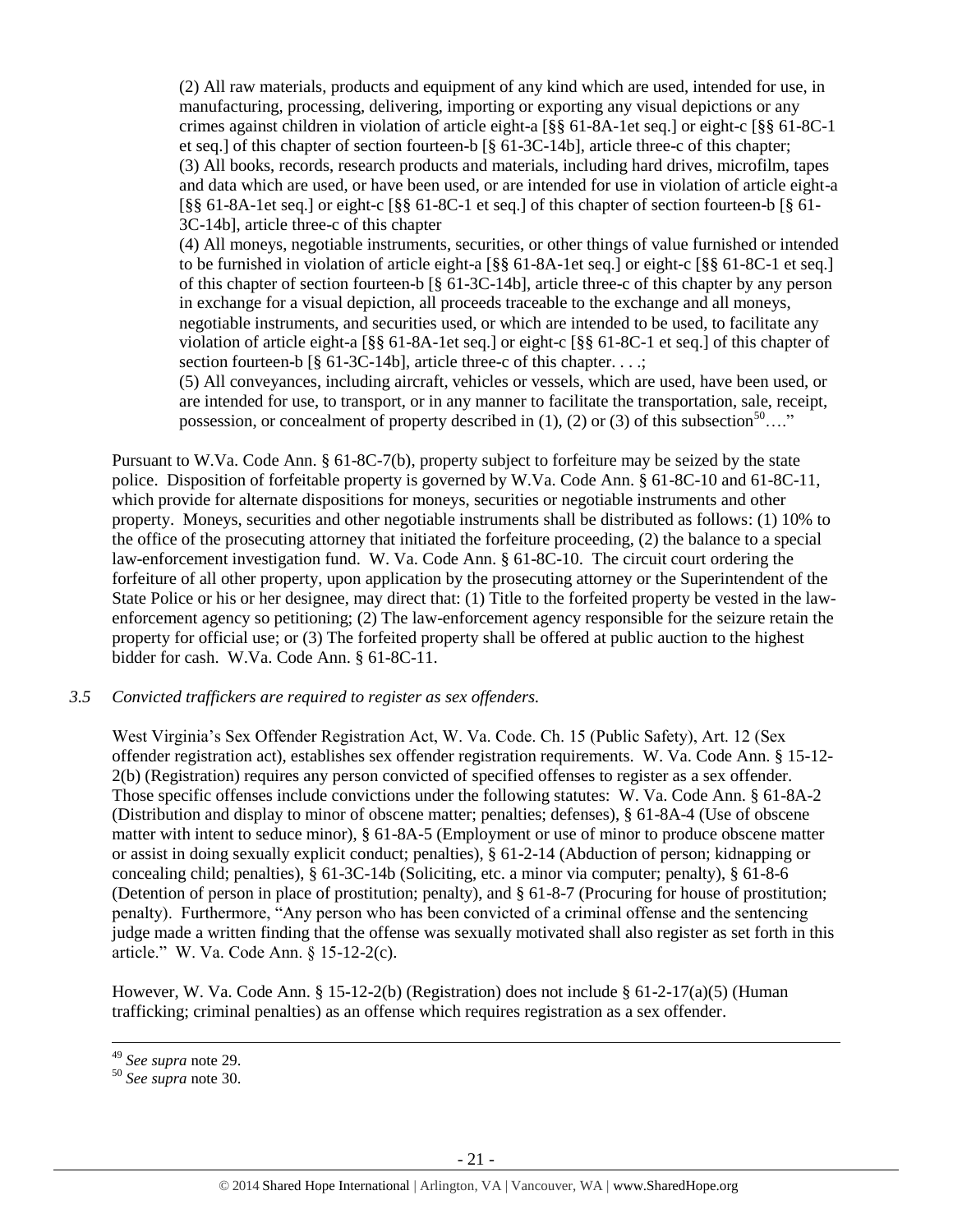(2) All raw materials, products and equipment of any kind which are used, intended for use, in manufacturing, processing, delivering, importing or exporting any visual depictions or any crimes against children in violation of article eight-a [§§ 61-8A-1et seq.] or eight-c [§§ 61-8C-1 et seq.] of this chapter of section fourteen-b [§ 61-3C-14b], article three-c of this chapter;
(3) All books, records, research products and materials, including hard drives, microfilm, tapes and data which are used, or have been used, or are intended for use in violation of article eight-a [§§ 61-8A-1et seq.] or eight-c [§§ 61-8C-1 et seq.] of this chapter of section fourteen-b [§ 61-3C-14b], article three-c of this chapter
(4) All moneys, negotiable instruments, securities, or other things of value furnished or intended to be furnished in violation of article eight-a [§§ 61-8A-1et seq.] or eight-c [§§ 61-8C-1 et seq.] of this chapter of section fourteen-b [§ 61-3C-14b], article three-c of this chapter by any person in exchange for a visual depiction, all proceeds traceable to the exchange and all moneys, negotiable instruments, and securities used, or which are intended to be used, to facilitate any violation of article eight-a [§§ 61-8A-1et seq.] or eight-c [§§ 61-8C-1 et seq.] of this chapter of section fourteen-b [§ 61-3C-14b], article three-c of this chapter. . . .;
(5) All conveyances, including aircraft, vehicles or vessels, which are used, have been used, or are intended for use, to transport, or in any manner to facilitate the transportation, sale, receipt, possession, or concealment of property described in (1), (2) or (3) of this subsection[50]…."

Pursuant to W.Va. Code Ann. § 61-8C-7(b), property subject to forfeiture may be seized by the state police. Disposition of forfeitable property is governed by W.Va. Code Ann. § 61-8C-10 and 61-8C-11, which provide for alternate dispositions for moneys, securities or negotiable instruments and other property. Moneys, securities and other negotiable instruments shall be distributed as follows: (1) 10% to the office of the prosecuting attorney that initiated the forfeiture proceeding, (2) the balance to a special law-enforcement investigation fund. W. Va. Code Ann. § 61-8C-10. The circuit court ordering the forfeiture of all other property, upon application by the prosecuting attorney or the Superintendent of the State Police or his or her designee, may direct that: (1) Title to the forfeited property be vested in the law-enforcement agency so petitioning; (2) The law-enforcement agency responsible for the seizure retain the property for official use; or (3) The forfeited property shall be offered at public auction to the highest bidder for cash. W.Va. Code Ann. § 61-8C-11.

*3.5 Convicted traffickers are required to register as sex offenders.*

West Virginia's Sex Offender Registration Act, W. Va. Code. Ch. 15 (Public Safety), Art. 12 (Sex offender registration act), establishes sex offender registration requirements. W. Va. Code Ann. § 15-12-2(b) (Registration) requires any person convicted of specified offenses to register as a sex offender. Those specific offenses include convictions under the following statutes: W. Va. Code Ann. § 61-8A-2 (Distribution and display to minor of obscene matter; penalties; defenses), § 61-8A-4 (Use of obscene matter with intent to seduce minor), § 61-8A-5 (Employment or use of minor to produce obscene matter or assist in doing sexually explicit conduct; penalties), § 61-2-14 (Abduction of person; kidnapping or concealing child; penalties), § 61-3C-14b (Soliciting, etc. a minor via computer; penalty), § 61-8-6 (Detention of person in place of prostitution; penalty), and § 61-8-7 (Procuring for house of prostitution; penalty). Furthermore, "Any person who has been convicted of a criminal offense and the sentencing judge made a written finding that the offense was sexually motivated shall also register as set forth in this article." W. Va. Code Ann. § 15-12-2(c).

However, W. Va. Code Ann. § 15-12-2(b) (Registration) does not include § 61-2-17(a)(5) (Human trafficking; criminal penalties) as an offense which requires registration as a sex offender.

[49] *See supra* note 29.
[50] *See supra* note 30.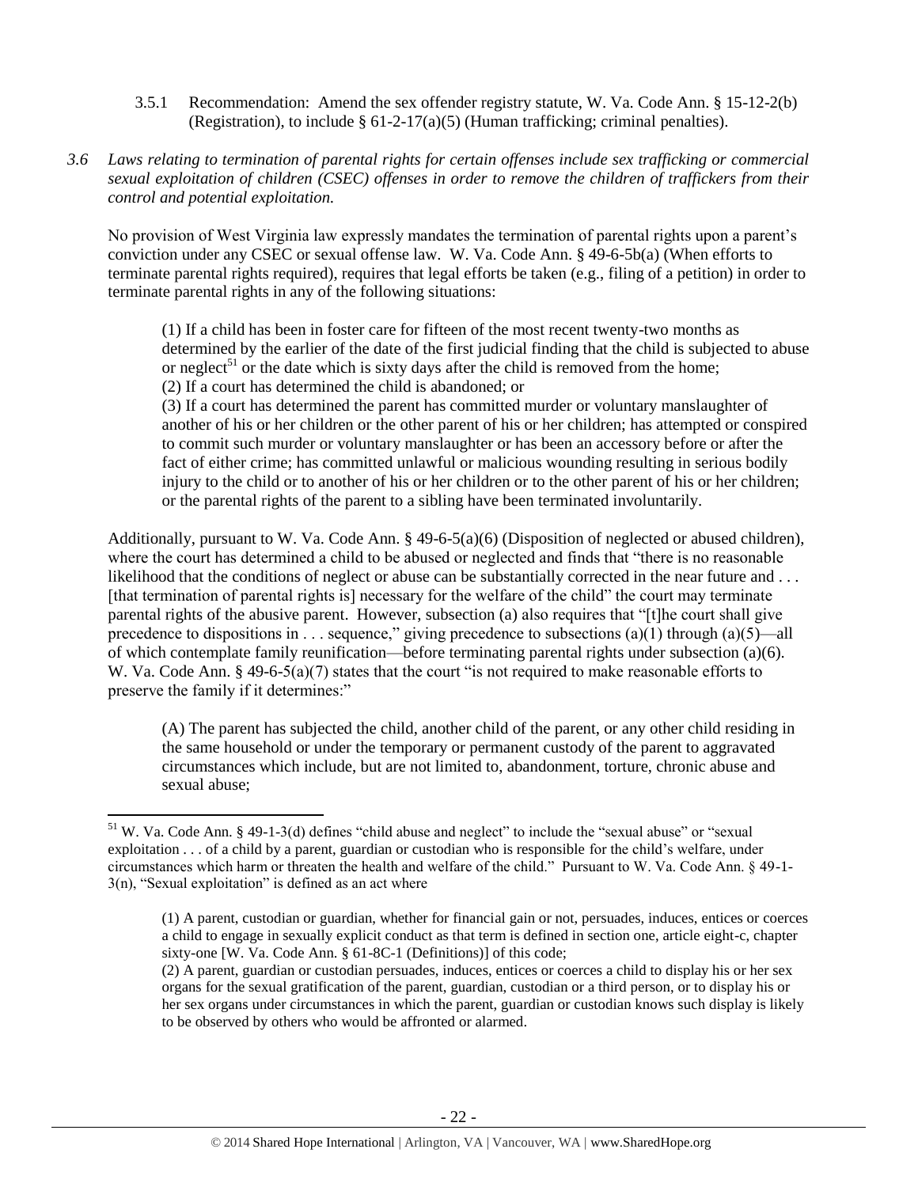3.5.1 Recommendation: Amend the sex offender registry statute, W. Va. Code Ann. § 15-12-2(b) (Registration), to include § 61-2-17(a)(5) (Human trafficking; criminal penalties).

*3.6 Laws relating to termination of parental rights for certain offenses include sex trafficking or commercial sexual exploitation of children (CSEC) offenses in order to remove the children of traffickers from their control and potential exploitation.*

No provision of West Virginia law expressly mandates the termination of parental rights upon a parent's conviction under any CSEC or sexual offense law. W. Va. Code Ann. § 49-6-5b(a) (When efforts to terminate parental rights required), requires that legal efforts be taken (e.g., filing of a petition) in order to terminate parental rights in any of the following situations:

> (1) If a child has been in foster care for fifteen of the most recent twenty-two months as determined by the earlier of the date of the first judicial finding that the child is subjected to abuse or neglect[51] or the date which is sixty days after the child is removed from the home;
> (2) If a court has determined the child is abandoned; or
> (3) If a court has determined the parent has committed murder or voluntary manslaughter of another of his or her children or the other parent of his or her children; has attempted or conspired to commit such murder or voluntary manslaughter or has been an accessory before or after the fact of either crime; has committed unlawful or malicious wounding resulting in serious bodily injury to the child or to another of his or her children or to the other parent of his or her children; or the parental rights of the parent to a sibling have been terminated involuntarily.

Additionally, pursuant to W. Va. Code Ann. § 49-6-5(a)(6) (Disposition of neglected or abused children), where the court has determined a child to be abused or neglected and finds that "there is no reasonable likelihood that the conditions of neglect or abuse can be substantially corrected in the near future and . . . [that termination of parental rights is] necessary for the welfare of the child" the court may terminate parental rights of the abusive parent. However, subsection (a) also requires that "[t]he court shall give precedence to dispositions in . . . sequence," giving precedence to subsections (a)(1) through (a)(5)—all of which contemplate family reunification—before terminating parental rights under subsection (a)(6). W. Va. Code Ann. § 49-6-5(a)(7) states that the court "is not required to make reasonable efforts to preserve the family if it determines:"

> (A) The parent has subjected the child, another child of the parent, or any other child residing in the same household or under the temporary or permanent custody of the parent to aggravated circumstances which include, but are not limited to, abandonment, torture, chronic abuse and sexual abuse;

---

[51] W. Va. Code Ann. § 49-1-3(d) defines "child abuse and neglect" to include the "sexual abuse" or "sexual exploitation . . . of a child by a parent, guardian or custodian who is responsible for the child's welfare, under circumstances which harm or threaten the health and welfare of the child." Pursuant to W. Va. Code Ann. § 49-1-3(n), "Sexual exploitation" is defined as an act where

> (1) A parent, custodian or guardian, whether for financial gain or not, persuades, induces, entices or coerces a child to engage in sexually explicit conduct as that term is defined in section one, article eight-c, chapter sixty-one [W. Va. Code Ann. § 61-8C-1 (Definitions)] of this code;
> (2) A parent, guardian or custodian persuades, induces, entices or coerces a child to display his or her sex organs for the sexual gratification of the parent, guardian, custodian or a third person, or to display his or her sex organs under circumstances in which the parent, guardian or custodian knows such display is likely to be observed by others who would be affronted or alarmed.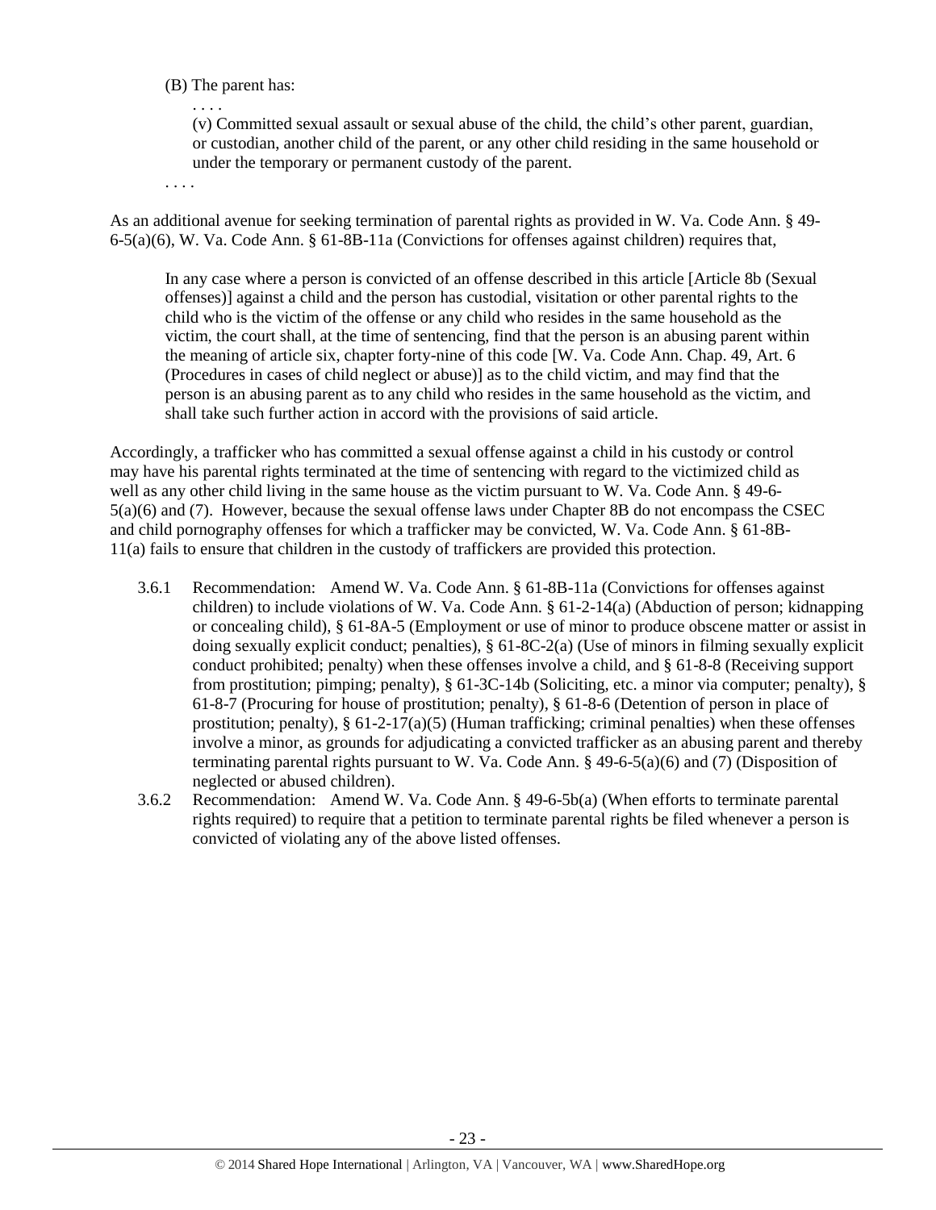(B) The parent has:

. . . .

(v) Committed sexual assault or sexual abuse of the child, the child's other parent, guardian, or custodian, another child of the parent, or any other child residing in the same household or under the temporary or permanent custody of the parent.

. . . .

As an additional avenue for seeking termination of parental rights as provided in W. Va. Code Ann. § 49-6-5(a)(6), W. Va. Code Ann. § 61-8B-11a (Convictions for offenses against children) requires that,

> In any case where a person is convicted of an offense described in this article [Article 8b (Sexual offenses)] against a child and the person has custodial, visitation or other parental rights to the child who is the victim of the offense or any child who resides in the same household as the victim, the court shall, at the time of sentencing, find that the person is an abusing parent within the meaning of article six, chapter forty-nine of this code [W. Va. Code Ann. Chap. 49, Art. 6 (Procedures in cases of child neglect or abuse)] as to the child victim, and may find that the person is an abusing parent as to any child who resides in the same household as the victim, and shall take such further action in accord with the provisions of said article.

Accordingly, a trafficker who has committed a sexual offense against a child in his custody or control may have his parental rights terminated at the time of sentencing with regard to the victimized child as well as any other child living in the same house as the victim pursuant to W. Va. Code Ann. § 49-6-5(a)(6) and (7). However, because the sexual offense laws under Chapter 8B do not encompass the CSEC and child pornography offenses for which a trafficker may be convicted, W. Va. Code Ann. § 61-8B-11(a) fails to ensure that children in the custody of traffickers are provided this protection.

3.6.1 Recommendation: Amend W. Va. Code Ann. § 61-8B-11a (Convictions for offenses against children) to include violations of W. Va. Code Ann. § 61-2-14(a) (Abduction of person; kidnapping or concealing child), § 61-8A-5 (Employment or use of minor to produce obscene matter or assist in doing sexually explicit conduct; penalties), § 61-8C-2(a) (Use of minors in filming sexually explicit conduct prohibited; penalty) when these offenses involve a child, and § 61-8-8 (Receiving support from prostitution; pimping; penalty), § 61-3C-14b (Soliciting, etc. a minor via computer; penalty), § 61-8-7 (Procuring for house of prostitution; penalty), § 61-8-6 (Detention of person in place of prostitution; penalty), § 61-2-17(a)(5) (Human trafficking; criminal penalties) when these offenses involve a minor, as grounds for adjudicating a convicted trafficker as an abusing parent and thereby terminating parental rights pursuant to W. Va. Code Ann. § 49-6-5(a)(6) and (7) (Disposition of neglected or abused children).

3.6.2 Recommendation: Amend W. Va. Code Ann. § 49-6-5b(a) (When efforts to terminate parental rights required) to require that a petition to terminate parental rights be filed whenever a person is convicted of violating any of the above listed offenses.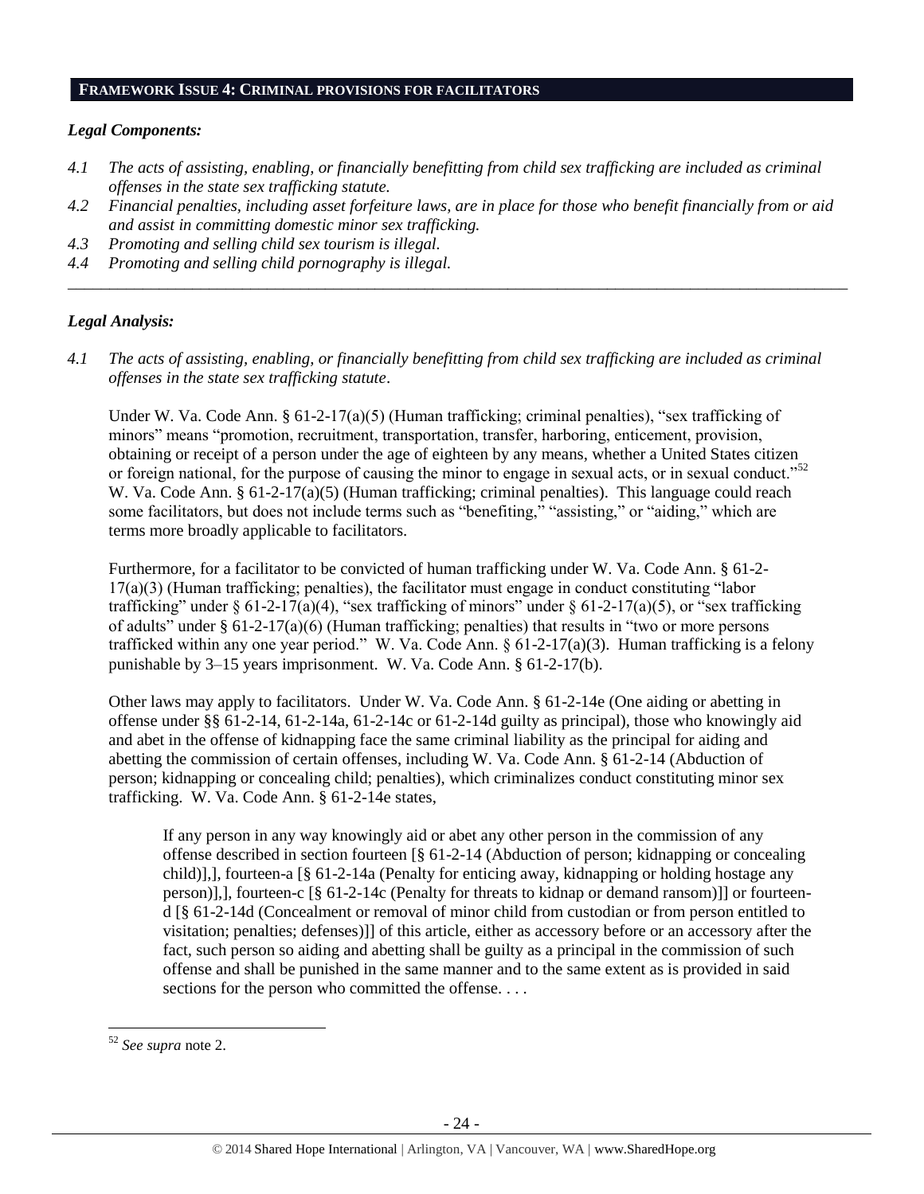## FRAMEWORK ISSUE 4: CRIMINAL PROVISIONS FOR FACILITATORS

### *Legal Components:*

*4.1 The acts of assisting, enabling, or financially benefitting from child sex trafficking are included as criminal offenses in the state sex trafficking statute.*

*4.2 Financial penalties, including asset forfeiture laws, are in place for those who benefit financially from or aid and assist in committing domestic minor sex trafficking.*

*4.3 Promoting and selling child sex tourism is illegal.*

*4.4 Promoting and selling child pornography is illegal.*

---

### *Legal Analysis:*

*4.1 The acts of assisting, enabling, or financially benefitting from child sex trafficking are included as criminal offenses in the state sex trafficking statute*.

Under W. Va. Code Ann. § 61-2-17(a)(5) (Human trafficking; criminal penalties), "sex trafficking of minors" means "promotion, recruitment, transportation, transfer, harboring, enticement, provision, obtaining or receipt of a person under the age of eighteen by any means, whether a United States citizen or foreign national, for the purpose of causing the minor to engage in sexual acts, or in sexual conduct."[52] W. Va. Code Ann. § 61-2-17(a)(5) (Human trafficking; criminal penalties). This language could reach some facilitators, but does not include terms such as "benefiting," "assisting," or "aiding," which are terms more broadly applicable to facilitators.

Furthermore, for a facilitator to be convicted of human trafficking under W. Va. Code Ann. § 61-2-17(a)(3) (Human trafficking; penalties), the facilitator must engage in conduct constituting "labor trafficking" under § 61-2-17(a)(4), "sex trafficking of minors" under § 61-2-17(a)(5), or "sex trafficking of adults" under § 61-2-17(a)(6) (Human trafficking; penalties) that results in "two or more persons trafficked within any one year period." W. Va. Code Ann. § 61-2-17(a)(3). Human trafficking is a felony punishable by 3–15 years imprisonment. W. Va. Code Ann. § 61-2-17(b).

Other laws may apply to facilitators. Under W. Va. Code Ann. § 61-2-14e (One aiding or abetting in offense under §§ 61-2-14, 61-2-14a, 61-2-14c or 61-2-14d guilty as principal), those who knowingly aid and abet in the offense of kidnapping face the same criminal liability as the principal for aiding and abetting the commission of certain offenses, including W. Va. Code Ann. § 61-2-14 (Abduction of person; kidnapping or concealing child; penalties), which criminalizes conduct constituting minor sex trafficking. W. Va. Code Ann. § 61-2-14e states,

> If any person in any way knowingly aid or abet any other person in the commission of any offense described in section fourteen [§ 61-2-14 (Abduction of person; kidnapping or concealing child)],], fourteen-a [§ 61-2-14a (Penalty for enticing away, kidnapping or holding hostage any person)],], fourteen-c [§ 61-2-14c (Penalty for threats to kidnap or demand ransom)]] or fourteen-d [§ 61-2-14d (Concealment or removal of minor child from custodian or from person entitled to visitation; penalties; defenses)]] of this article, either as accessory before or an accessory after the fact, such person so aiding and abetting shall be guilty as a principal in the commission of such offense and shall be punished in the same manner and to the same extent as is provided in said sections for the person who committed the offense. . . .

---

[52] *See supra* note 2.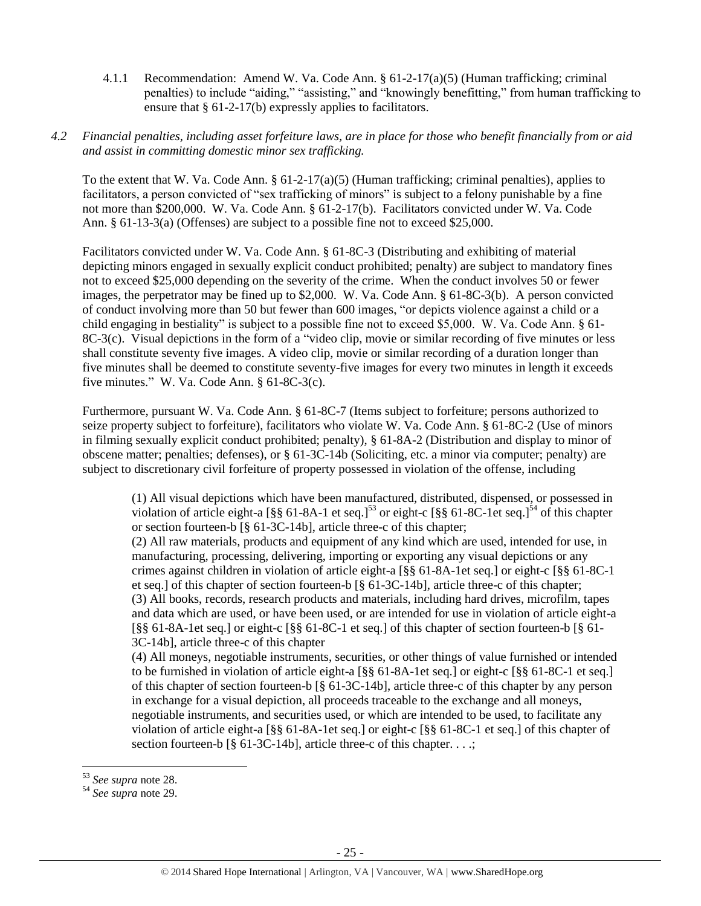4.1.1 Recommendation: Amend W. Va. Code Ann. § 61-2-17(a)(5) (Human trafficking; criminal penalties) to include "aiding," "assisting," and "knowingly benefitting," from human trafficking to ensure that § 61-2-17(b) expressly applies to facilitators.

*4.2 Financial penalties, including asset forfeiture laws, are in place for those who benefit financially from or aid and assist in committing domestic minor sex trafficking.*

To the extent that W. Va. Code Ann. § 61-2-17(a)(5) (Human trafficking; criminal penalties), applies to facilitators, a person convicted of "sex trafficking of minors" is subject to a felony punishable by a fine not more than $200,000. W. Va. Code Ann. § 61-2-17(b). Facilitators convicted under W. Va. Code Ann. § 61-13-3(a) (Offenses) are subject to a possible fine not to exceed $25,000.

Facilitators convicted under W. Va. Code Ann. § 61-8C-3 (Distributing and exhibiting of material depicting minors engaged in sexually explicit conduct prohibited; penalty) are subject to mandatory fines not to exceed $25,000 depending on the severity of the crime. When the conduct involves 50 or fewer images, the perpetrator may be fined up to $2,000. W. Va. Code Ann. § 61-8C-3(b). A person convicted of conduct involving more than 50 but fewer than 600 images, "or depicts violence against a child or a child engaging in bestiality" is subject to a possible fine not to exceed $5,000. W. Va. Code Ann. § 61-8C-3(c). Visual depictions in the form of a "video clip, movie or similar recording of five minutes or less shall constitute seventy five images. A video clip, movie or similar recording of a duration longer than five minutes shall be deemed to constitute seventy-five images for every two minutes in length it exceeds five minutes." W. Va. Code Ann. § 61-8C-3(c).

Furthermore, pursuant W. Va. Code Ann. § 61-8C-7 (Items subject to forfeiture; persons authorized to seize property subject to forfeiture), facilitators who violate W. Va. Code Ann. § 61-8C-2 (Use of minors in filming sexually explicit conduct prohibited; penalty), § 61-8A-2 (Distribution and display to minor of obscene matter; penalties; defenses), or § 61-3C-14b (Soliciting, etc. a minor via computer; penalty) are subject to discretionary civil forfeiture of property possessed in violation of the offense, including

> (1) All visual depictions which have been manufactured, distributed, dispensed, or possessed in violation of article eight-a [§§ 61-8A-1 et seq.][53] or eight-c [§§ 61-8C-1et seq.][54] of this chapter or section fourteen-b [§ 61-3C-14b], article three-c of this chapter;
> (2) All raw materials, products and equipment of any kind which are used, intended for use, in manufacturing, processing, delivering, importing or exporting any visual depictions or any crimes against children in violation of article eight-a [§§ 61-8A-1et seq.] or eight-c [§§ 61-8C-1 et seq.] of this chapter of section fourteen-b [§ 61-3C-14b], article three-c of this chapter;
> (3) All books, records, research products and materials, including hard drives, microfilm, tapes and data which are used, or have been used, or are intended for use in violation of article eight-a [§§ 61-8A-1et seq.] or eight-c [§§ 61-8C-1 et seq.] of this chapter of section fourteen-b [§ 61-3C-14b], article three-c of this chapter
> (4) All moneys, negotiable instruments, securities, or other things of value furnished or intended to be furnished in violation of article eight-a [§§ 61-8A-1et seq.] or eight-c [§§ 61-8C-1 et seq.] of this chapter of section fourteen-b [§ 61-3C-14b], article three-c of this chapter by any person in exchange for a visual depiction, all proceeds traceable to the exchange and all moneys, negotiable instruments, and securities used, or which are intended to be used, to facilitate any violation of article eight-a [§§ 61-8A-1et seq.] or eight-c [§§ 61-8C-1 et seq.] of this chapter of section fourteen-b [§ 61-3C-14b], article three-c of this chapter. . . .;

[53] *See supra* note 28.
[54] *See supra* note 29.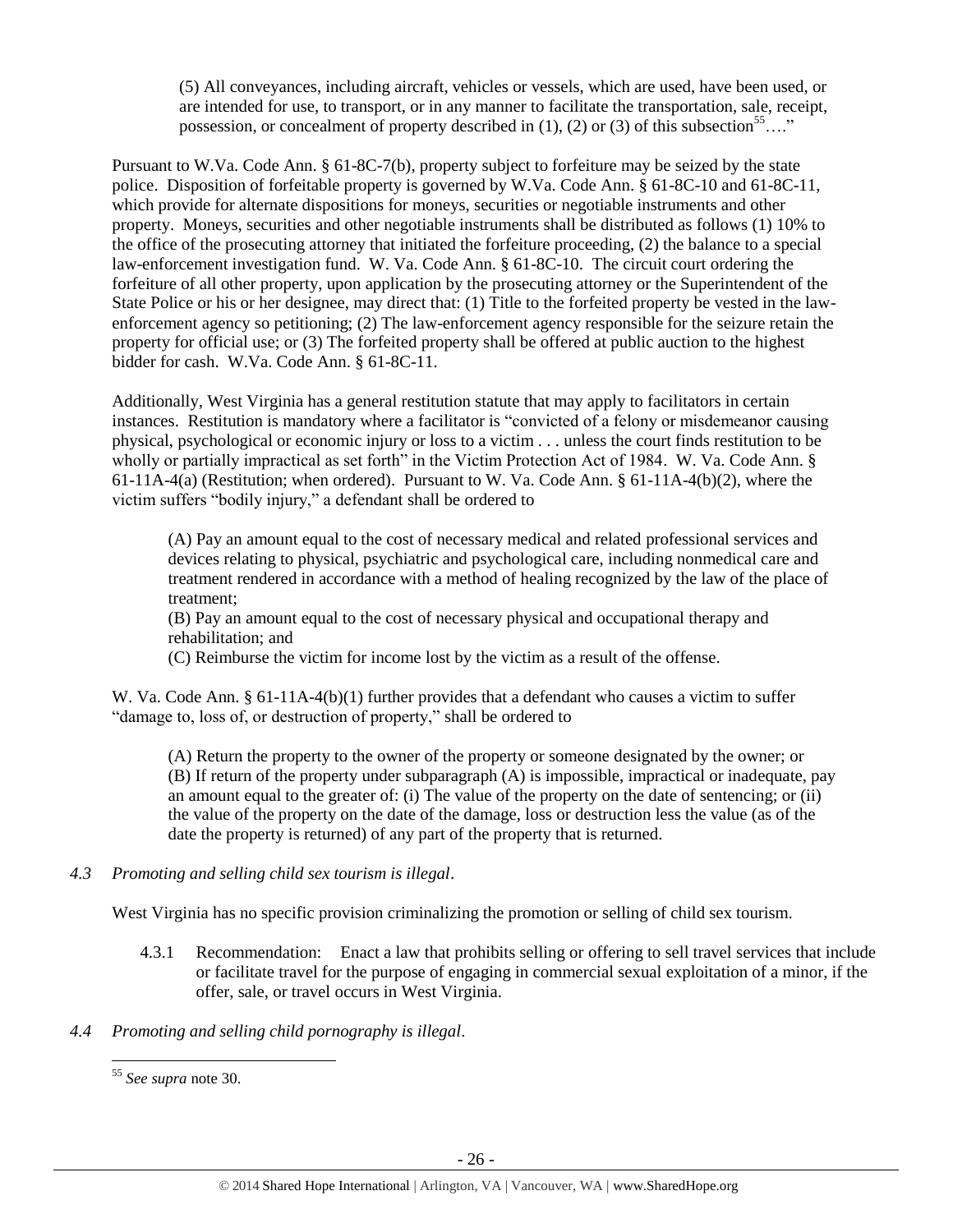(5) All conveyances, including aircraft, vehicles or vessels, which are used, have been used, or are intended for use, to transport, or in any manner to facilitate the transportation, sale, receipt, possession, or concealment of property described in (1), (2) or (3) of this subsection[55]…."

Pursuant to W.Va. Code Ann. § 61-8C-7(b), property subject to forfeiture may be seized by the state police. Disposition of forfeitable property is governed by W.Va. Code Ann. § 61-8C-10 and 61-8C-11, which provide for alternate dispositions for moneys, securities or negotiable instruments and other property. Moneys, securities and other negotiable instruments shall be distributed as follows (1) 10% to the office of the prosecuting attorney that initiated the forfeiture proceeding, (2) the balance to a special law-enforcement investigation fund. W. Va. Code Ann. § 61-8C-10. The circuit court ordering the forfeiture of all other property, upon application by the prosecuting attorney or the Superintendent of the State Police or his or her designee, may direct that: (1) Title to the forfeited property be vested in the law-enforcement agency so petitioning; (2) The law-enforcement agency responsible for the seizure retain the property for official use; or (3) The forfeited property shall be offered at public auction to the highest bidder for cash. W.Va. Code Ann. § 61-8C-11.

Additionally, West Virginia has a general restitution statute that may apply to facilitators in certain instances. Restitution is mandatory where a facilitator is "convicted of a felony or misdemeanor causing physical, psychological or economic injury or loss to a victim . . . unless the court finds restitution to be wholly or partially impractical as set forth" in the Victim Protection Act of 1984. W. Va. Code Ann. § 61-11A-4(a) (Restitution; when ordered). Pursuant to W. Va. Code Ann. § 61-11A-4(b)(2), where the victim suffers "bodily injury," a defendant shall be ordered to

> (A) Pay an amount equal to the cost of necessary medical and related professional services and devices relating to physical, psychiatric and psychological care, including nonmedical care and treatment rendered in accordance with a method of healing recognized by the law of the place of treatment;
> (B) Pay an amount equal to the cost of necessary physical and occupational therapy and rehabilitation; and
> (C) Reimburse the victim for income lost by the victim as a result of the offense.

W. Va. Code Ann. § 61-11A-4(b)(1) further provides that a defendant who causes a victim to suffer "damage to, loss of, or destruction of property," shall be ordered to

> (A) Return the property to the owner of the property or someone designated by the owner; or
> (B) If return of the property under subparagraph (A) is impossible, impractical or inadequate, pay an amount equal to the greater of: (i) The value of the property on the date of sentencing; or (ii) the value of the property on the date of the damage, loss or destruction less the value (as of the date the property is returned) of any part of the property that is returned.

*4.3 Promoting and selling child sex tourism is illegal.*

West Virginia has no specific provision criminalizing the promotion or selling of child sex tourism.

4.3.1 Recommendation: Enact a law that prohibits selling or offering to sell travel services that include or facilitate travel for the purpose of engaging in commercial sexual exploitation of a minor, if the offer, sale, or travel occurs in West Virginia.

*4.4 Promoting and selling child pornography is illegal.*

---

[55] *See supra* note 30.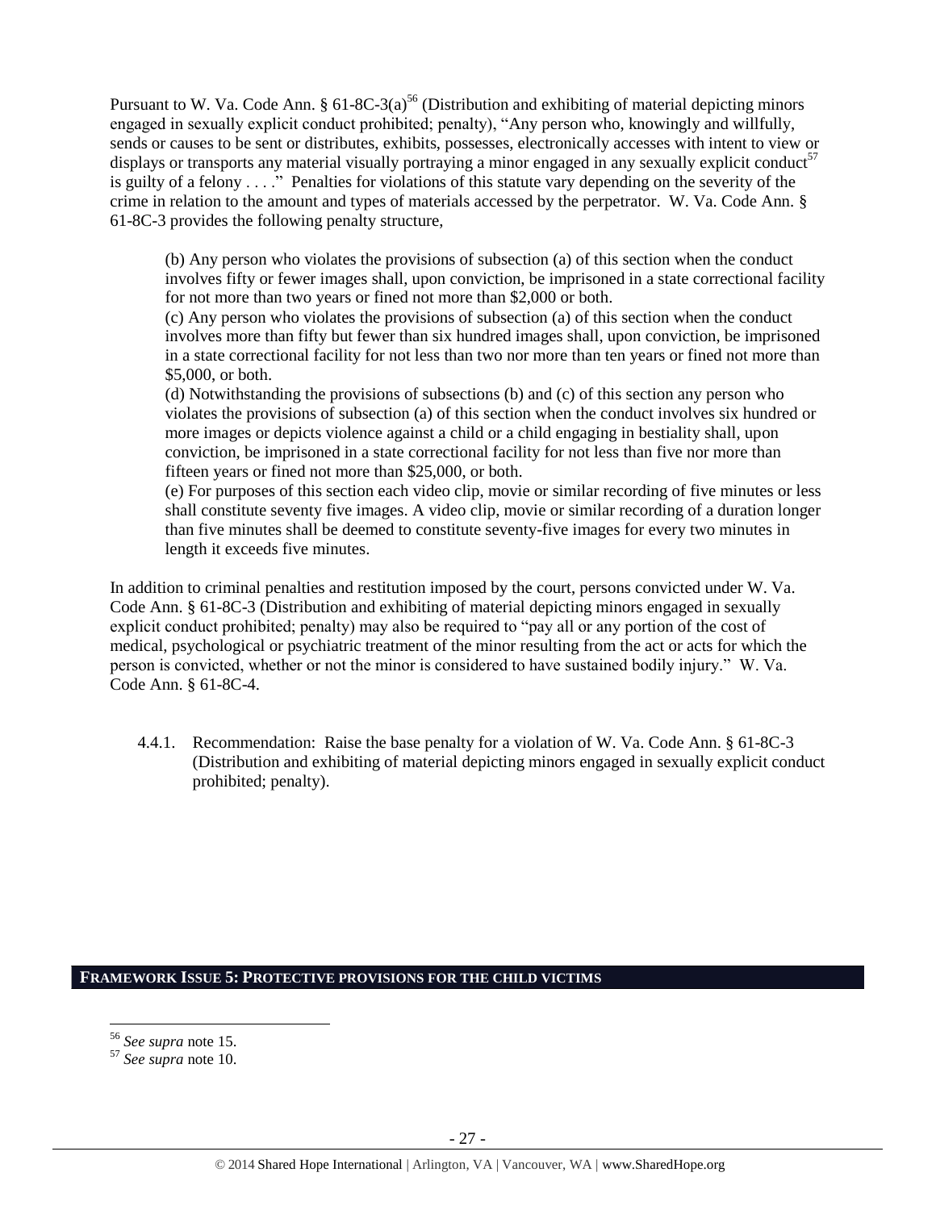Pursuant to W. Va. Code Ann. § 61-8C-3(a)[56] (Distribution and exhibiting of material depicting minors engaged in sexually explicit conduct prohibited; penalty), "Any person who, knowingly and willfully, sends or causes to be sent or distributes, exhibits, possesses, electronically accesses with intent to view or displays or transports any material visually portraying a minor engaged in any sexually explicit conduct[57] is guilty of a felony . . . ." Penalties for violations of this statute vary depending on the severity of the crime in relation to the amount and types of materials accessed by the perpetrator. W. Va. Code Ann. § 61-8C-3 provides the following penalty structure,

> (b) Any person who violates the provisions of subsection (a) of this section when the conduct involves fifty or fewer images shall, upon conviction, be imprisoned in a state correctional facility for not more than two years or fined not more than $2,000 or both.
> (c) Any person who violates the provisions of subsection (a) of this section when the conduct involves more than fifty but fewer than six hundred images shall, upon conviction, be imprisoned in a state correctional facility for not less than two nor more than ten years or fined not more than $5,000, or both.
> (d) Notwithstanding the provisions of subsections (b) and (c) of this section any person who violates the provisions of subsection (a) of this section when the conduct involves six hundred or more images or depicts violence against a child or a child engaging in bestiality shall, upon conviction, be imprisoned in a state correctional facility for not less than five nor more than fifteen years or fined not more than $25,000, or both.
> (e) For purposes of this section each video clip, movie or similar recording of five minutes or less shall constitute seventy five images. A video clip, movie or similar recording of a duration longer than five minutes shall be deemed to constitute seventy-five images for every two minutes in length it exceeds five minutes.

In addition to criminal penalties and restitution imposed by the court, persons convicted under W. Va. Code Ann. § 61-8C-3 (Distribution and exhibiting of material depicting minors engaged in sexually explicit conduct prohibited; penalty) may also be required to "pay all or any portion of the cost of medical, psychological or psychiatric treatment of the minor resulting from the act or acts for which the person is convicted, whether or not the minor is considered to have sustained bodily injury." W. Va. Code Ann. § 61-8C-4.

4.4.1. Recommendation: Raise the base penalty for a violation of W. Va. Code Ann. § 61-8C-3 (Distribution and exhibiting of material depicting minors engaged in sexually explicit conduct prohibited; penalty).

## FRAMEWORK ISSUE 5: PROTECTIVE PROVISIONS FOR THE CHILD VICTIMS

---

[56] *See supra* note 15.
[57] *See supra* note 10.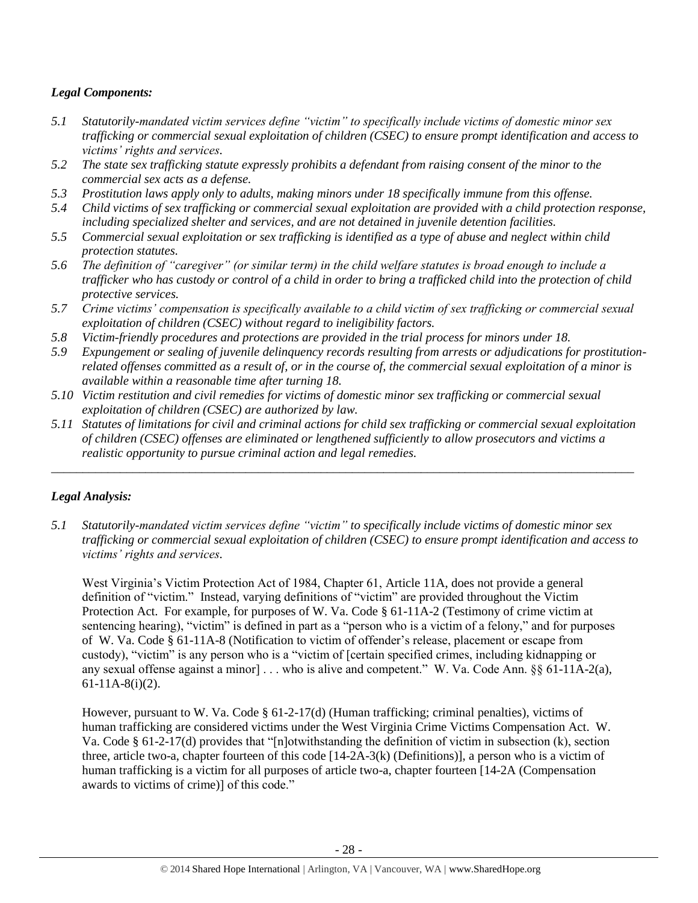### *Legal Components:*

*5.1 Statutorily-mandated victim services define "victim" to specifically include victims of domestic minor sex trafficking or commercial sexual exploitation of children (CSEC) to ensure prompt identification and access to victims' rights and services.*

*5.2 The state sex trafficking statute expressly prohibits a defendant from raising consent of the minor to the commercial sex acts as a defense.*

*5.3 Prostitution laws apply only to adults, making minors under 18 specifically immune from this offense.*

*5.4 Child victims of sex trafficking or commercial sexual exploitation are provided with a child protection response, including specialized shelter and services, and are not detained in juvenile detention facilities.*

*5.5 Commercial sexual exploitation or sex trafficking is identified as a type of abuse and neglect within child protection statutes.*

*5.6 The definition of "caregiver" (or similar term) in the child welfare statutes is broad enough to include a trafficker who has custody or control of a child in order to bring a trafficked child into the protection of child protective services.*

*5.7 Crime victims' compensation is specifically available to a child victim of sex trafficking or commercial sexual exploitation of children (CSEC) without regard to ineligibility factors.*

*5.8 Victim-friendly procedures and protections are provided in the trial process for minors under 18.*

*5.9 Expungement or sealing of juvenile delinquency records resulting from arrests or adjudications for prostitution-related offenses committed as a result of, or in the course of, the commercial sexual exploitation of a minor is available within a reasonable time after turning 18.*

*5.10 Victim restitution and civil remedies for victims of domestic minor sex trafficking or commercial sexual exploitation of children (CSEC) are authorized by law.*

*5.11 Statutes of limitations for civil and criminal actions for child sex trafficking or commercial sexual exploitation of children (CSEC) offenses are eliminated or lengthened sufficiently to allow prosecutors and victims a realistic opportunity to pursue criminal action and legal remedies.*

---

### *Legal Analysis:*

*5.1 Statutorily-mandated victim services define "victim" to specifically include victims of domestic minor sex trafficking or commercial sexual exploitation of children (CSEC) to ensure prompt identification and access to victims' rights and services.*

West Virginia's Victim Protection Act of 1984, Chapter 61, Article 11A, does not provide a general definition of "victim." Instead, varying definitions of "victim" are provided throughout the Victim Protection Act. For example, for purposes of W. Va. Code § 61-11A-2 (Testimony of crime victim at sentencing hearing), "victim" is defined in part as a "person who is a victim of a felony," and for purposes of W. Va. Code § 61-11A-8 (Notification to victim of offender's release, placement or escape from custody), "victim" is any person who is a "victim of [certain specified crimes, including kidnapping or any sexual offense against a minor] . . . who is alive and competent." W. Va. Code Ann. §§ 61-11A-2(a), 61-11A-8(i)(2).

However, pursuant to W. Va. Code § 61-2-17(d) (Human trafficking; criminal penalties), victims of human trafficking are considered victims under the West Virginia Crime Victims Compensation Act. W. Va. Code § 61-2-17(d) provides that "[n]otwithstanding the definition of victim in subsection (k), section three, article two-a, chapter fourteen of this code [14-2A-3(k) (Definitions)], a person who is a victim of human trafficking is a victim for all purposes of article two-a, chapter fourteen [14-2A (Compensation awards to victims of crime)] of this code."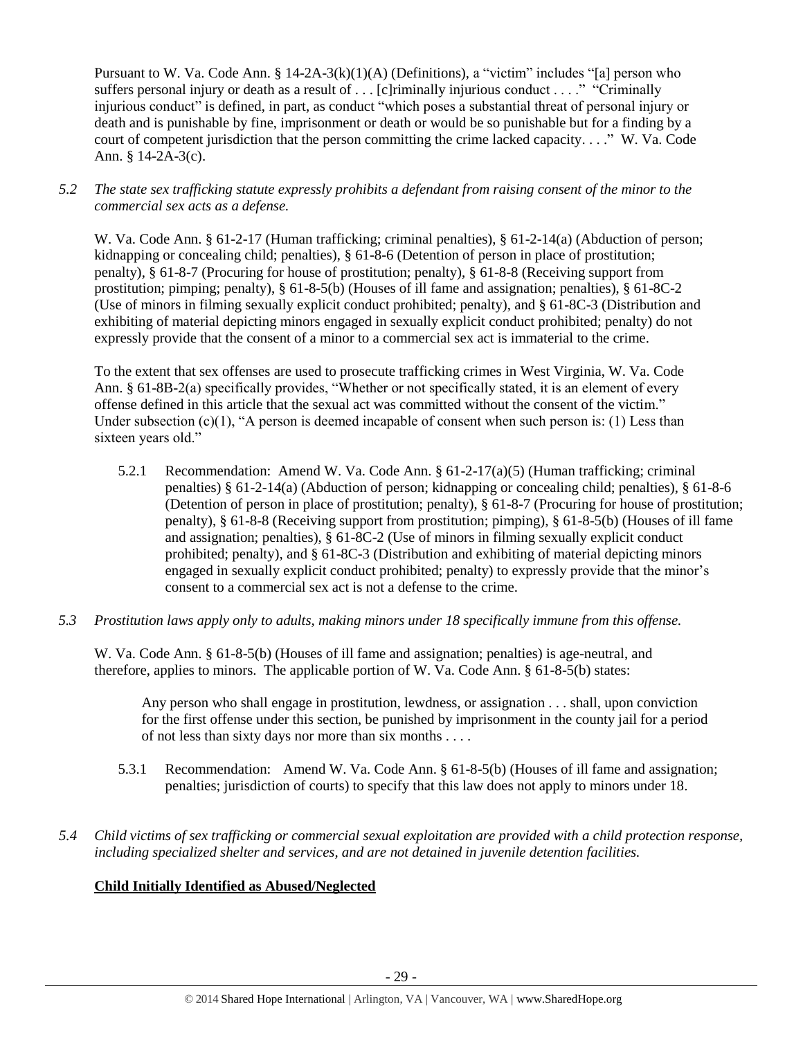Pursuant to W. Va. Code Ann. § 14-2A-3(k)(1)(A) (Definitions), a "victim" includes "[a] person who suffers personal injury or death as a result of . . . [c]riminally injurious conduct . . . ." "Criminally injurious conduct" is defined, in part, as conduct "which poses a substantial threat of personal injury or death and is punishable by fine, imprisonment or death or would be so punishable but for a finding by a court of competent jurisdiction that the person committing the crime lacked capacity. . . ." W. Va. Code Ann. § 14-2A-3(c).

*5.2 The state sex trafficking statute expressly prohibits a defendant from raising consent of the minor to the commercial sex acts as a defense.*

W. Va. Code Ann. § 61-2-17 (Human trafficking; criminal penalties), § 61-2-14(a) (Abduction of person; kidnapping or concealing child; penalties), § 61-8-6 (Detention of person in place of prostitution; penalty), § 61-8-7 (Procuring for house of prostitution; penalty), § 61-8-8 (Receiving support from prostitution; pimping; penalty), § 61-8-5(b) (Houses of ill fame and assignation; penalties), § 61-8C-2 (Use of minors in filming sexually explicit conduct prohibited; penalty), and § 61-8C-3 (Distribution and exhibiting of material depicting minors engaged in sexually explicit conduct prohibited; penalty) do not expressly provide that the consent of a minor to a commercial sex act is immaterial to the crime.

To the extent that sex offenses are used to prosecute trafficking crimes in West Virginia, W. Va. Code Ann. § 61-8B-2(a) specifically provides, "Whether or not specifically stated, it is an element of every offense defined in this article that the sexual act was committed without the consent of the victim." Under subsection (c)(1), "A person is deemed incapable of consent when such person is: (1) Less than sixteen years old."

5.2.1 Recommendation: Amend W. Va. Code Ann. § 61-2-17(a)(5) (Human trafficking; criminal penalties) § 61-2-14(a) (Abduction of person; kidnapping or concealing child; penalties), § 61-8-6 (Detention of person in place of prostitution; penalty), § 61-8-7 (Procuring for house of prostitution; penalty), § 61-8-8 (Receiving support from prostitution; pimping), § 61-8-5(b) (Houses of ill fame and assignation; penalties), § 61-8C-2 (Use of minors in filming sexually explicit conduct prohibited; penalty), and § 61-8C-3 (Distribution and exhibiting of material depicting minors engaged in sexually explicit conduct prohibited; penalty) to expressly provide that the minor's consent to a commercial sex act is not a defense to the crime.

*5.3 Prostitution laws apply only to adults, making minors under 18 specifically immune from this offense.*

W. Va. Code Ann. § 61-8-5(b) (Houses of ill fame and assignation; penalties) is age-neutral, and therefore, applies to minors. The applicable portion of W. Va. Code Ann. § 61-8-5(b) states:

> Any person who shall engage in prostitution, lewdness, or assignation . . . shall, upon conviction for the first offense under this section, be punished by imprisonment in the county jail for a period of not less than sixty days nor more than six months . . . .

5.3.1 Recommendation: Amend W. Va. Code Ann. § 61-8-5(b) (Houses of ill fame and assignation; penalties; jurisdiction of courts) to specify that this law does not apply to minors under 18.

*5.4 Child victims of sex trafficking or commercial sexual exploitation are provided with a child protection response, including specialized shelter and services, and are not detained in juvenile detention facilities.*

**Child Initially Identified as Abused/Neglected**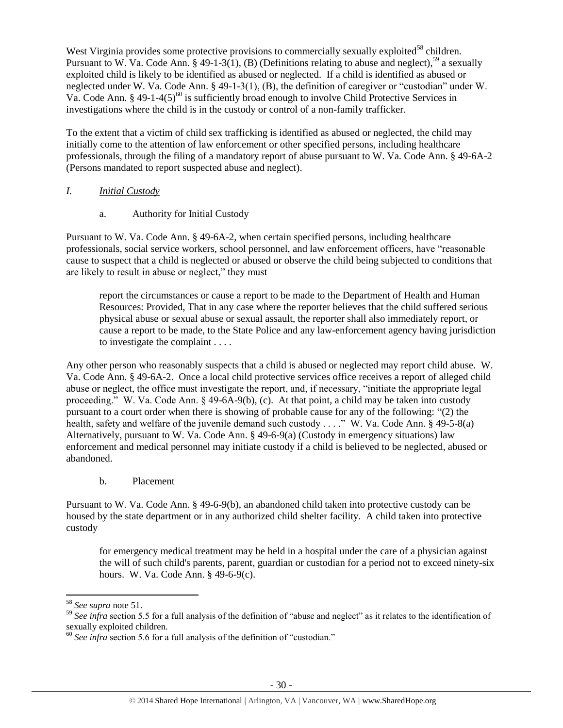West Virginia provides some protective provisions to commercially sexually exploited[58] children. Pursuant to W. Va. Code Ann. § 49-1-3(1), (B) (Definitions relating to abuse and neglect),[59] a sexually exploited child is likely to be identified as abused or neglected. If a child is identified as abused or neglected under W. Va. Code Ann. § 49-1-3(1), (B), the definition of caregiver or "custodian" under W. Va. Code Ann. § 49-1-4(5)[60] is sufficiently broad enough to involve Child Protective Services in investigations where the child is in the custody or control of a non-family trafficker.

To the extent that a victim of child sex trafficking is identified as abused or neglected, the child may initially come to the attention of law enforcement or other specified persons, including healthcare professionals, through the filing of a mandatory report of abuse pursuant to W. Va. Code Ann. § 49-6A-2 (Persons mandated to report suspected abuse and neglect).

*I. Initial Custody*

a. Authority for Initial Custody

Pursuant to W. Va. Code Ann. § 49-6A-2, when certain specified persons, including healthcare professionals, social service workers, school personnel, and law enforcement officers, have "reasonable cause to suspect that a child is neglected or abused or observe the child being subjected to conditions that are likely to result in abuse or neglect," they must

> report the circumstances or cause a report to be made to the Department of Health and Human Resources: Provided, That in any case where the reporter believes that the child suffered serious physical abuse or sexual abuse or sexual assault, the reporter shall also immediately report, or cause a report to be made, to the State Police and any law-enforcement agency having jurisdiction to investigate the complaint . . . .

Any other person who reasonably suspects that a child is abused or neglected may report child abuse. W. Va. Code Ann. § 49-6A-2. Once a local child protective services office receives a report of alleged child abuse or neglect, the office must investigate the report, and, if necessary, "initiate the appropriate legal proceeding." W. Va. Code Ann. § 49-6A-9(b), (c). At that point, a child may be taken into custody pursuant to a court order when there is showing of probable cause for any of the following: "(2) the health, safety and welfare of the juvenile demand such custody . . . ." W. Va. Code Ann. § 49-5-8(a) Alternatively, pursuant to W. Va. Code Ann. § 49-6-9(a) (Custody in emergency situations) law enforcement and medical personnel may initiate custody if a child is believed to be neglected, abused or abandoned.

b. Placement

Pursuant to W. Va. Code Ann. § 49-6-9(b), an abandoned child taken into protective custody can be housed by the state department or in any authorized child shelter facility. A child taken into protective custody

> for emergency medical treatment may be held in a hospital under the care of a physician against the will of such child's parents, parent, guardian or custodian for a period not to exceed ninety-six hours. W. Va. Code Ann. § 49-6-9(c).

---

[58] *See supra* note 51.

[59] *See infra* section 5.5 for a full analysis of the definition of "abuse and neglect" as it relates to the identification of sexually exploited children.

[60] *See infra* section 5.6 for a full analysis of the definition of "custodian."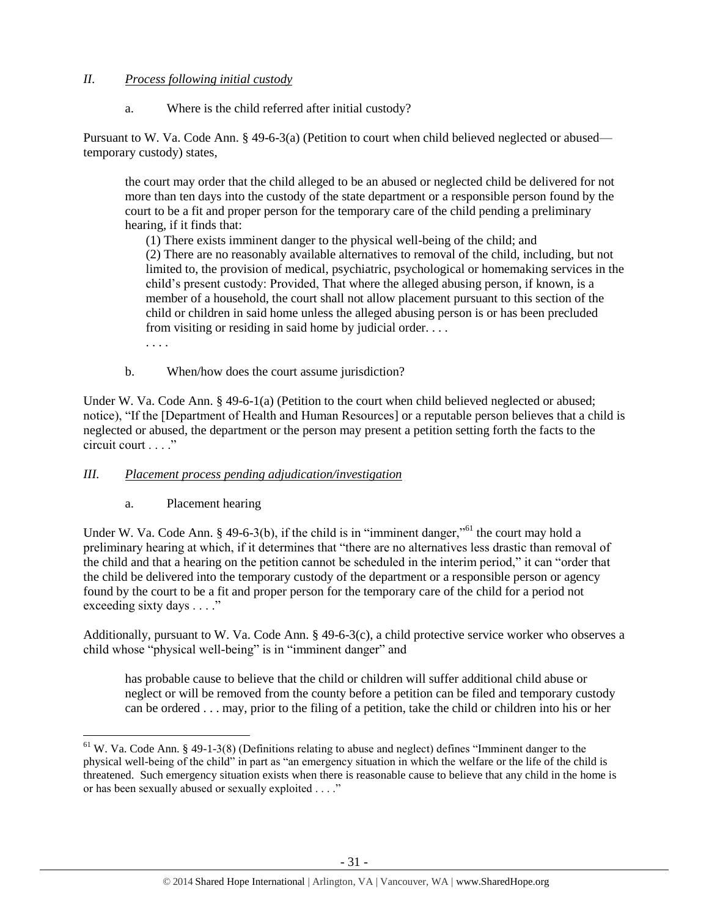## *II. Process following initial custody*

a. Where is the child referred after initial custody?

Pursuant to W. Va. Code Ann. § 49-6-3(a) (Petition to court when child believed neglected or abused—temporary custody) states,

> the court may order that the child alleged to be an abused or neglected child be delivered for not more than ten days into the custody of the state department or a responsible person found by the court to be a fit and proper person for the temporary care of the child pending a preliminary hearing, if it finds that:
>
> (1) There exists imminent danger to the physical well-being of the child; and
>
> (2) There are no reasonably available alternatives to removal of the child, including, but not limited to, the provision of medical, psychiatric, psychological or homemaking services in the child's present custody: Provided, That where the alleged abusing person, if known, is a member of a household, the court shall not allow placement pursuant to this section of the child or children in said home unless the alleged abusing person is or has been precluded from visiting or residing in said home by judicial order. . . .
>
> . . . .

b. When/how does the court assume jurisdiction?

Under W. Va. Code Ann. § 49-6-1(a) (Petition to the court when child believed neglected or abused; notice), "If the [Department of Health and Human Resources] or a reputable person believes that a child is neglected or abused, the department or the person may present a petition setting forth the facts to the circuit court . . . ."

## *III. Placement process pending adjudication/investigation*

a. Placement hearing

Under W. Va. Code Ann. § 49-6-3(b), if the child is in "imminent danger,"[61] the court may hold a preliminary hearing at which, if it determines that "there are no alternatives less drastic than removal of the child and that a hearing on the petition cannot be scheduled in the interim period," it can "order that the child be delivered into the temporary custody of the department or a responsible person or agency found by the court to be a fit and proper person for the temporary care of the child for a period not exceeding sixty days . . . ."

Additionally, pursuant to W. Va. Code Ann. § 49-6-3(c), a child protective service worker who observes a child whose "physical well-being" is in "imminent danger" and

> has probable cause to believe that the child or children will suffer additional child abuse or neglect or will be removed from the county before a petition can be filed and temporary custody can be ordered . . . may, prior to the filing of a petition, take the child or children into his or her

---

[61] W. Va. Code Ann. § 49-1-3(8) (Definitions relating to abuse and neglect) defines "Imminent danger to the physical well-being of the child" in part as "an emergency situation in which the welfare or the life of the child is threatened. Such emergency situation exists when there is reasonable cause to believe that any child in the home is or has been sexually abused or sexually exploited . . . ."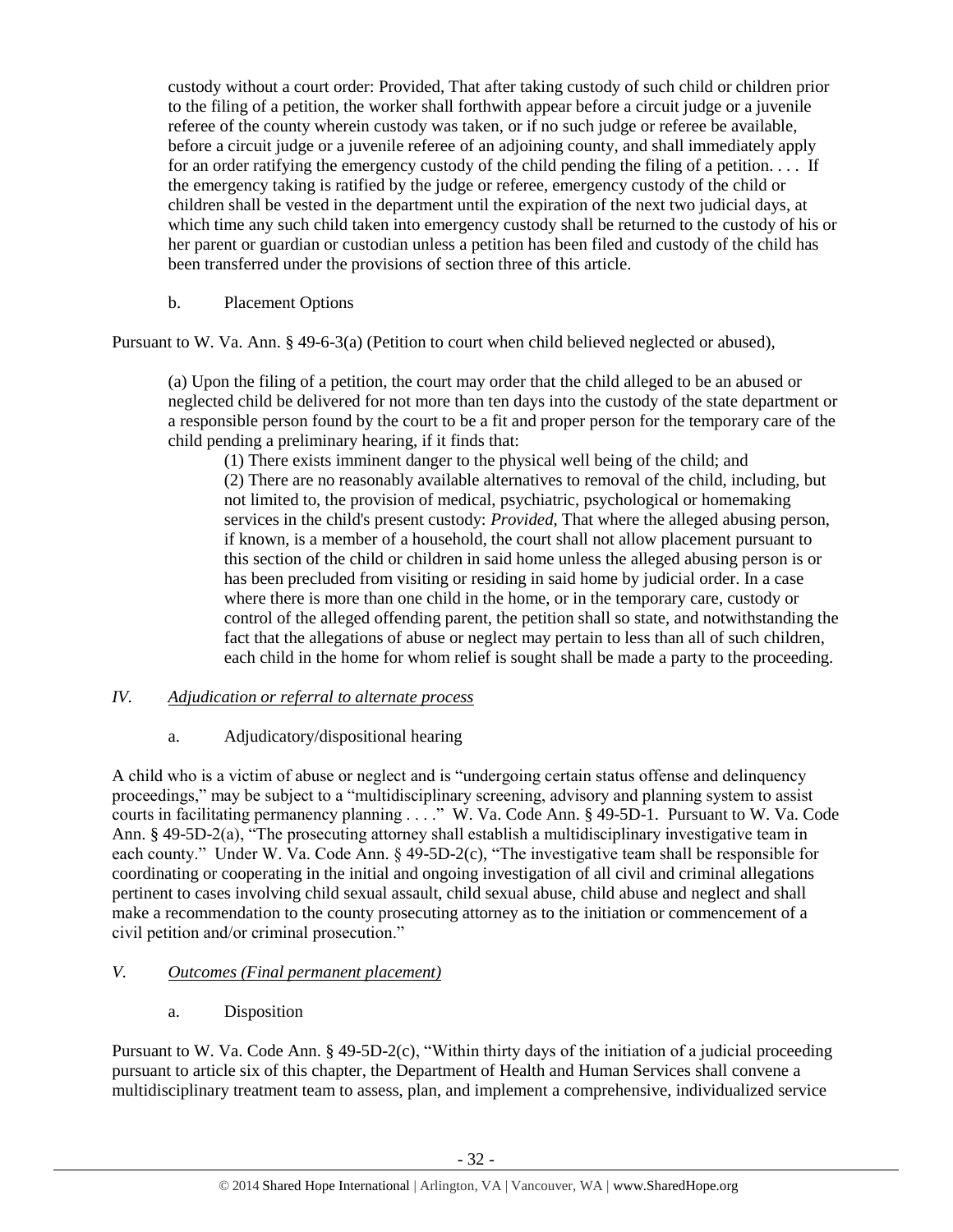custody without a court order: Provided, That after taking custody of such child or children prior to the filing of a petition, the worker shall forthwith appear before a circuit judge or a juvenile referee of the county wherein custody was taken, or if no such judge or referee be available, before a circuit judge or a juvenile referee of an adjoining county, and shall immediately apply for an order ratifying the emergency custody of the child pending the filing of a petition. . . . If the emergency taking is ratified by the judge or referee, emergency custody of the child or children shall be vested in the department until the expiration of the next two judicial days, at which time any such child taken into emergency custody shall be returned to the custody of his or her parent or guardian or custodian unless a petition has been filed and custody of the child has been transferred under the provisions of section three of this article.

b. Placement Options

Pursuant to W. Va. Ann. § 49-6-3(a) (Petition to court when child believed neglected or abused),

> (a) Upon the filing of a petition, the court may order that the child alleged to be an abused or neglected child be delivered for not more than ten days into the custody of the state department or a responsible person found by the court to be a fit and proper person for the temporary care of the child pending a preliminary hearing, if it finds that:
>
> (1) There exists imminent danger to the physical well being of the child; and
>
> (2) There are no reasonably available alternatives to removal of the child, including, but not limited to, the provision of medical, psychiatric, psychological or homemaking services in the child's present custody: *Provided*, That where the alleged abusing person, if known, is a member of a household, the court shall not allow placement pursuant to this section of the child or children in said home unless the alleged abusing person is or has been precluded from visiting or residing in said home by judicial order. In a case where there is more than one child in the home, or in the temporary care, custody or control of the alleged offending parent, the petition shall so state, and notwithstanding the fact that the allegations of abuse or neglect may pertain to less than all of such children, each child in the home for whom relief is sought shall be made a party to the proceeding.

## IV. *Adjudication or referral to alternate process*

a. Adjudicatory/dispositional hearing

A child who is a victim of abuse or neglect and is "undergoing certain status offense and delinquency proceedings," may be subject to a "multidisciplinary screening, advisory and planning system to assist courts in facilitating permanency planning . . . ." W. Va. Code Ann. § 49-5D-1. Pursuant to W. Va. Code Ann. § 49-5D-2(a), "The prosecuting attorney shall establish a multidisciplinary investigative team in each county." Under W. Va. Code Ann. § 49-5D-2(c), "The investigative team shall be responsible for coordinating or cooperating in the initial and ongoing investigation of all civil and criminal allegations pertinent to cases involving child sexual assault, child sexual abuse, child abuse and neglect and shall make a recommendation to the county prosecuting attorney as to the initiation or commencement of a civil petition and/or criminal prosecution."

## V. *Outcomes (Final permanent placement)*

a. Disposition

Pursuant to W. Va. Code Ann. § 49-5D-2(c), "Within thirty days of the initiation of a judicial proceeding pursuant to article six of this chapter, the Department of Health and Human Services shall convene a multidisciplinary treatment team to assess, plan, and implement a comprehensive, individualized service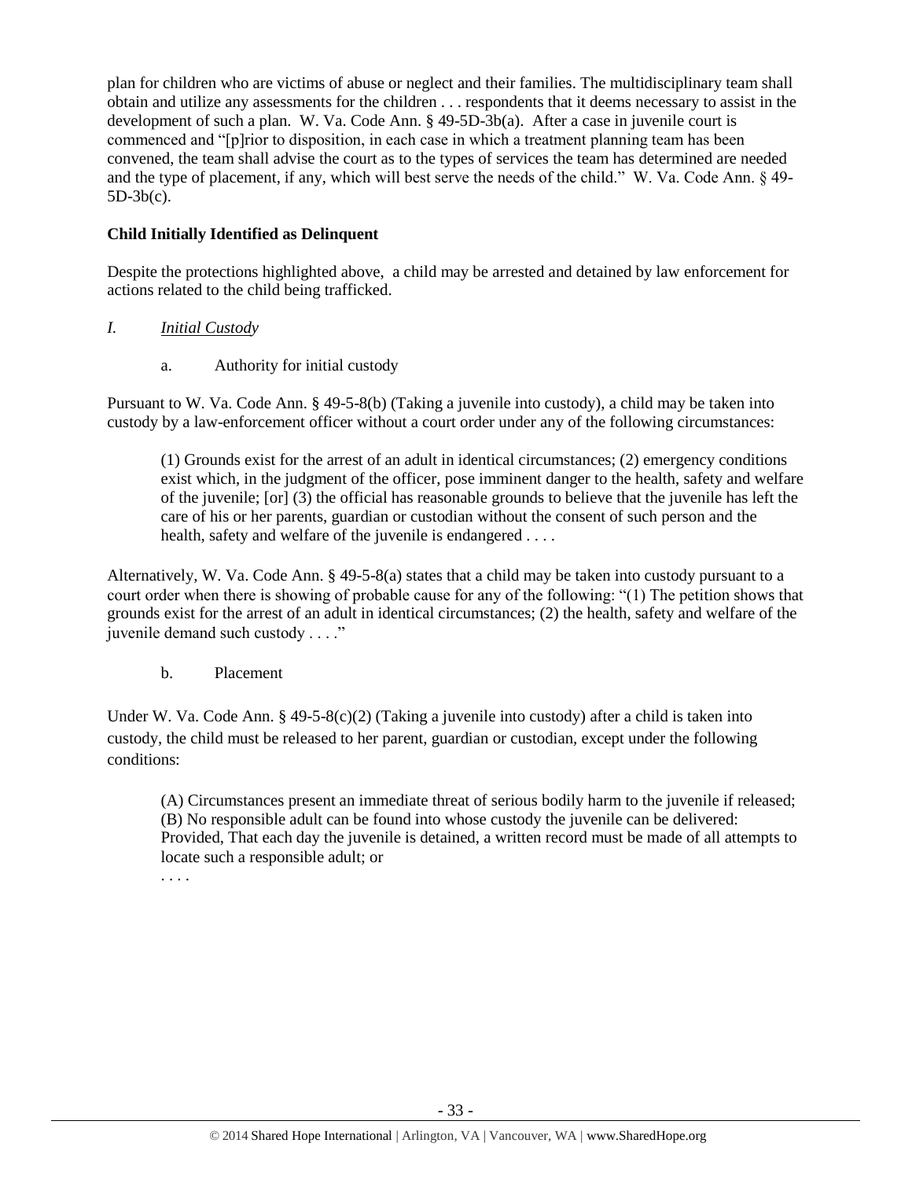plan for children who are victims of abuse or neglect and their families. The multidisciplinary team shall obtain and utilize any assessments for the children . . . respondents that it deems necessary to assist in the development of such a plan. W. Va. Code Ann. § 49-5D-3b(a). After a case in juvenile court is commenced and "[p]rior to disposition, in each case in which a treatment planning team has been convened, the team shall advise the court as to the types of services the team has determined are needed and the type of placement, if any, which will best serve the needs of the child." W. Va. Code Ann. § 49-5D-3b(c).

**Child Initially Identified as Delinquent**

Despite the protections highlighted above, a child may be arrested and detained by law enforcement for actions related to the child being trafficked.

*I. Initial Custody*

a. Authority for initial custody

Pursuant to W. Va. Code Ann. § 49-5-8(b) (Taking a juvenile into custody), a child may be taken into custody by a law-enforcement officer without a court order under any of the following circumstances:

> (1) Grounds exist for the arrest of an adult in identical circumstances; (2) emergency conditions exist which, in the judgment of the officer, pose imminent danger to the health, safety and welfare of the juvenile; [or] (3) the official has reasonable grounds to believe that the juvenile has left the care of his or her parents, guardian or custodian without the consent of such person and the health, safety and welfare of the juvenile is endangered . . . .

Alternatively, W. Va. Code Ann. § 49-5-8(a) states that a child may be taken into custody pursuant to a court order when there is showing of probable cause for any of the following: "(1) The petition shows that grounds exist for the arrest of an adult in identical circumstances; (2) the health, safety and welfare of the juvenile demand such custody . . . ."

b. Placement

Under W. Va. Code Ann. § 49-5-8(c)(2) (Taking a juvenile into custody) after a child is taken into custody, the child must be released to her parent, guardian or custodian, except under the following conditions:

> (A) Circumstances present an immediate threat of serious bodily harm to the juvenile if released; (B) No responsible adult can be found into whose custody the juvenile can be delivered: Provided, That each day the juvenile is detained, a written record must be made of all attempts to locate such a responsible adult; or
>
> . . . .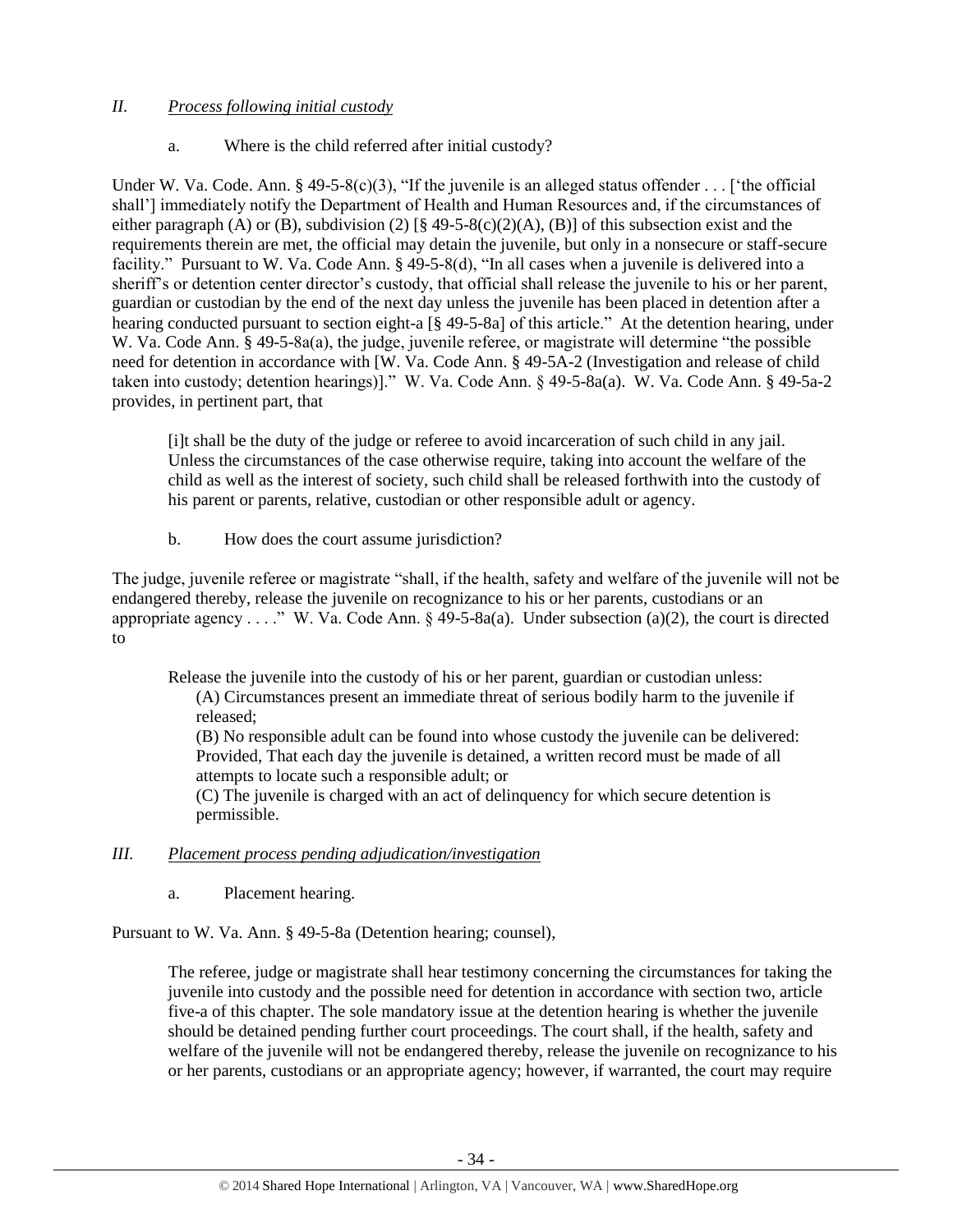## *II. Process following initial custody*

a. Where is the child referred after initial custody?

Under W. Va. Code. Ann. § 49-5-8(c)(3), "If the juvenile is an alleged status offender . . . ['the official shall'] immediately notify the Department of Health and Human Resources and, if the circumstances of either paragraph (A) or (B), subdivision (2) [§ 49-5-8(c)(2)(A), (B)] of this subsection exist and the requirements therein are met, the official may detain the juvenile, but only in a nonsecure or staff-secure facility." Pursuant to W. Va. Code Ann. § 49-5-8(d), "In all cases when a juvenile is delivered into a sheriff's or detention center director's custody, that official shall release the juvenile to his or her parent, guardian or custodian by the end of the next day unless the juvenile has been placed in detention after a hearing conducted pursuant to section eight-a [§ 49-5-8a] of this article." At the detention hearing, under W. Va. Code Ann. § 49-5-8a(a), the judge, juvenile referee, or magistrate will determine "the possible need for detention in accordance with [W. Va. Code Ann. § 49-5A-2 (Investigation and release of child taken into custody; detention hearings)]." W. Va. Code Ann. § 49-5-8a(a). W. Va. Code Ann. § 49-5a-2 provides, in pertinent part, that

> [i]t shall be the duty of the judge or referee to avoid incarceration of such child in any jail. Unless the circumstances of the case otherwise require, taking into account the welfare of the child as well as the interest of society, such child shall be released forthwith into the custody of his parent or parents, relative, custodian or other responsible adult or agency.

b. How does the court assume jurisdiction?

The judge, juvenile referee or magistrate "shall, if the health, safety and welfare of the juvenile will not be endangered thereby, release the juvenile on recognizance to his or her parents, custodians or an appropriate agency . . . ." W. Va. Code Ann. § 49-5-8a(a). Under subsection (a)(2), the court is directed to

> Release the juvenile into the custody of his or her parent, guardian or custodian unless:
>
> (A) Circumstances present an immediate threat of serious bodily harm to the juvenile if released;
>
> (B) No responsible adult can be found into whose custody the juvenile can be delivered: Provided, That each day the juvenile is detained, a written record must be made of all attempts to locate such a responsible adult; or
>
> (C) The juvenile is charged with an act of delinquency for which secure detention is permissible.

## *III. Placement process pending adjudication/investigation*

a. Placement hearing.

Pursuant to W. Va. Ann. § 49-5-8a (Detention hearing; counsel),

> The referee, judge or magistrate shall hear testimony concerning the circumstances for taking the juvenile into custody and the possible need for detention in accordance with section two, article five-a of this chapter. The sole mandatory issue at the detention hearing is whether the juvenile should be detained pending further court proceedings. The court shall, if the health, safety and welfare of the juvenile will not be endangered thereby, release the juvenile on recognizance to his or her parents, custodians or an appropriate agency; however, if warranted, the court may require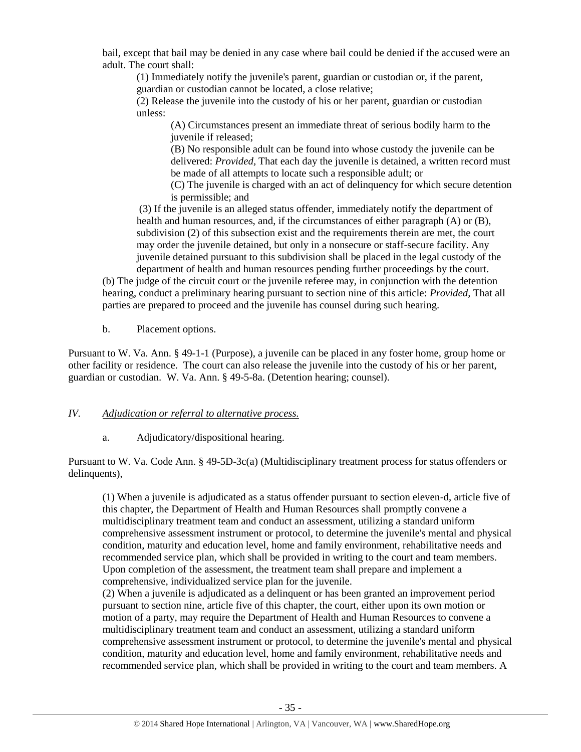bail, except that bail may be denied in any case where bail could be denied if the accused were an adult. The court shall:

> (1) Immediately notify the juvenile's parent, guardian or custodian or, if the parent, guardian or custodian cannot be located, a close relative;
>
> (2) Release the juvenile into the custody of his or her parent, guardian or custodian unless:
>
> > (A) Circumstances present an immediate threat of serious bodily harm to the juvenile if released;
> >
> > (B) No responsible adult can be found into whose custody the juvenile can be delivered: *Provided,* That each day the juvenile is detained, a written record must be made of all attempts to locate such a responsible adult; or
> >
> > (C) The juvenile is charged with an act of delinquency for which secure detention is permissible; and
>
> (3) If the juvenile is an alleged status offender, immediately notify the department of health and human resources, and, if the circumstances of either paragraph (A) or (B), subdivision (2) of this subsection exist and the requirements therein are met, the court may order the juvenile detained, but only in a nonsecure or staff-secure facility. Any juvenile detained pursuant to this subdivision shall be placed in the legal custody of the department of health and human resources pending further proceedings by the court.

(b) The judge of the circuit court or the juvenile referee may, in conjunction with the detention hearing, conduct a preliminary hearing pursuant to section nine of this article: *Provided,* That all parties are prepared to proceed and the juvenile has counsel during such hearing.

b. Placement options.

Pursuant to W. Va. Ann. § 49-1-1 (Purpose), a juvenile can be placed in any foster home, group home or other facility or residence. The court can also release the juvenile into the custody of his or her parent, guardian or custodian. W. Va. Ann. § 49-5-8a. (Detention hearing; counsel).

## IV. *Adjudication or referral to alternative process.*

a. Adjudicatory/dispositional hearing.

Pursuant to W. Va. Code Ann. § 49-5D-3c(a) (Multidisciplinary treatment process for status offenders or delinquents),

> (1) When a juvenile is adjudicated as a status offender pursuant to section eleven-d, article five of this chapter, the Department of Health and Human Resources shall promptly convene a multidisciplinary treatment team and conduct an assessment, utilizing a standard uniform comprehensive assessment instrument or protocol, to determine the juvenile's mental and physical condition, maturity and education level, home and family environment, rehabilitative needs and recommended service plan, which shall be provided in writing to the court and team members. Upon completion of the assessment, the treatment team shall prepare and implement a comprehensive, individualized service plan for the juvenile.
>
> (2) When a juvenile is adjudicated as a delinquent or has been granted an improvement period pursuant to section nine, article five of this chapter, the court, either upon its own motion or motion of a party, may require the Department of Health and Human Resources to convene a multidisciplinary treatment team and conduct an assessment, utilizing a standard uniform comprehensive assessment instrument or protocol, to determine the juvenile's mental and physical condition, maturity and education level, home and family environment, rehabilitative needs and recommended service plan, which shall be provided in writing to the court and team members. A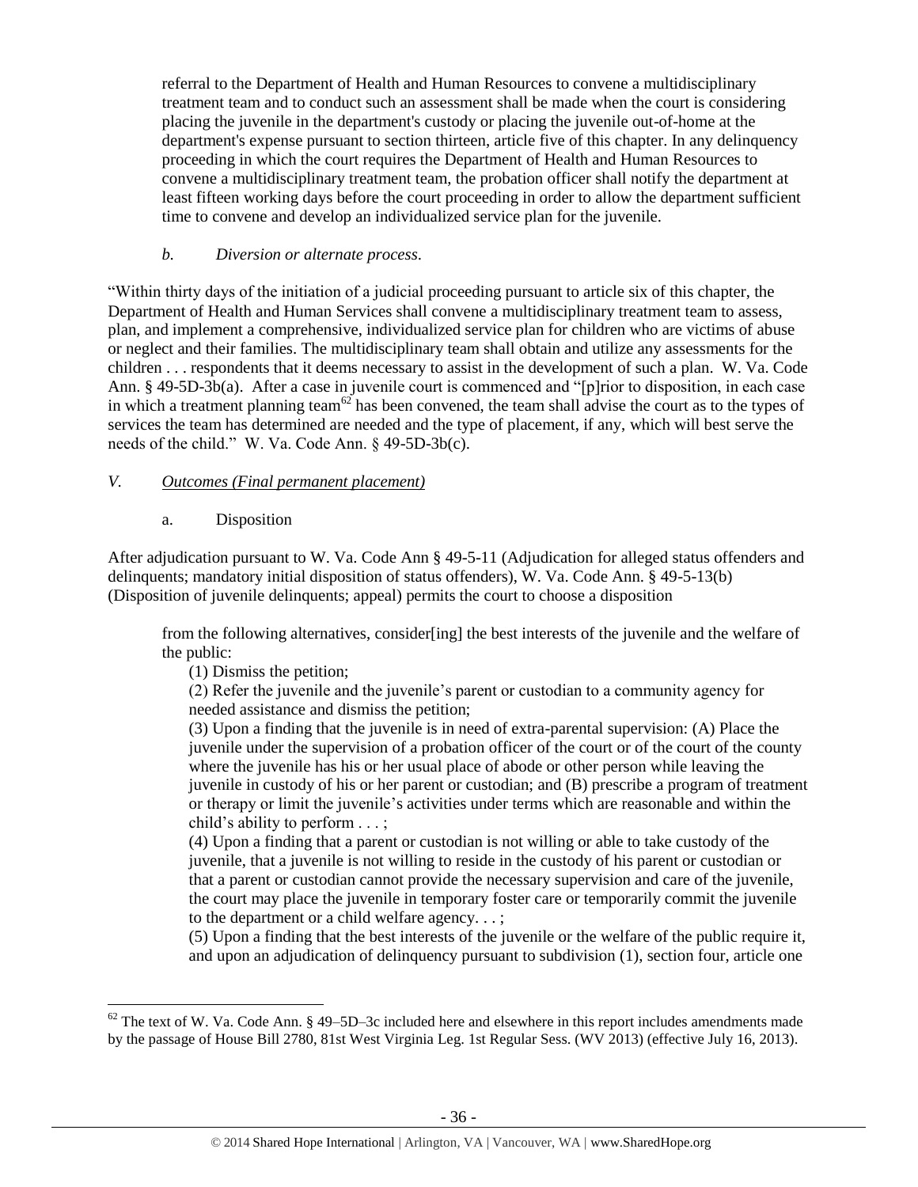referral to the Department of Health and Human Resources to convene a multidisciplinary treatment team and to conduct such an assessment shall be made when the court is considering placing the juvenile in the department's custody or placing the juvenile out-of-home at the department's expense pursuant to section thirteen, article five of this chapter. In any delinquency proceeding in which the court requires the Department of Health and Human Resources to convene a multidisciplinary treatment team, the probation officer shall notify the department at least fifteen working days before the court proceeding in order to allow the department sufficient time to convene and develop an individualized service plan for the juvenile.

*b. Diversion or alternate process.*

"Within thirty days of the initiation of a judicial proceeding pursuant to article six of this chapter, the Department of Health and Human Services shall convene a multidisciplinary treatment team to assess, plan, and implement a comprehensive, individualized service plan for children who are victims of abuse or neglect and their families. The multidisciplinary team shall obtain and utilize any assessments for the children . . . respondents that it deems necessary to assist in the development of such a plan. W. Va. Code Ann. § 49-5D-3b(a). After a case in juvenile court is commenced and "[p]rior to disposition, in each case in which a treatment planning team[62] has been convened, the team shall advise the court as to the types of services the team has determined are needed and the type of placement, if any, which will best serve the needs of the child." W. Va. Code Ann. § 49-5D-3b(c).

*V. Outcomes (Final permanent placement)*

a. Disposition

After adjudication pursuant to W. Va. Code Ann § 49-5-11 (Adjudication for alleged status offenders and delinquents; mandatory initial disposition of status offenders), W. Va. Code Ann. § 49-5-13(b) (Disposition of juvenile delinquents; appeal) permits the court to choose a disposition

> from the following alternatives, consider[ing] the best interests of the juvenile and the welfare of the public:
>
> (1) Dismiss the petition;
>
> (2) Refer the juvenile and the juvenile's parent or custodian to a community agency for needed assistance and dismiss the petition;
>
> (3) Upon a finding that the juvenile is in need of extra-parental supervision: (A) Place the juvenile under the supervision of a probation officer of the court or of the court of the county where the juvenile has his or her usual place of abode or other person while leaving the juvenile in custody of his or her parent or custodian; and (B) prescribe a program of treatment or therapy or limit the juvenile's activities under terms which are reasonable and within the child's ability to perform . . . ;
>
> (4) Upon a finding that a parent or custodian is not willing or able to take custody of the juvenile, that a juvenile is not willing to reside in the custody of his parent or custodian or that a parent or custodian cannot provide the necessary supervision and care of the juvenile, the court may place the juvenile in temporary foster care or temporarily commit the juvenile to the department or a child welfare agency. . . ;
>
> (5) Upon a finding that the best interests of the juvenile or the welfare of the public require it, and upon an adjudication of delinquency pursuant to subdivision (1), section four, article one

[62] The text of W. Va. Code Ann. § 49–5D–3c included here and elsewhere in this report includes amendments made by the passage of House Bill 2780, 81st West Virginia Leg. 1st Regular Sess. (WV 2013) (effective July 16, 2013).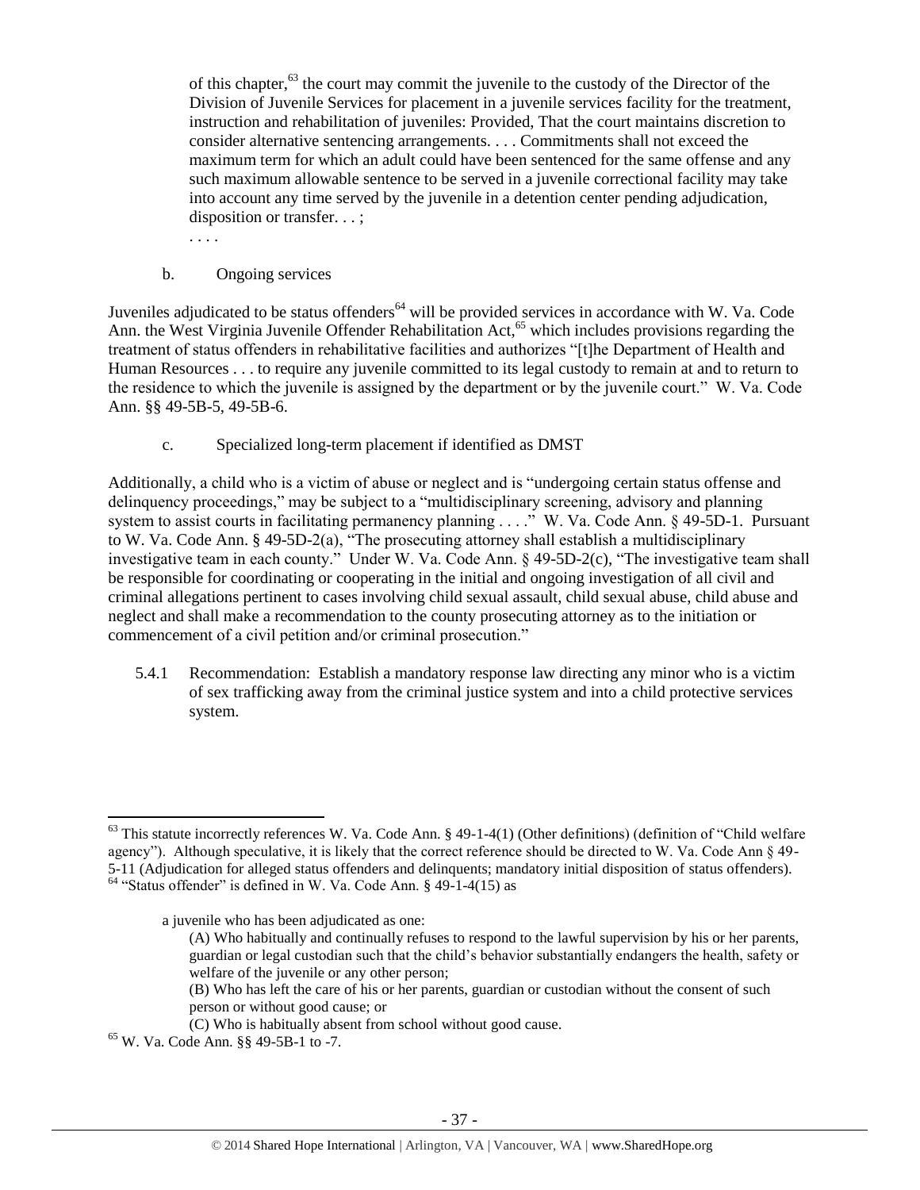of this chapter,[63] the court may commit the juvenile to the custody of the Director of the Division of Juvenile Services for placement in a juvenile services facility for the treatment, instruction and rehabilitation of juveniles: Provided, That the court maintains discretion to consider alternative sentencing arrangements. . . . Commitments shall not exceed the maximum term for which an adult could have been sentenced for the same offense and any such maximum allowable sentence to be served in a juvenile correctional facility may take into account any time served by the juvenile in a detention center pending adjudication, disposition or transfer. . . ;

. . . .

b. Ongoing services

Juveniles adjudicated to be status offenders[64] will be provided services in accordance with W. Va. Code Ann. the West Virginia Juvenile Offender Rehabilitation Act,[65] which includes provisions regarding the treatment of status offenders in rehabilitative facilities and authorizes "[t]he Department of Health and Human Resources . . . to require any juvenile committed to its legal custody to remain at and to return to the residence to which the juvenile is assigned by the department or by the juvenile court." W. Va. Code Ann. §§ 49-5B-5, 49-5B-6.

c. Specialized long-term placement if identified as DMST

Additionally, a child who is a victim of abuse or neglect and is "undergoing certain status offense and delinquency proceedings," may be subject to a "multidisciplinary screening, advisory and planning system to assist courts in facilitating permanency planning . . . ." W. Va. Code Ann. § 49-5D-1. Pursuant to W. Va. Code Ann. § 49-5D-2(a), "The prosecuting attorney shall establish a multidisciplinary investigative team in each county." Under W. Va. Code Ann. § 49-5D-2(c), "The investigative team shall be responsible for coordinating or cooperating in the initial and ongoing investigation of all civil and criminal allegations pertinent to cases involving child sexual assault, child sexual abuse, child abuse and neglect and shall make a recommendation to the county prosecuting attorney as to the initiation or commencement of a civil petition and/or criminal prosecution."

5.4.1 Recommendation: Establish a mandatory response law directing any minor who is a victim of sex trafficking away from the criminal justice system and into a child protective services system.

---

[63] This statute incorrectly references W. Va. Code Ann. § 49-1-4(1) (Other definitions) (definition of "Child welfare agency"). Although speculative, it is likely that the correct reference should be directed to W. Va. Code Ann § 49-5-11 (Adjudication for alleged status offenders and delinquents; mandatory initial disposition of status offenders).

[64] "Status offender" is defined in W. Va. Code Ann. § 49-1-4(15) as

> a juvenile who has been adjudicated as one:
>
> (A) Who habitually and continually refuses to respond to the lawful supervision by his or her parents, guardian or legal custodian such that the child's behavior substantially endangers the health, safety or welfare of the juvenile or any other person;
>
> (B) Who has left the care of his or her parents, guardian or custodian without the consent of such person or without good cause; or
>
> (C) Who is habitually absent from school without good cause.

[65] W. Va. Code Ann. §§ 49-5B-1 to -7.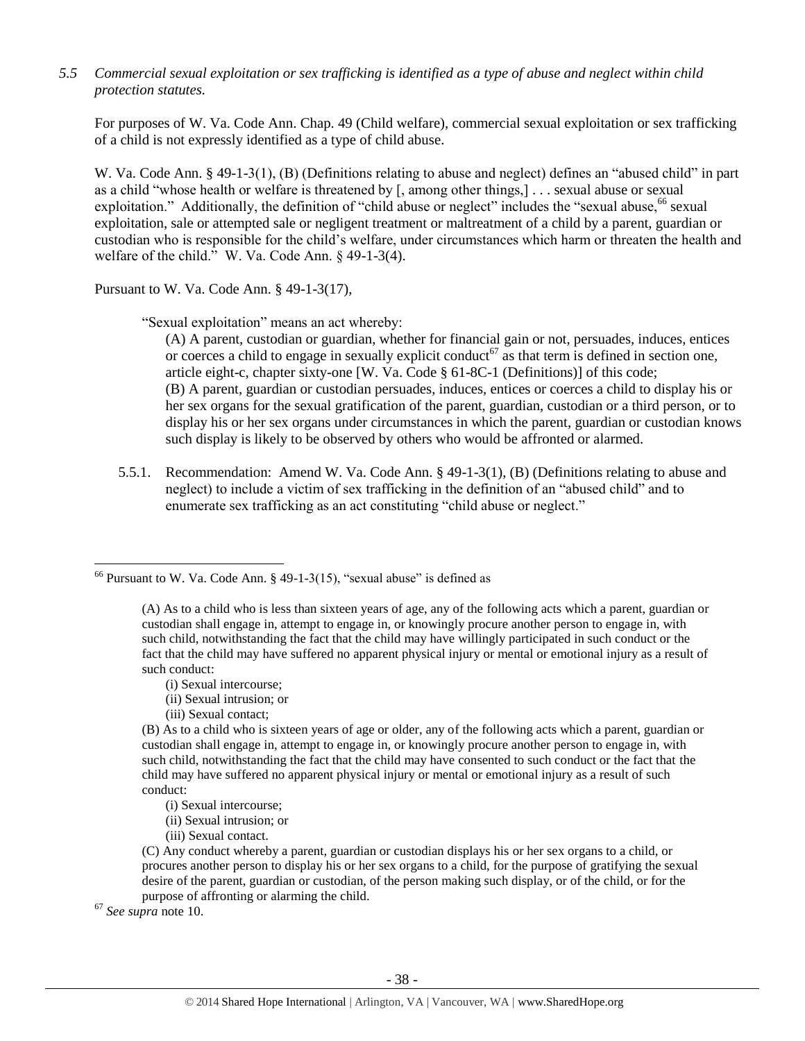*5.5 Commercial sexual exploitation or sex trafficking is identified as a type of abuse and neglect within child protection statutes.*

For purposes of W. Va. Code Ann. Chap. 49 (Child welfare), commercial sexual exploitation or sex trafficking of a child is not expressly identified as a type of child abuse.

W. Va. Code Ann. § 49-1-3(1), (B) (Definitions relating to abuse and neglect) defines an "abused child" in part as a child "whose health or welfare is threatened by [, among other things,] . . . sexual abuse or sexual exploitation." Additionally, the definition of "child abuse or neglect" includes the "sexual abuse,[66] sexual exploitation, sale or attempted sale or negligent treatment or maltreatment of a child by a parent, guardian or custodian who is responsible for the child's welfare, under circumstances which harm or threaten the health and welfare of the child." W. Va. Code Ann. § 49-1-3(4).

Pursuant to W. Va. Code Ann. § 49-1-3(17),

> "Sexual exploitation" means an act whereby:
>
> (A) A parent, custodian or guardian, whether for financial gain or not, persuades, induces, entices or coerces a child to engage in sexually explicit conduct[67] as that term is defined in section one, article eight-c, chapter sixty-one [W. Va. Code § 61-8C-1 (Definitions)] of this code;
> (B) A parent, guardian or custodian persuades, induces, entices or coerces a child to display his or her sex organs for the sexual gratification of the parent, guardian, custodian or a third person, or to display his or her sex organs under circumstances in which the parent, guardian or custodian knows such display is likely to be observed by others who would be affronted or alarmed.

5.5.1. Recommendation: Amend W. Va. Code Ann. § 49-1-3(1), (B) (Definitions relating to abuse and neglect) to include a victim of sex trafficking in the definition of an "abused child" and to enumerate sex trafficking as an act constituting "child abuse or neglect."

---

[66] Pursuant to W. Va. Code Ann. § 49-1-3(15), "sexual abuse" is defined as

> (A) As to a child who is less than sixteen years of age, any of the following acts which a parent, guardian or custodian shall engage in, attempt to engage in, or knowingly procure another person to engage in, with such child, notwithstanding the fact that the child may have willingly participated in such conduct or the fact that the child may have suffered no apparent physical injury or mental or emotional injury as a result of such conduct:
>
> (i) Sexual intercourse;
> (ii) Sexual intrusion; or
> (iii) Sexual contact;
>
> (B) As to a child who is sixteen years of age or older, any of the following acts which a parent, guardian or custodian shall engage in, attempt to engage in, or knowingly procure another person to engage in, with such child, notwithstanding the fact that the child may have consented to such conduct or the fact that the child may have suffered no apparent physical injury or mental or emotional injury as a result of such conduct:
>
> (i) Sexual intercourse;
> (ii) Sexual intrusion; or
> (iii) Sexual contact.
>
> (C) Any conduct whereby a parent, guardian or custodian displays his or her sex organs to a child, or procures another person to display his or her sex organs to a child, for the purpose of gratifying the sexual desire of the parent, guardian or custodian, of the person making such display, or of the child, or for the purpose of affronting or alarming the child.

[67] *See supra* note 10.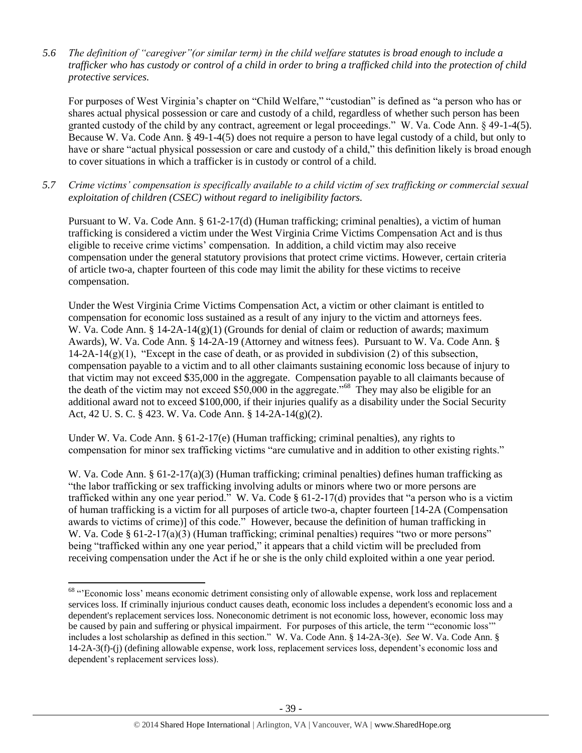*5.6 The definition of "caregiver"(or similar term) in the child welfare statutes is broad enough to include a trafficker who has custody or control of a child in order to bring a trafficked child into the protection of child protective services.*

For purposes of West Virginia's chapter on "Child Welfare," "custodian" is defined as "a person who has or shares actual physical possession or care and custody of a child, regardless of whether such person has been granted custody of the child by any contract, agreement or legal proceedings." W. Va. Code Ann. § 49-1-4(5). Because W. Va. Code Ann. § 49-1-4(5) does not require a person to have legal custody of a child, but only to have or share "actual physical possession or care and custody of a child," this definition likely is broad enough to cover situations in which a trafficker is in custody or control of a child.

*5.7 Crime victims' compensation is specifically available to a child victim of sex trafficking or commercial sexual exploitation of children (CSEC) without regard to ineligibility factors.*

Pursuant to W. Va. Code Ann. § 61-2-17(d) (Human trafficking; criminal penalties), a victim of human trafficking is considered a victim under the West Virginia Crime Victims Compensation Act and is thus eligible to receive crime victims' compensation. In addition, a child victim may also receive compensation under the general statutory provisions that protect crime victims. However, certain criteria of article two-a, chapter fourteen of this code may limit the ability for these victims to receive compensation.

Under the West Virginia Crime Victims Compensation Act, a victim or other claimant is entitled to compensation for economic loss sustained as a result of any injury to the victim and attorneys fees. W. Va. Code Ann. § 14-2A-14(g)(1) (Grounds for denial of claim or reduction of awards; maximum Awards), W. Va. Code Ann. § 14-2A-19 (Attorney and witness fees). Pursuant to W. Va. Code Ann. § 14-2A-14(g)(1), "Except in the case of death, or as provided in subdivision (2) of this subsection, compensation payable to a victim and to all other claimants sustaining economic loss because of injury to that victim may not exceed $35,000 in the aggregate. Compensation payable to all claimants because of the death of the victim may not exceed $50,000 in the aggregate."[68] They may also be eligible for an additional award not to exceed $100,000, if their injuries qualify as a disability under the Social Security Act, 42 U. S. C. § 423. W. Va. Code Ann. § 14-2A-14(g)(2).

Under W. Va. Code Ann. § 61-2-17(e) (Human trafficking; criminal penalties), any rights to compensation for minor sex trafficking victims "are cumulative and in addition to other existing rights."

W. Va. Code Ann. § 61-2-17(a)(3) (Human trafficking; criminal penalties) defines human trafficking as "the labor trafficking or sex trafficking involving adults or minors where two or more persons are trafficked within any one year period." W. Va. Code § 61-2-17(d) provides that "a person who is a victim of human trafficking is a victim for all purposes of article two-a, chapter fourteen [14-2A (Compensation awards to victims of crime)] of this code." However, because the definition of human trafficking in W. Va. Code § 61-2-17(a)(3) (Human trafficking; criminal penalties) requires "two or more persons" being "trafficked within any one year period," it appears that a child victim will be precluded from receiving compensation under the Act if he or she is the only child exploited within a one year period.

---

[68] "'Economic loss' means economic detriment consisting only of allowable expense, work loss and replacement services loss. If criminally injurious conduct causes death, economic loss includes a dependent's economic loss and a dependent's replacement services loss. Noneconomic detriment is not economic loss, however, economic loss may be caused by pain and suffering or physical impairment. For purposes of this article, the term '"economic loss"' includes a lost scholarship as defined in this section." W. Va. Code Ann. § 14-2A-3(e). *See* W. Va. Code Ann. § 14-2A-3(f)-(j) (defining allowable expense, work loss, replacement services loss, dependent's economic loss and dependent's replacement services loss).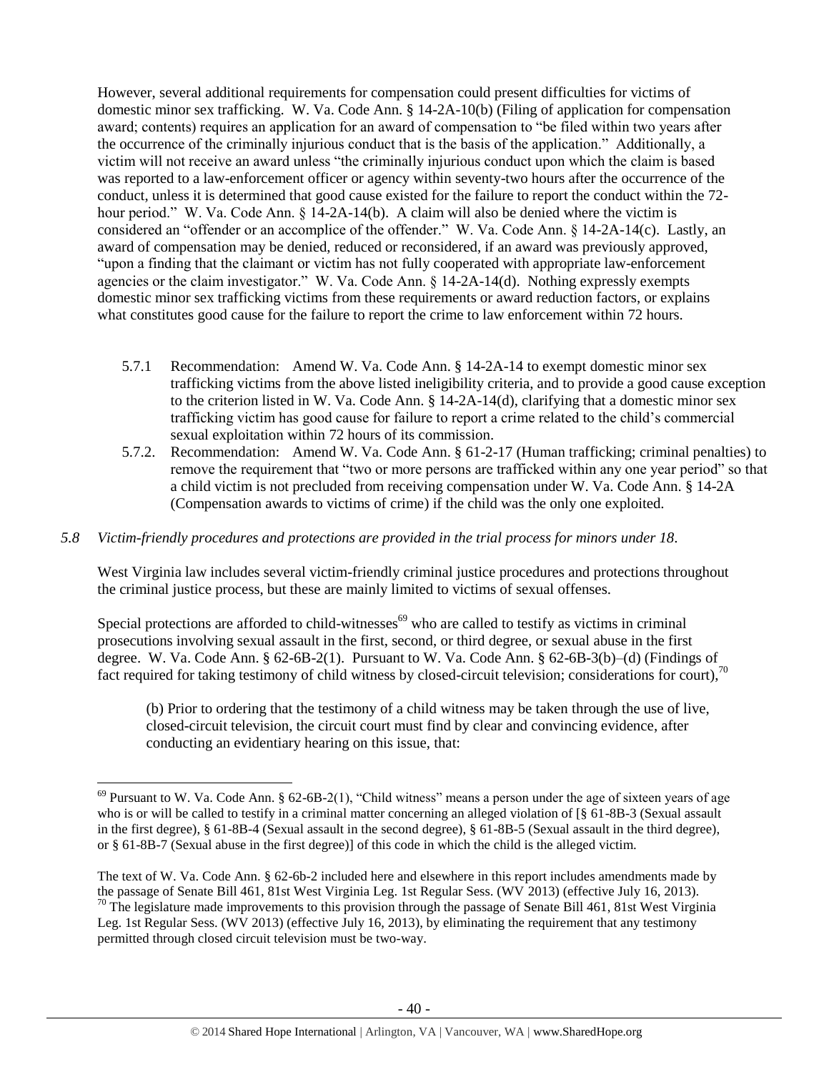However, several additional requirements for compensation could present difficulties for victims of domestic minor sex trafficking. W. Va. Code Ann. § 14-2A-10(b) (Filing of application for compensation award; contents) requires an application for an award of compensation to "be filed within two years after the occurrence of the criminally injurious conduct that is the basis of the application." Additionally, a victim will not receive an award unless "the criminally injurious conduct upon which the claim is based was reported to a law-enforcement officer or agency within seventy-two hours after the occurrence of the conduct, unless it is determined that good cause existed for the failure to report the conduct within the 72-hour period." W. Va. Code Ann. § 14-2A-14(b). A claim will also be denied where the victim is considered an "offender or an accomplice of the offender." W. Va. Code Ann. § 14-2A-14(c). Lastly, an award of compensation may be denied, reduced or reconsidered, if an award was previously approved, "upon a finding that the claimant or victim has not fully cooperated with appropriate law-enforcement agencies or the claim investigator." W. Va. Code Ann. § 14-2A-14(d). Nothing expressly exempts domestic minor sex trafficking victims from these requirements or award reduction factors, or explains what constitutes good cause for the failure to report the crime to law enforcement within 72 hours.

5.7.1 Recommendation: Amend W. Va. Code Ann. § 14-2A-14 to exempt domestic minor sex trafficking victims from the above listed ineligibility criteria, and to provide a good cause exception to the criterion listed in W. Va. Code Ann. § 14-2A-14(d), clarifying that a domestic minor sex trafficking victim has good cause for failure to report a crime related to the child's commercial sexual exploitation within 72 hours of its commission.

5.7.2. Recommendation: Amend W. Va. Code Ann. § 61-2-17 (Human trafficking; criminal penalties) to remove the requirement that "two or more persons are trafficked within any one year period" so that a child victim is not precluded from receiving compensation under W. Va. Code Ann. § 14-2A (Compensation awards to victims of crime) if the child was the only one exploited.

*5.8 Victim-friendly procedures and protections are provided in the trial process for minors under 18.*

West Virginia law includes several victim-friendly criminal justice procedures and protections throughout the criminal justice process, but these are mainly limited to victims of sexual offenses.

Special protections are afforded to child-witnesses[69] who are called to testify as victims in criminal prosecutions involving sexual assault in the first, second, or third degree, or sexual abuse in the first degree. W. Va. Code Ann. § 62-6B-2(1). Pursuant to W. Va. Code Ann. § 62-6B-3(b)–(d) (Findings of fact required for taking testimony of child witness by closed-circuit television; considerations for court),[70]

> (b) Prior to ordering that the testimony of a child witness may be taken through the use of live, closed-circuit television, the circuit court must find by clear and convincing evidence, after conducting an evidentiary hearing on this issue, that:

---

[69] Pursuant to W. Va. Code Ann. § 62-6B-2(1), "Child witness" means a person under the age of sixteen years of age who is or will be called to testify in a criminal matter concerning an alleged violation of [§ 61-8B-3 (Sexual assault in the first degree), § 61-8B-4 (Sexual assault in the second degree), § 61-8B-5 (Sexual assault in the third degree), or § 61-8B-7 (Sexual abuse in the first degree)] of this code in which the child is the alleged victim.

The text of W. Va. Code Ann. § 62-6b-2 included here and elsewhere in this report includes amendments made by the passage of Senate Bill 461, 81st West Virginia Leg. 1st Regular Sess. (WV 2013) (effective July 16, 2013).

[70] The legislature made improvements to this provision through the passage of Senate Bill 461, 81st West Virginia Leg. 1st Regular Sess. (WV 2013) (effective July 16, 2013), by eliminating the requirement that any testimony permitted through closed circuit television must be two-way.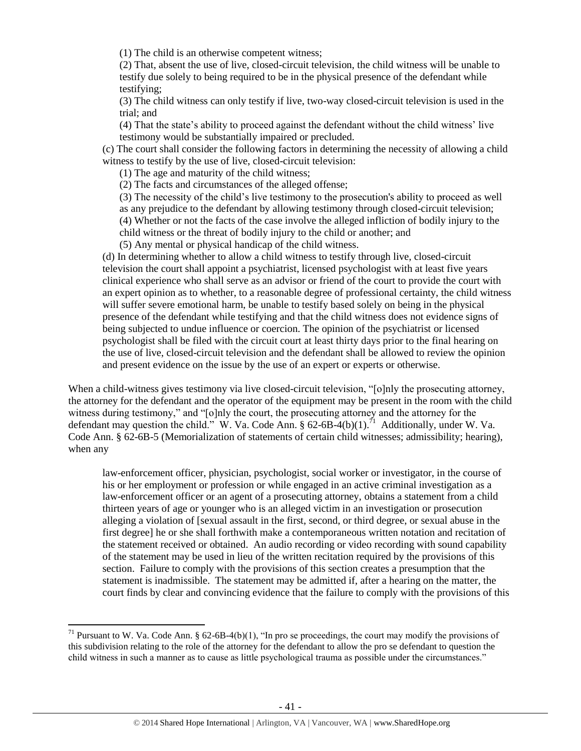(1) The child is an otherwise competent witness;

(2) That, absent the use of live, closed-circuit television, the child witness will be unable to testify due solely to being required to be in the physical presence of the defendant while testifying;

(3) The child witness can only testify if live, two-way closed-circuit television is used in the trial; and

(4) That the state's ability to proceed against the defendant without the child witness' live testimony would be substantially impaired or precluded.

(c) The court shall consider the following factors in determining the necessity of allowing a child witness to testify by the use of live, closed-circuit television:

(1) The age and maturity of the child witness;

(2) The facts and circumstances of the alleged offense;

(3) The necessity of the child's live testimony to the prosecution's ability to proceed as well as any prejudice to the defendant by allowing testimony through closed-circuit television;

(4) Whether or not the facts of the case involve the alleged infliction of bodily injury to the child witness or the threat of bodily injury to the child or another; and

(5) Any mental or physical handicap of the child witness.

(d) In determining whether to allow a child witness to testify through live, closed-circuit television the court shall appoint a psychiatrist, licensed psychologist with at least five years clinical experience who shall serve as an advisor or friend of the court to provide the court with an expert opinion as to whether, to a reasonable degree of professional certainty, the child witness will suffer severe emotional harm, be unable to testify based solely on being in the physical presence of the defendant while testifying and that the child witness does not evidence signs of being subjected to undue influence or coercion. The opinion of the psychiatrist or licensed psychologist shall be filed with the circuit court at least thirty days prior to the final hearing on the use of live, closed-circuit television and the defendant shall be allowed to review the opinion and present evidence on the issue by the use of an expert or experts or otherwise.

When a child-witness gives testimony via live closed-circuit television, "[o]nly the prosecuting attorney, the attorney for the defendant and the operator of the equipment may be present in the room with the child witness during testimony," and "[o]nly the court, the prosecuting attorney and the attorney for the defendant may question the child." W. Va. Code Ann. § 62-6B-4(b)(1).[71] Additionally, under W. Va. Code Ann. § 62-6B-5 (Memorialization of statements of certain child witnesses; admissibility; hearing), when any

> law-enforcement officer, physician, psychologist, social worker or investigator, in the course of his or her employment or profession or while engaged in an active criminal investigation as a law-enforcement officer or an agent of a prosecuting attorney, obtains a statement from a child thirteen years of age or younger who is an alleged victim in an investigation or prosecution alleging a violation of [sexual assault in the first, second, or third degree, or sexual abuse in the first degree] he or she shall forthwith make a contemporaneous written notation and recitation of the statement received or obtained. An audio recording or video recording with sound capability of the statement may be used in lieu of the written recitation required by the provisions of this section. Failure to comply with the provisions of this section creates a presumption that the statement is inadmissible. The statement may be admitted if, after a hearing on the matter, the court finds by clear and convincing evidence that the failure to comply with the provisions of this

[71] Pursuant to W. Va. Code Ann. § 62-6B-4(b)(1), "In pro se proceedings, the court may modify the provisions of this subdivision relating to the role of the attorney for the defendant to allow the pro se defendant to question the child witness in such a manner as to cause as little psychological trauma as possible under the circumstances."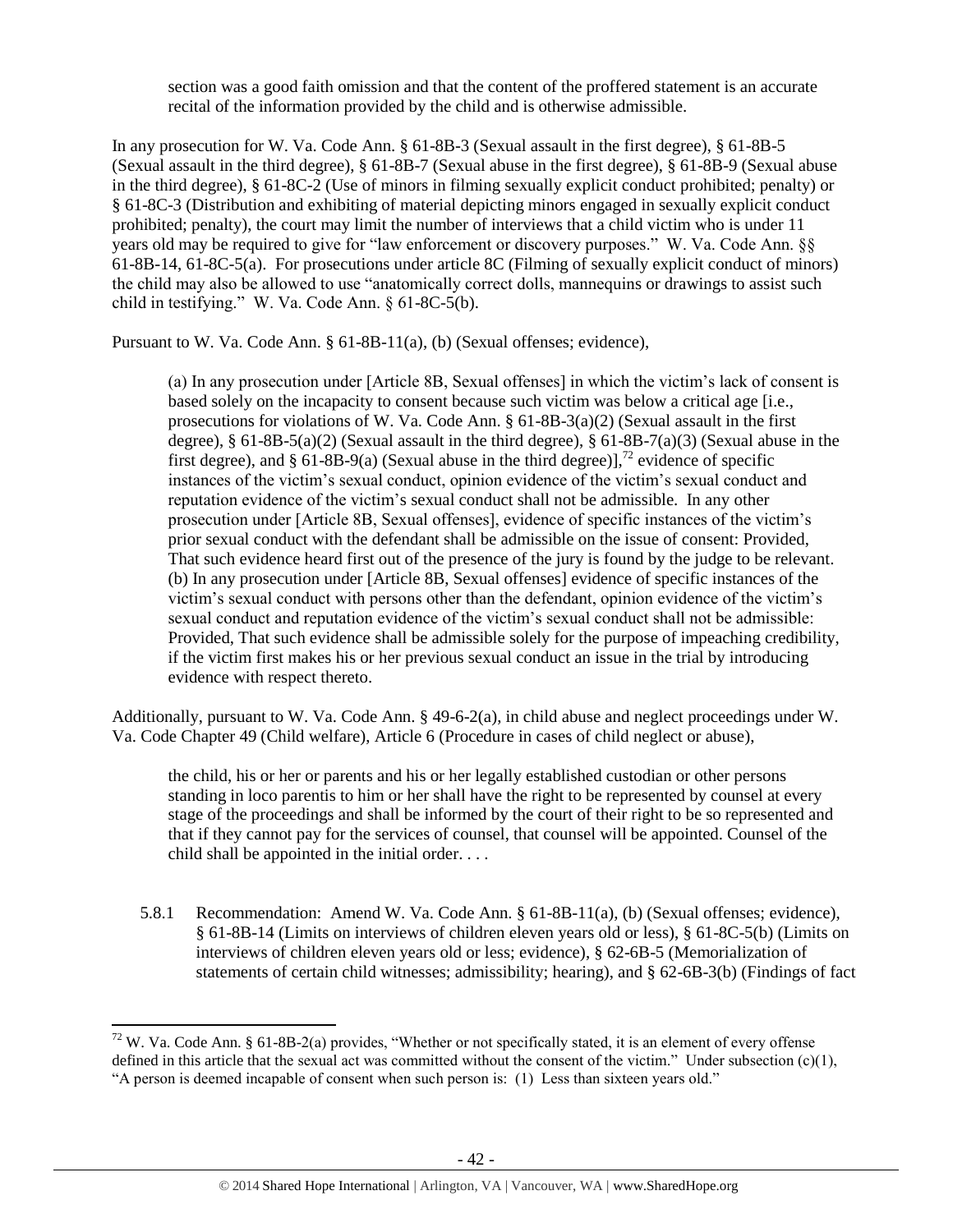section was a good faith omission and that the content of the proffered statement is an accurate recital of the information provided by the child and is otherwise admissible.

In any prosecution for W. Va. Code Ann. § 61-8B-3 (Sexual assault in the first degree), § 61-8B-5 (Sexual assault in the third degree), § 61-8B-7 (Sexual abuse in the first degree), § 61-8B-9 (Sexual abuse in the third degree), § 61-8C-2 (Use of minors in filming sexually explicit conduct prohibited; penalty) or § 61-8C-3 (Distribution and exhibiting of material depicting minors engaged in sexually explicit conduct prohibited; penalty), the court may limit the number of interviews that a child victim who is under 11 years old may be required to give for "law enforcement or discovery purposes." W. Va. Code Ann. §§ 61-8B-14, 61-8C-5(a). For prosecutions under article 8C (Filming of sexually explicit conduct of minors) the child may also be allowed to use "anatomically correct dolls, mannequins or drawings to assist such child in testifying." W. Va. Code Ann. § 61-8C-5(b).

Pursuant to W. Va. Code Ann. § 61-8B-11(a), (b) (Sexual offenses; evidence),

> (a) In any prosecution under [Article 8B, Sexual offenses] in which the victim's lack of consent is based solely on the incapacity to consent because such victim was below a critical age [i.e., prosecutions for violations of W. Va. Code Ann. § 61-8B-3(a)(2) (Sexual assault in the first degree), § 61-8B-5(a)(2) (Sexual assault in the third degree), § 61-8B-7(a)(3) (Sexual abuse in the first degree), and § 61-8B-9(a) (Sexual abuse in the third degree)],[72] evidence of specific instances of the victim's sexual conduct, opinion evidence of the victim's sexual conduct and reputation evidence of the victim's sexual conduct shall not be admissible. In any other prosecution under [Article 8B, Sexual offenses], evidence of specific instances of the victim's prior sexual conduct with the defendant shall be admissible on the issue of consent: Provided, That such evidence heard first out of the presence of the jury is found by the judge to be relevant.
> (b) In any prosecution under [Article 8B, Sexual offenses] evidence of specific instances of the victim's sexual conduct with persons other than the defendant, opinion evidence of the victim's sexual conduct and reputation evidence of the victim's sexual conduct shall not be admissible: Provided, That such evidence shall be admissible solely for the purpose of impeaching credibility, if the victim first makes his or her previous sexual conduct an issue in the trial by introducing evidence with respect thereto.

Additionally, pursuant to W. Va. Code Ann. § 49-6-2(a), in child abuse and neglect proceedings under W. Va. Code Chapter 49 (Child welfare), Article 6 (Procedure in cases of child neglect or abuse),

> the child, his or her or parents and his or her legally established custodian or other persons standing in loco parentis to him or her shall have the right to be represented by counsel at every stage of the proceedings and shall be informed by the court of their right to be so represented and that if they cannot pay for the services of counsel, that counsel will be appointed. Counsel of the child shall be appointed in the initial order. . . .

5.8.1 Recommendation: Amend W. Va. Code Ann. § 61-8B-11(a), (b) (Sexual offenses; evidence), § 61-8B-14 (Limits on interviews of children eleven years old or less), § 61-8C-5(b) (Limits on interviews of children eleven years old or less; evidence), § 62-6B-5 (Memorialization of statements of certain child witnesses; admissibility; hearing), and § 62-6B-3(b) (Findings of fact

---

[72] W. Va. Code Ann. § 61-8B-2(a) provides, "Whether or not specifically stated, it is an element of every offense defined in this article that the sexual act was committed without the consent of the victim." Under subsection (c)(1), "A person is deemed incapable of consent when such person is: (1) Less than sixteen years old."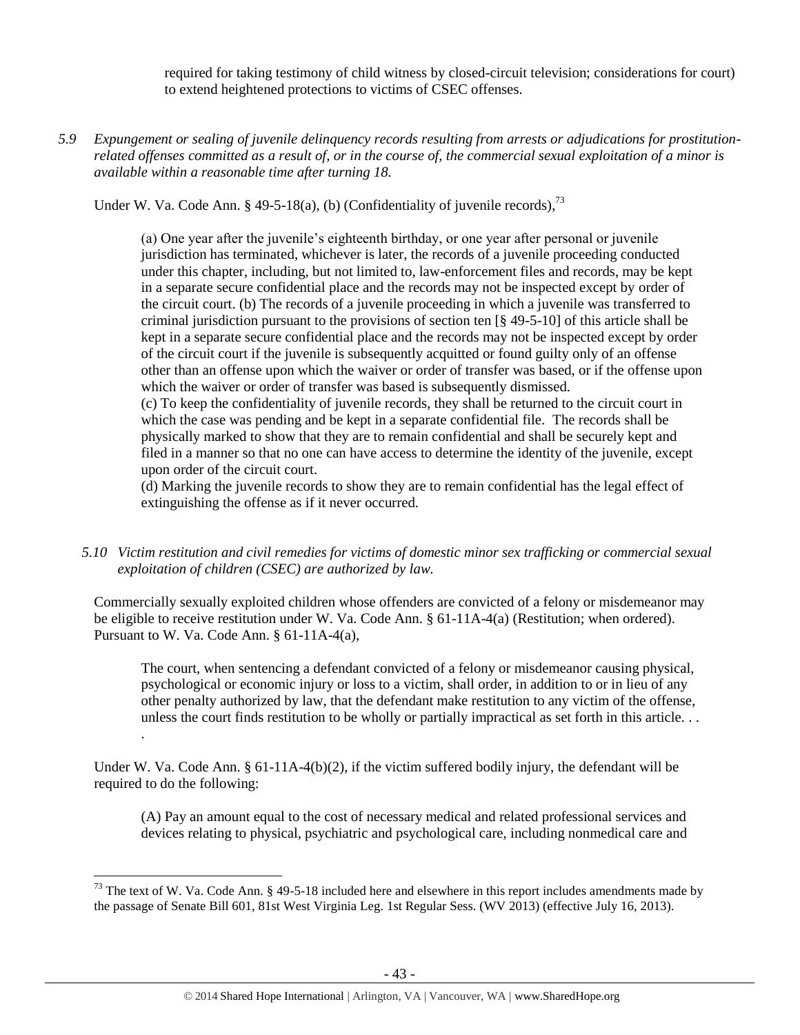required for taking testimony of child witness by closed-circuit television; considerations for court) to extend heightened protections to victims of CSEC offenses.

*5.9 Expungement or sealing of juvenile delinquency records resulting from arrests or adjudications for prostitution-related offenses committed as a result of, or in the course of, the commercial sexual exploitation of a minor is available within a reasonable time after turning 18.*

Under W. Va. Code Ann. § 49-5-18(a), (b) (Confidentiality of juvenile records),[73]

> (a) One year after the juvenile's eighteenth birthday, or one year after personal or juvenile jurisdiction has terminated, whichever is later, the records of a juvenile proceeding conducted under this chapter, including, but not limited to, law-enforcement files and records, may be kept in a separate secure confidential place and the records may not be inspected except by order of the circuit court. (b) The records of a juvenile proceeding in which a juvenile was transferred to criminal jurisdiction pursuant to the provisions of section ten [§ 49-5-10] of this article shall be kept in a separate secure confidential place and the records may not be inspected except by order of the circuit court if the juvenile is subsequently acquitted or found guilty only of an offense other than an offense upon which the waiver or order of transfer was based, or if the offense upon which the waiver or order of transfer was based is subsequently dismissed.
>
> (c) To keep the confidentiality of juvenile records, they shall be returned to the circuit court in which the case was pending and be kept in a separate confidential file. The records shall be physically marked to show that they are to remain confidential and shall be securely kept and filed in a manner so that no one can have access to determine the identity of the juvenile, except upon order of the circuit court.
>
> (d) Marking the juvenile records to show they are to remain confidential has the legal effect of extinguishing the offense as if it never occurred.

*5.10 Victim restitution and civil remedies for victims of domestic minor sex trafficking or commercial sexual exploitation of children (CSEC) are authorized by law.*

Commercially sexually exploited children whose offenders are convicted of a felony or misdemeanor may be eligible to receive restitution under W. Va. Code Ann. § 61-11A-4(a) (Restitution; when ordered). Pursuant to W. Va. Code Ann. § 61-11A-4(a),

> The court, when sentencing a defendant convicted of a felony or misdemeanor causing physical, psychological or economic injury or loss to a victim, shall order, in addition to or in lieu of any other penalty authorized by law, that the defendant make restitution to any victim of the offense, unless the court finds restitution to be wholly or partially impractical as set forth in this article. . . .

Under W. Va. Code Ann. § 61-11A-4(b)(2), if the victim suffered bodily injury, the defendant will be required to do the following:

> (A) Pay an amount equal to the cost of necessary medical and related professional services and devices relating to physical, psychiatric and psychological care, including nonmedical care and

[73] The text of W. Va. Code Ann. § 49-5-18 included here and elsewhere in this report includes amendments made by the passage of Senate Bill 601, 81st West Virginia Leg. 1st Regular Sess. (WV 2013) (effective July 16, 2013).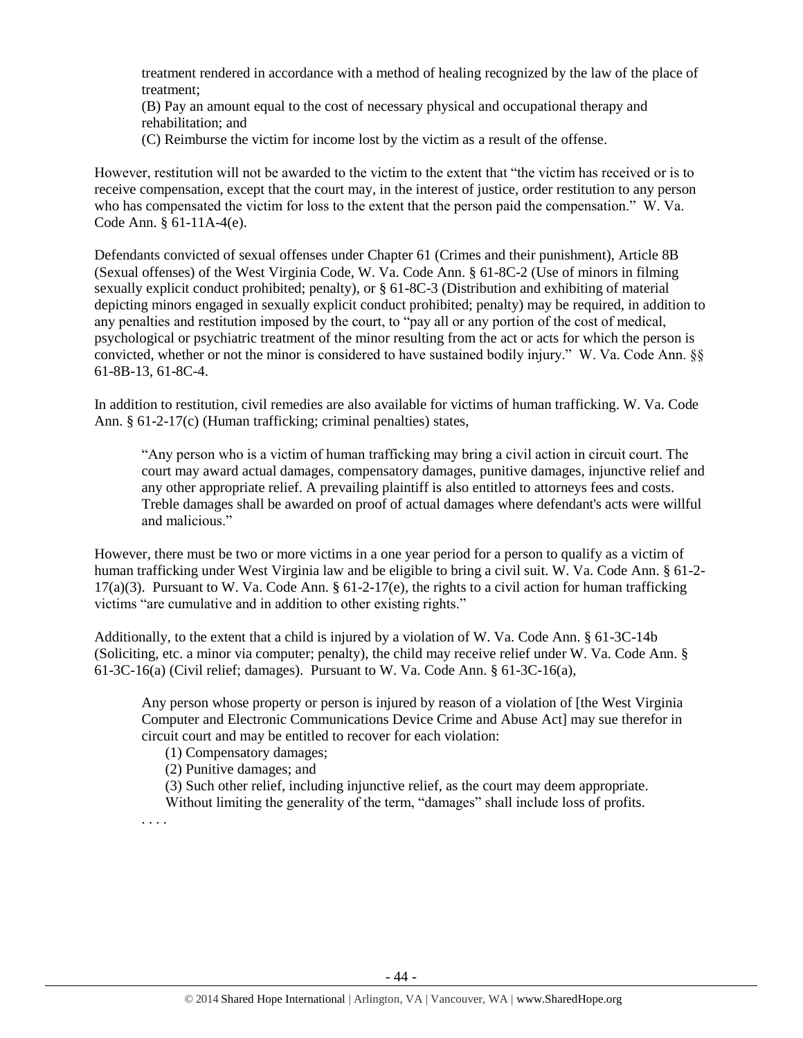treatment rendered in accordance with a method of healing recognized by the law of the place of treatment;

(B) Pay an amount equal to the cost of necessary physical and occupational therapy and rehabilitation; and

(C) Reimburse the victim for income lost by the victim as a result of the offense.

However, restitution will not be awarded to the victim to the extent that "the victim has received or is to receive compensation, except that the court may, in the interest of justice, order restitution to any person who has compensated the victim for loss to the extent that the person paid the compensation." W. Va. Code Ann. § 61-11A-4(e).

Defendants convicted of sexual offenses under Chapter 61 (Crimes and their punishment), Article 8B (Sexual offenses) of the West Virginia Code, W. Va. Code Ann. § 61-8C-2 (Use of minors in filming sexually explicit conduct prohibited; penalty), or § 61-8C-3 (Distribution and exhibiting of material depicting minors engaged in sexually explicit conduct prohibited; penalty) may be required, in addition to any penalties and restitution imposed by the court, to "pay all or any portion of the cost of medical, psychological or psychiatric treatment of the minor resulting from the act or acts for which the person is convicted, whether or not the minor is considered to have sustained bodily injury." W. Va. Code Ann. §§ 61-8B-13, 61-8C-4.

In addition to restitution, civil remedies are also available for victims of human trafficking. W. Va. Code Ann. § 61-2-17(c) (Human trafficking; criminal penalties) states,

> "Any person who is a victim of human trafficking may bring a civil action in circuit court. The court may award actual damages, compensatory damages, punitive damages, injunctive relief and any other appropriate relief. A prevailing plaintiff is also entitled to attorneys fees and costs. Treble damages shall be awarded on proof of actual damages where defendant's acts were willful and malicious."

However, there must be two or more victims in a one year period for a person to qualify as a victim of human trafficking under West Virginia law and be eligible to bring a civil suit. W. Va. Code Ann. § 61-2-17(a)(3). Pursuant to W. Va. Code Ann. § 61-2-17(e), the rights to a civil action for human trafficking victims "are cumulative and in addition to other existing rights."

Additionally, to the extent that a child is injured by a violation of W. Va. Code Ann. § 61-3C-14b (Soliciting, etc. a minor via computer; penalty), the child may receive relief under W. Va. Code Ann. § 61-3C-16(a) (Civil relief; damages). Pursuant to W. Va. Code Ann. § 61-3C-16(a),

> Any person whose property or person is injured by reason of a violation of [the West Virginia Computer and Electronic Communications Device Crime and Abuse Act] may sue therefor in circuit court and may be entitled to recover for each violation:
>
> (1) Compensatory damages;
>
> (2) Punitive damages; and
>
> (3) Such other relief, including injunctive relief, as the court may deem appropriate.
>
> Without limiting the generality of the term, "damages" shall include loss of profits.
>
> . . . .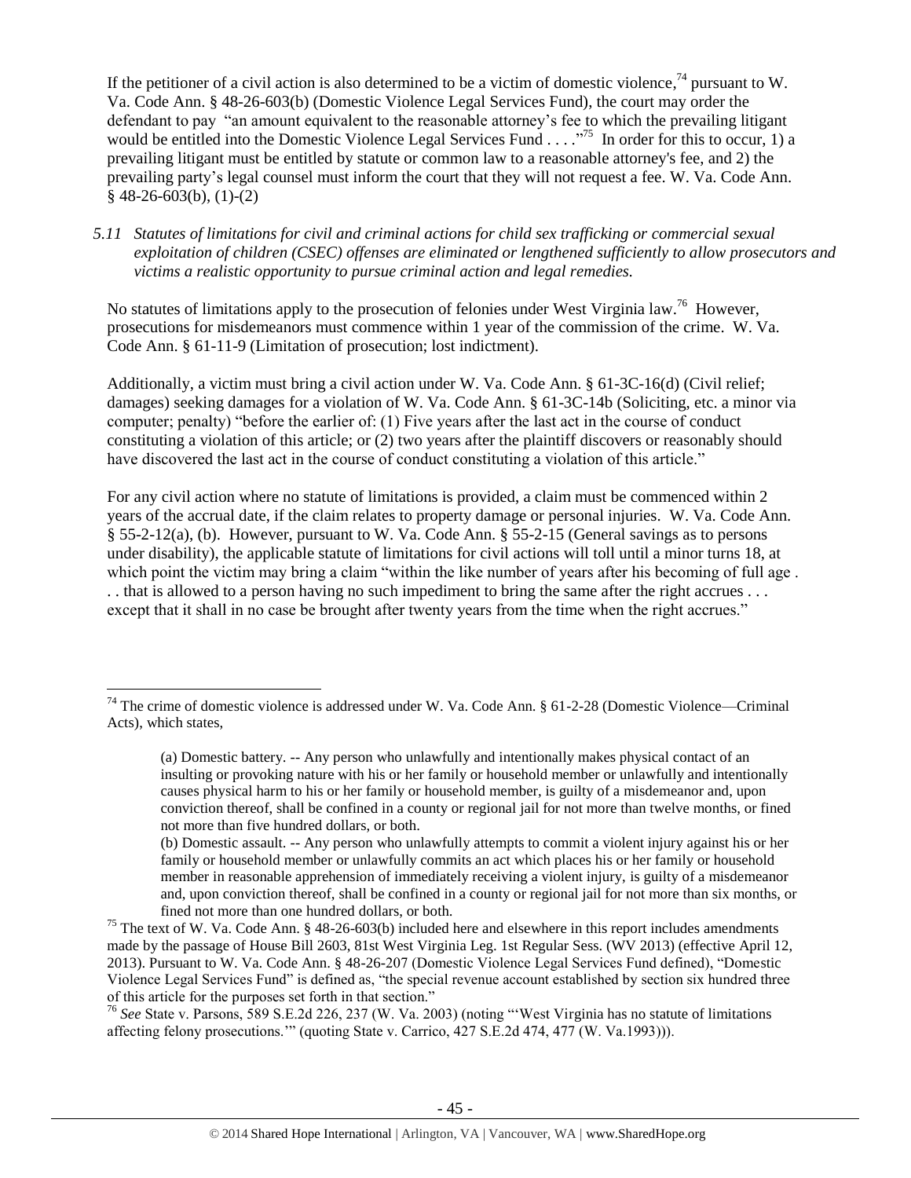If the petitioner of a civil action is also determined to be a victim of domestic violence,[74] pursuant to W. Va. Code Ann. § 48-26-603(b) (Domestic Violence Legal Services Fund), the court may order the defendant to pay "an amount equivalent to the reasonable attorney's fee to which the prevailing litigant would be entitled into the Domestic Violence Legal Services Fund . . . ."[75] In order for this to occur, 1) a prevailing litigant must be entitled by statute or common law to a reasonable attorney's fee, and 2) the prevailing party's legal counsel must inform the court that they will not request a fee. W. Va. Code Ann. § 48-26-603(b), (1)-(2)

*5.11 Statutes of limitations for civil and criminal actions for child sex trafficking or commercial sexual exploitation of children (CSEC) offenses are eliminated or lengthened sufficiently to allow prosecutors and victims a realistic opportunity to pursue criminal action and legal remedies.*

No statutes of limitations apply to the prosecution of felonies under West Virginia law.[76] However, prosecutions for misdemeanors must commence within 1 year of the commission of the crime. W. Va. Code Ann. § 61-11-9 (Limitation of prosecution; lost indictment).

Additionally, a victim must bring a civil action under W. Va. Code Ann. § 61-3C-16(d) (Civil relief; damages) seeking damages for a violation of W. Va. Code Ann. § 61-3C-14b (Soliciting, etc. a minor via computer; penalty) "before the earlier of: (1) Five years after the last act in the course of conduct constituting a violation of this article; or (2) two years after the plaintiff discovers or reasonably should have discovered the last act in the course of conduct constituting a violation of this article."

For any civil action where no statute of limitations is provided, a claim must be commenced within 2 years of the accrual date, if the claim relates to property damage or personal injuries. W. Va. Code Ann. § 55-2-12(a), (b). However, pursuant to W. Va. Code Ann. § 55-2-15 (General savings as to persons under disability), the applicable statute of limitations for civil actions will toll until a minor turns 18, at which point the victim may bring a claim "within the like number of years after his becoming of full age . . . that is allowed to a person having no such impediment to bring the same after the right accrues . . . except that it shall in no case be brought after twenty years from the time when the right accrues."

---

[74] The crime of domestic violence is addressed under W. Va. Code Ann. § 61-2-28 (Domestic Violence—Criminal Acts), which states,

> (a) Domestic battery. -- Any person who unlawfully and intentionally makes physical contact of an insulting or provoking nature with his or her family or household member or unlawfully and intentionally causes physical harm to his or her family or household member, is guilty of a misdemeanor and, upon conviction thereof, shall be confined in a county or regional jail for not more than twelve months, or fined not more than five hundred dollars, or both.
>
> (b) Domestic assault. -- Any person who unlawfully attempts to commit a violent injury against his or her family or household member or unlawfully commits an act which places his or her family or household member in reasonable apprehension of immediately receiving a violent injury, is guilty of a misdemeanor and, upon conviction thereof, shall be confined in a county or regional jail for not more than six months, or fined not more than one hundred dollars, or both.

[75] The text of W. Va. Code Ann. § 48-26-603(b) included here and elsewhere in this report includes amendments made by the passage of House Bill 2603, 81st West Virginia Leg. 1st Regular Sess. (WV 2013) (effective April 12, 2013). Pursuant to W. Va. Code Ann. § 48-26-207 (Domestic Violence Legal Services Fund defined), "Domestic Violence Legal Services Fund" is defined as, "the special revenue account established by section six hundred three of this article for the purposes set forth in that section."

[76] *See* State v. Parsons, 589 S.E.2d 226, 237 (W. Va. 2003) (noting "'West Virginia has no statute of limitations affecting felony prosecutions.'" (quoting State v. Carrico, 427 S.E.2d 474, 477 (W. Va.1993))).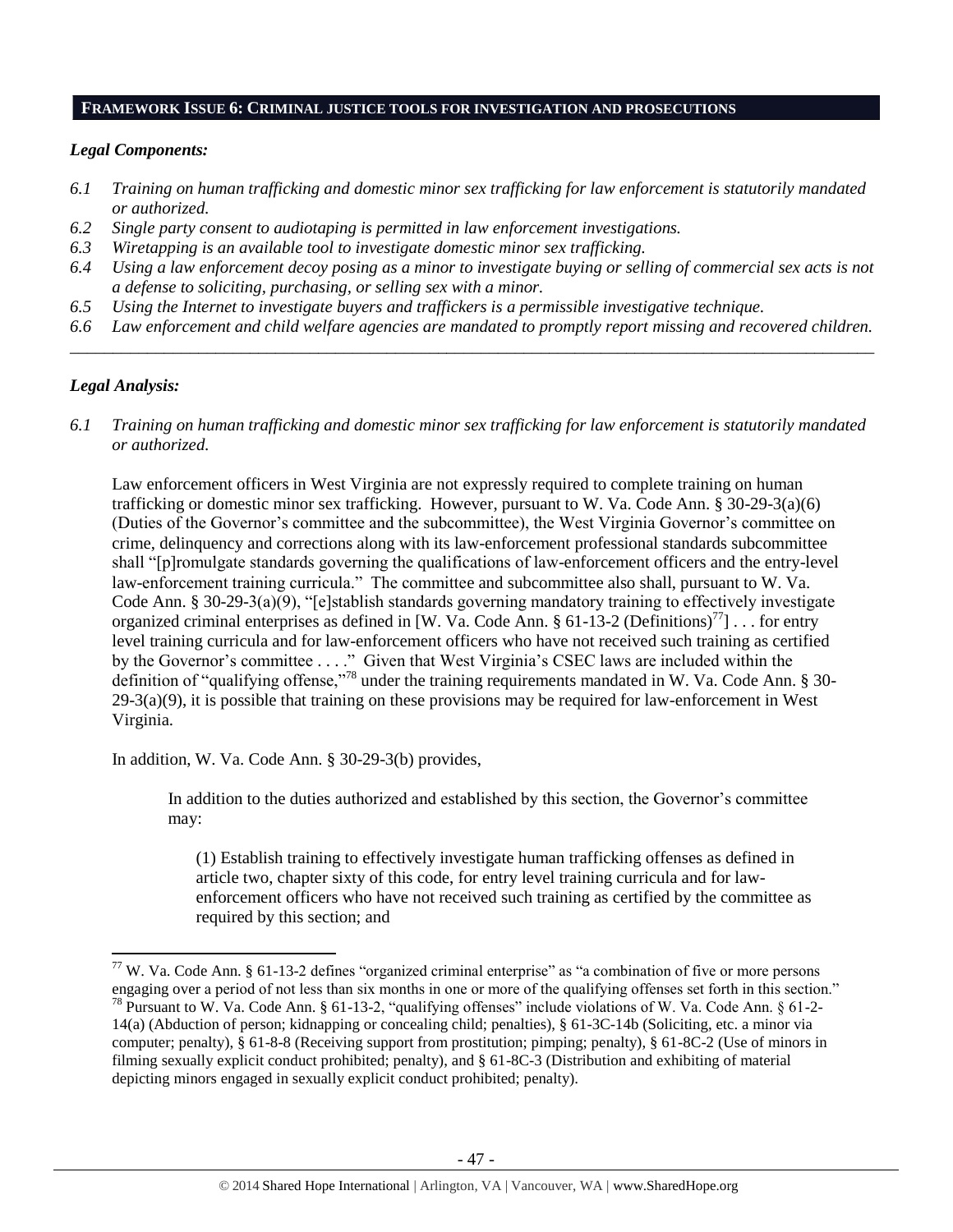## FRAMEWORK ISSUE 6: CRIMINAL JUSTICE TOOLS FOR INVESTIGATION AND PROSECUTIONS

### *Legal Components:*

*6.1 Training on human trafficking and domestic minor sex trafficking for law enforcement is statutorily mandated or authorized.*

*6.2 Single party consent to audiotaping is permitted in law enforcement investigations.*

*6.3 Wiretapping is an available tool to investigate domestic minor sex trafficking.*

*6.4 Using a law enforcement decoy posing as a minor to investigate buying or selling of commercial sex acts is not a defense to soliciting, purchasing, or selling sex with a minor.*

*6.5 Using the Internet to investigate buyers and traffickers is a permissible investigative technique.*

*6.6 Law enforcement and child welfare agencies are mandated to promptly report missing and recovered children.*

---

### *Legal Analysis:*

*6.1 Training on human trafficking and domestic minor sex trafficking for law enforcement is statutorily mandated or authorized.*

Law enforcement officers in West Virginia are not expressly required to complete training on human trafficking or domestic minor sex trafficking. However, pursuant to W. Va. Code Ann. § 30-29-3(a)(6) (Duties of the Governor's committee and the subcommittee), the West Virginia Governor's committee on crime, delinquency and corrections along with its law-enforcement professional standards subcommittee shall "[p]romulgate standards governing the qualifications of law-enforcement officers and the entry-level law-enforcement training curricula." The committee and subcommittee also shall, pursuant to W. Va. Code Ann. § 30-29-3(a)(9), "[e]stablish standards governing mandatory training to effectively investigate organized criminal enterprises as defined in [W. Va. Code Ann. § 61-13-2 (Definitions)[77]] . . . for entry level training curricula and for law-enforcement officers who have not received such training as certified by the Governor's committee . . . ." Given that West Virginia's CSEC laws are included within the definition of "qualifying offense,"[78] under the training requirements mandated in W. Va. Code Ann. § 30-29-3(a)(9), it is possible that training on these provisions may be required for law-enforcement in West Virginia.

In addition, W. Va. Code Ann. § 30-29-3(b) provides,

> In addition to the duties authorized and established by this section, the Governor's committee may:
>
> (1) Establish training to effectively investigate human trafficking offenses as defined in article two, chapter sixty of this code, for entry level training curricula and for law-enforcement officers who have not received such training as certified by the committee as required by this section; and

---

[77] W. Va. Code Ann. § 61-13-2 defines "organized criminal enterprise" as "a combination of five or more persons engaging over a period of not less than six months in one or more of the qualifying offenses set forth in this section."

[78] Pursuant to W. Va. Code Ann. § 61-13-2, "qualifying offenses" include violations of W. Va. Code Ann. § 61-2-14(a) (Abduction of person; kidnapping or concealing child; penalties), § 61-3C-14b (Soliciting, etc. a minor via computer; penalty), § 61-8-8 (Receiving support from prostitution; pimping; penalty), § 61-8C-2 (Use of minors in filming sexually explicit conduct prohibited; penalty), and § 61-8C-3 (Distribution and exhibiting of material depicting minors engaged in sexually explicit conduct prohibited; penalty).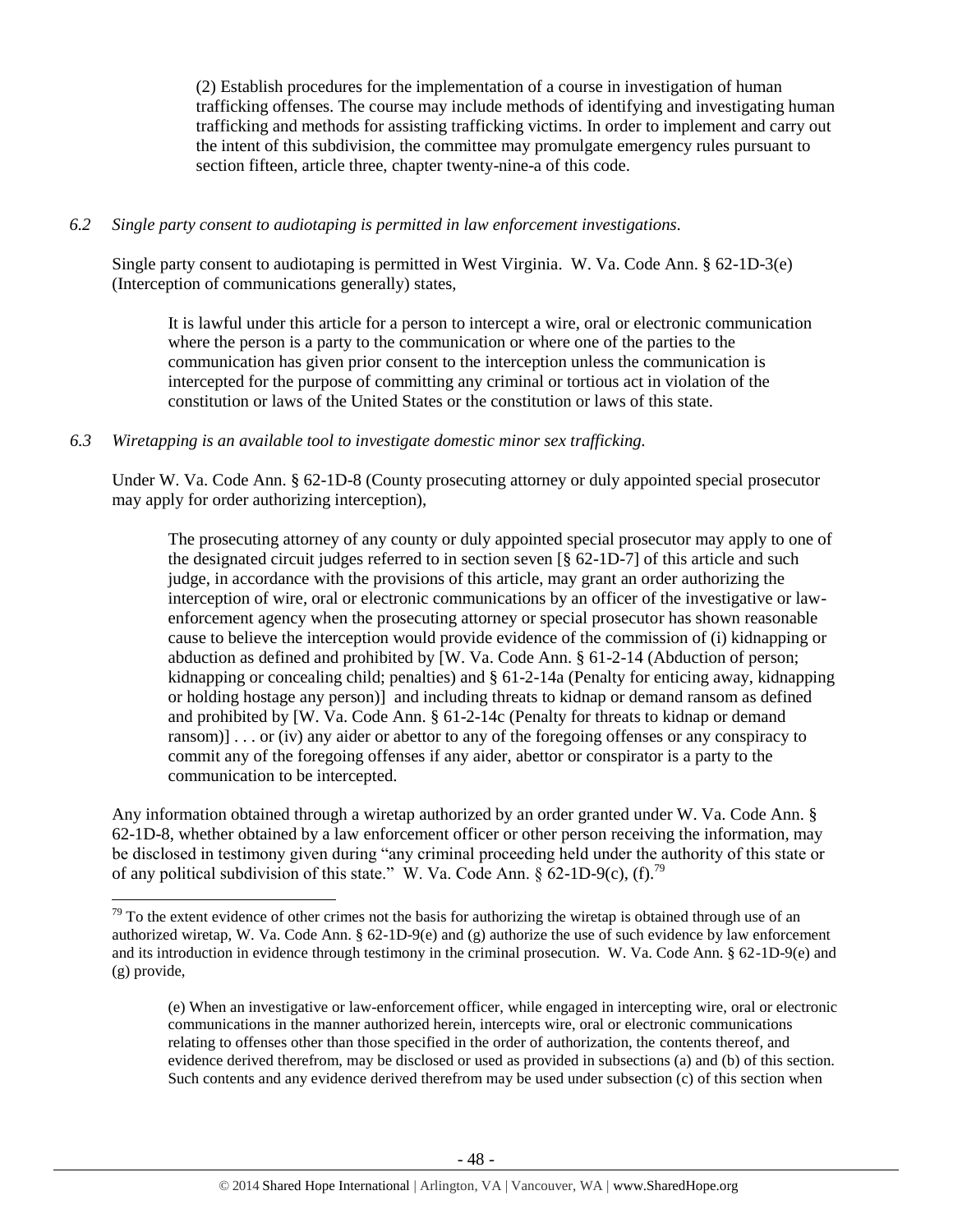(2) Establish procedures for the implementation of a course in investigation of human trafficking offenses. The course may include methods of identifying and investigating human trafficking and methods for assisting trafficking victims. In order to implement and carry out the intent of this subdivision, the committee may promulgate emergency rules pursuant to section fifteen, article three, chapter twenty-nine-a of this code.

*6.2 Single party consent to audiotaping is permitted in law enforcement investigations.*

Single party consent to audiotaping is permitted in West Virginia. W. Va. Code Ann. § 62-1D-3(e) (Interception of communications generally) states,

> It is lawful under this article for a person to intercept a wire, oral or electronic communication where the person is a party to the communication or where one of the parties to the communication has given prior consent to the interception unless the communication is intercepted for the purpose of committing any criminal or tortious act in violation of the constitution or laws of the United States or the constitution or laws of this state.

*6.3 Wiretapping is an available tool to investigate domestic minor sex trafficking.*

Under W. Va. Code Ann. § 62-1D-8 (County prosecuting attorney or duly appointed special prosecutor may apply for order authorizing interception),

> The prosecuting attorney of any county or duly appointed special prosecutor may apply to one of the designated circuit judges referred to in section seven [§ 62-1D-7] of this article and such judge, in accordance with the provisions of this article, may grant an order authorizing the interception of wire, oral or electronic communications by an officer of the investigative or law-enforcement agency when the prosecuting attorney or special prosecutor has shown reasonable cause to believe the interception would provide evidence of the commission of (i) kidnapping or abduction as defined and prohibited by [W. Va. Code Ann. § 61-2-14 (Abduction of person; kidnapping or concealing child; penalties) and § 61-2-14a (Penalty for enticing away, kidnapping or holding hostage any person)] and including threats to kidnap or demand ransom as defined and prohibited by [W. Va. Code Ann. § 61-2-14c (Penalty for threats to kidnap or demand ransom)] . . . or (iv) any aider or abettor to any of the foregoing offenses or any conspiracy to commit any of the foregoing offenses if any aider, abettor or conspirator is a party to the communication to be intercepted.

Any information obtained through a wiretap authorized by an order granted under W. Va. Code Ann. § 62-1D-8, whether obtained by a law enforcement officer or other person receiving the information, may be disclosed in testimony given during "any criminal proceeding held under the authority of this state or of any political subdivision of this state." W. Va. Code Ann. § 62-1D-9(c), (f).[79]

---

[79] To the extent evidence of other crimes not the basis for authorizing the wiretap is obtained through use of an authorized wiretap, W. Va. Code Ann. § 62-1D-9(e) and (g) authorize the use of such evidence by law enforcement and its introduction in evidence through testimony in the criminal prosecution. W. Va. Code Ann. § 62-1D-9(e) and (g) provide,

> (e) When an investigative or law-enforcement officer, while engaged in intercepting wire, oral or electronic communications in the manner authorized herein, intercepts wire, oral or electronic communications relating to offenses other than those specified in the order of authorization, the contents thereof, and evidence derived therefrom, may be disclosed or used as provided in subsections (a) and (b) of this section. Such contents and any evidence derived therefrom may be used under subsection (c) of this section when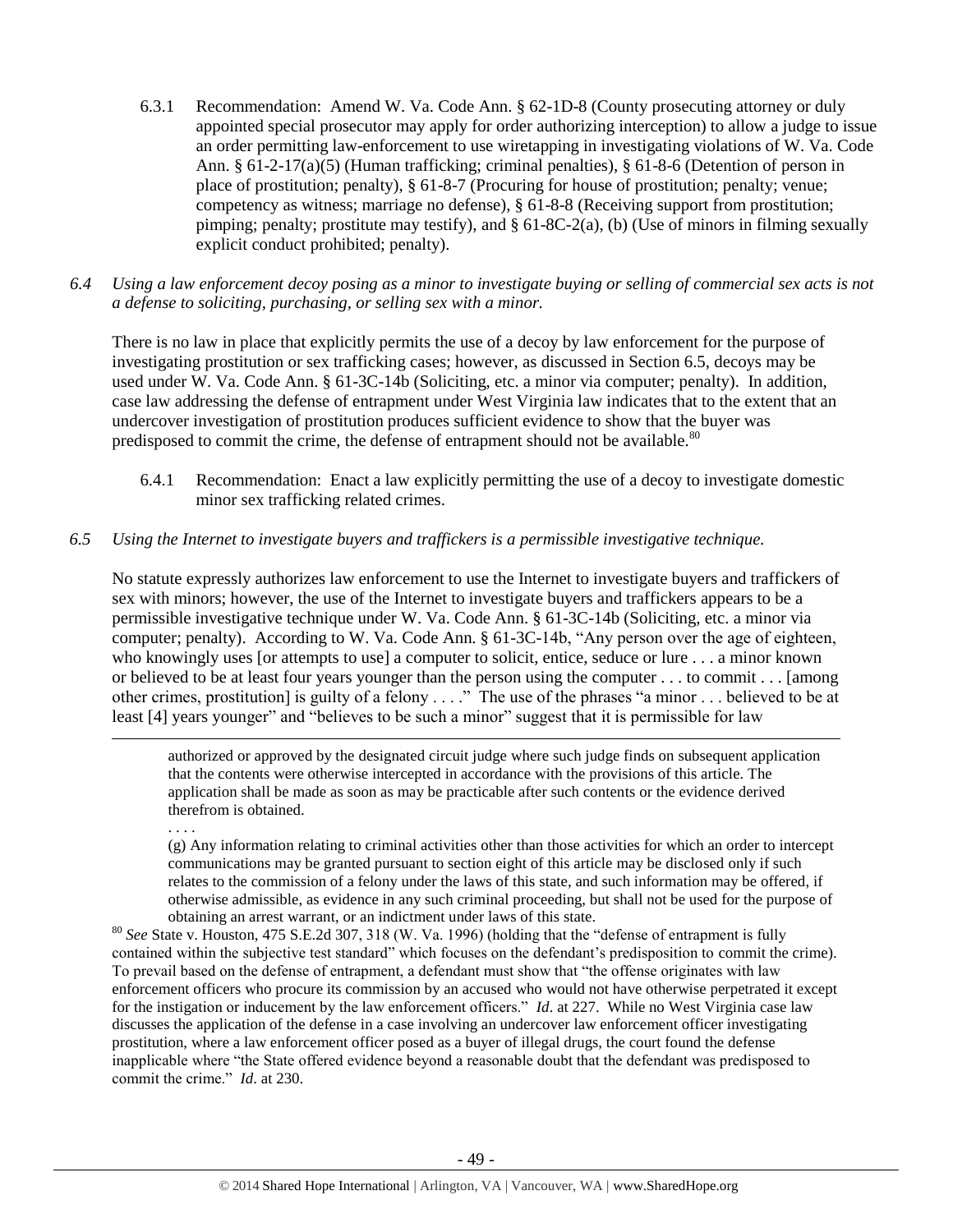6.3.1 Recommendation: Amend W. Va. Code Ann. § 62-1D-8 (County prosecuting attorney or duly appointed special prosecutor may apply for order authorizing interception) to allow a judge to issue an order permitting law-enforcement to use wiretapping in investigating violations of W. Va. Code Ann. § 61-2-17(a)(5) (Human trafficking; criminal penalties), § 61-8-6 (Detention of person in place of prostitution; penalty), § 61-8-7 (Procuring for house of prostitution; penalty; venue; competency as witness; marriage no defense), § 61-8-8 (Receiving support from prostitution; pimping; penalty; prostitute may testify), and § 61-8C-2(a), (b) (Use of minors in filming sexually explicit conduct prohibited; penalty).

*6.4 Using a law enforcement decoy posing as a minor to investigate buying or selling of commercial sex acts is not a defense to soliciting, purchasing, or selling sex with a minor.*

There is no law in place that explicitly permits the use of a decoy by law enforcement for the purpose of investigating prostitution or sex trafficking cases; however, as discussed in Section 6.5, decoys may be used under W. Va. Code Ann. § 61-3C-14b (Soliciting, etc. a minor via computer; penalty). In addition, case law addressing the defense of entrapment under West Virginia law indicates that to the extent that an undercover investigation of prostitution produces sufficient evidence to show that the buyer was predisposed to commit the crime, the defense of entrapment should not be available.[80]

6.4.1 Recommendation: Enact a law explicitly permitting the use of a decoy to investigate domestic minor sex trafficking related crimes.

*6.5 Using the Internet to investigate buyers and traffickers is a permissible investigative technique.*

No statute expressly authorizes law enforcement to use the Internet to investigate buyers and traffickers of sex with minors; however, the use of the Internet to investigate buyers and traffickers appears to be a permissible investigative technique under W. Va. Code Ann. § 61-3C-14b (Soliciting, etc. a minor via computer; penalty). According to W. Va. Code Ann. § 61-3C-14b, "Any person over the age of eighteen, who knowingly uses [or attempts to use] a computer to solicit, entice, seduce or lure . . . a minor known or believed to be at least four years younger than the person using the computer . . . to commit . . . [among other crimes, prostitution] is guilty of a felony . . . ." The use of the phrases "a minor . . . believed to be at least [4] years younger" and "believes to be such a minor" suggest that it is permissible for law

---

authorized or approved by the designated circuit judge where such judge finds on subsequent application that the contents were otherwise intercepted in accordance with the provisions of this article. The application shall be made as soon as may be practicable after such contents or the evidence derived therefrom is obtained.

. . . .

(g) Any information relating to criminal activities other than those activities for which an order to intercept communications may be granted pursuant to section eight of this article may be disclosed only if such relates to the commission of a felony under the laws of this state, and such information may be offered, if otherwise admissible, as evidence in any such criminal proceeding, but shall not be used for the purpose of obtaining an arrest warrant, or an indictment under laws of this state.

[80] *See* State v. Houston, 475 S.E.2d 307, 318 (W. Va. 1996) (holding that the "defense of entrapment is fully contained within the subjective test standard" which focuses on the defendant's predisposition to commit the crime). To prevail based on the defense of entrapment, a defendant must show that "the offense originates with law enforcement officers who procure its commission by an accused who would not have otherwise perpetrated it except for the instigation or inducement by the law enforcement officers." *Id*. at 227. While no West Virginia case law discusses the application of the defense in a case involving an undercover law enforcement officer investigating prostitution, where a law enforcement officer posed as a buyer of illegal drugs, the court found the defense inapplicable where "the State offered evidence beyond a reasonable doubt that the defendant was predisposed to commit the crime." *Id*. at 230.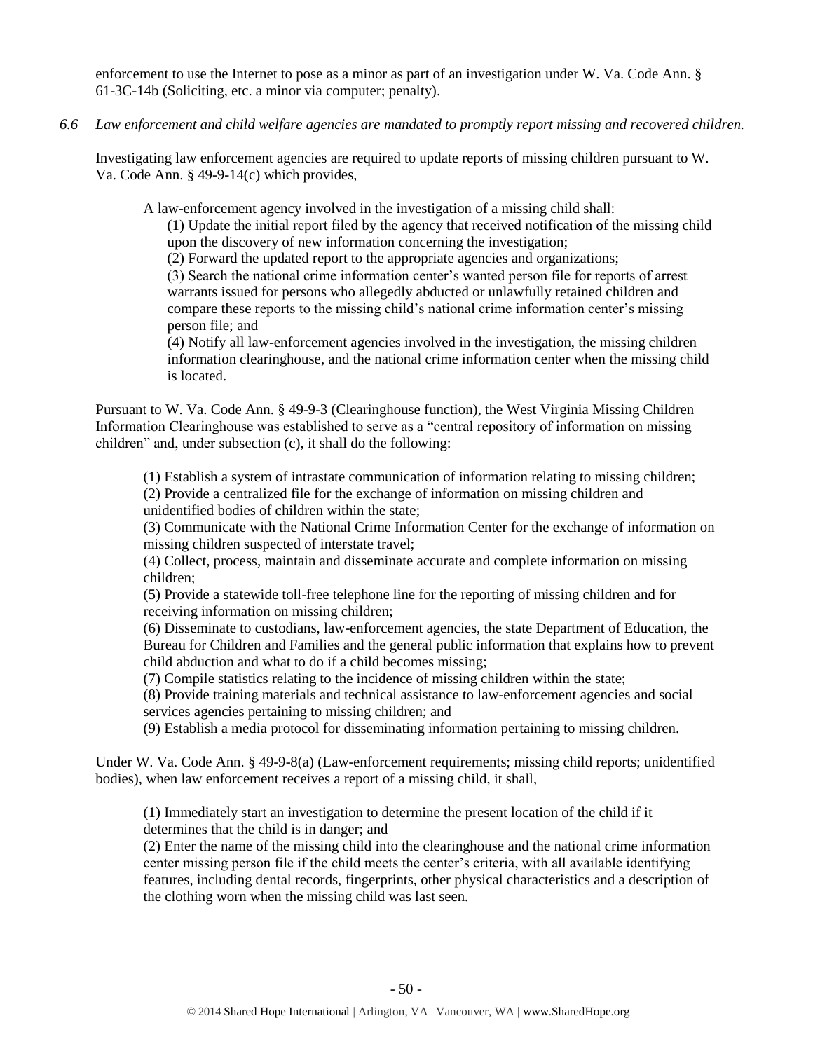enforcement to use the Internet to pose as a minor as part of an investigation under W. Va. Code Ann. § 61-3C-14b (Soliciting, etc. a minor via computer; penalty).

*6.6 Law enforcement and child welfare agencies are mandated to promptly report missing and recovered children.*

Investigating law enforcement agencies are required to update reports of missing children pursuant to W. Va. Code Ann. § 49-9-14(c) which provides,

> A law-enforcement agency involved in the investigation of a missing child shall:
>
> (1) Update the initial report filed by the agency that received notification of the missing child upon the discovery of new information concerning the investigation;
>
> (2) Forward the updated report to the appropriate agencies and organizations;
>
> (3) Search the national crime information center's wanted person file for reports of arrest warrants issued for persons who allegedly abducted or unlawfully retained children and compare these reports to the missing child's national crime information center's missing person file; and
>
> (4) Notify all law-enforcement agencies involved in the investigation, the missing children information clearinghouse, and the national crime information center when the missing child is located.

Pursuant to W. Va. Code Ann. § 49-9-3 (Clearinghouse function), the West Virginia Missing Children Information Clearinghouse was established to serve as a "central repository of information on missing children" and, under subsection (c), it shall do the following:

> (1) Establish a system of intrastate communication of information relating to missing children;
>
> (2) Provide a centralized file for the exchange of information on missing children and unidentified bodies of children within the state;
>
> (3) Communicate with the National Crime Information Center for the exchange of information on missing children suspected of interstate travel;
>
> (4) Collect, process, maintain and disseminate accurate and complete information on missing children;
>
> (5) Provide a statewide toll-free telephone line for the reporting of missing children and for receiving information on missing children;
>
> (6) Disseminate to custodians, law-enforcement agencies, the state Department of Education, the Bureau for Children and Families and the general public information that explains how to prevent child abduction and what to do if a child becomes missing;
>
> (7) Compile statistics relating to the incidence of missing children within the state;
>
> (8) Provide training materials and technical assistance to law-enforcement agencies and social services agencies pertaining to missing children; and
>
> (9) Establish a media protocol for disseminating information pertaining to missing children.

Under W. Va. Code Ann. § 49-9-8(a) (Law-enforcement requirements; missing child reports; unidentified bodies), when law enforcement receives a report of a missing child, it shall,

> (1) Immediately start an investigation to determine the present location of the child if it determines that the child is in danger; and
>
> (2) Enter the name of the missing child into the clearinghouse and the national crime information center missing person file if the child meets the center's criteria, with all available identifying features, including dental records, fingerprints, other physical characteristics and a description of the clothing worn when the missing child was last seen.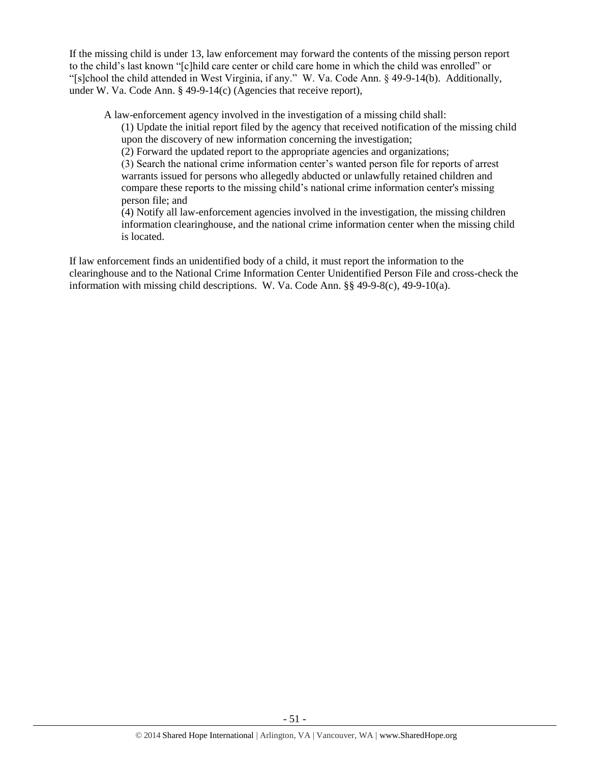If the missing child is under 13, law enforcement may forward the contents of the missing person report to the child's last known "[c]hild care center or child care home in which the child was enrolled" or "[s]chool the child attended in West Virginia, if any." W. Va. Code Ann. § 49-9-14(b). Additionally, under W. Va. Code Ann. § 49-9-14(c) (Agencies that receive report),

> A law-enforcement agency involved in the investigation of a missing child shall:
>
> (1) Update the initial report filed by the agency that received notification of the missing child upon the discovery of new information concerning the investigation;
>
> (2) Forward the updated report to the appropriate agencies and organizations;
>
> (3) Search the national crime information center's wanted person file for reports of arrest warrants issued for persons who allegedly abducted or unlawfully retained children and compare these reports to the missing child's national crime information center's missing person file; and
>
> (4) Notify all law-enforcement agencies involved in the investigation, the missing children information clearinghouse, and the national crime information center when the missing child is located.

If law enforcement finds an unidentified body of a child, it must report the information to the clearinghouse and to the National Crime Information Center Unidentified Person File and cross-check the information with missing child descriptions. W. Va. Code Ann. §§ 49-9-8(c), 49-9-10(a).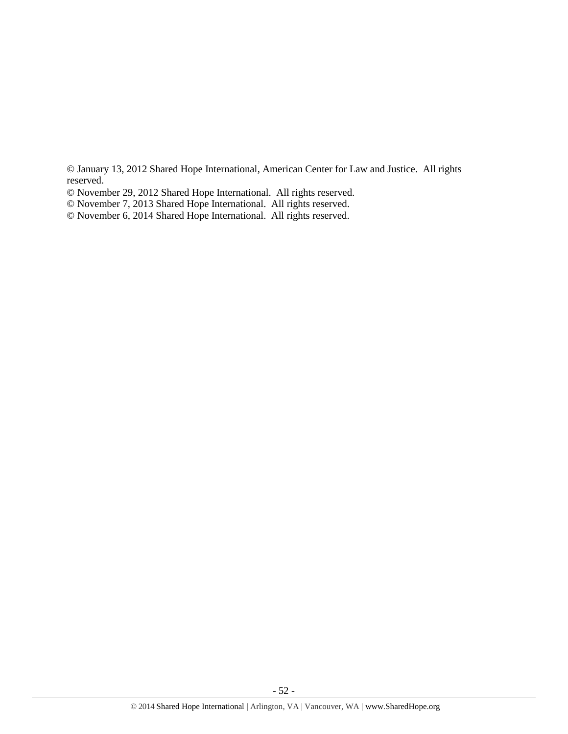© January 13, 2012 Shared Hope International, American Center for Law and Justice. All rights reserved.

© November 29, 2012 Shared Hope International. All rights reserved.

© November 7, 2013 Shared Hope International. All rights reserved.

© November 6, 2014 Shared Hope International. All rights reserved.